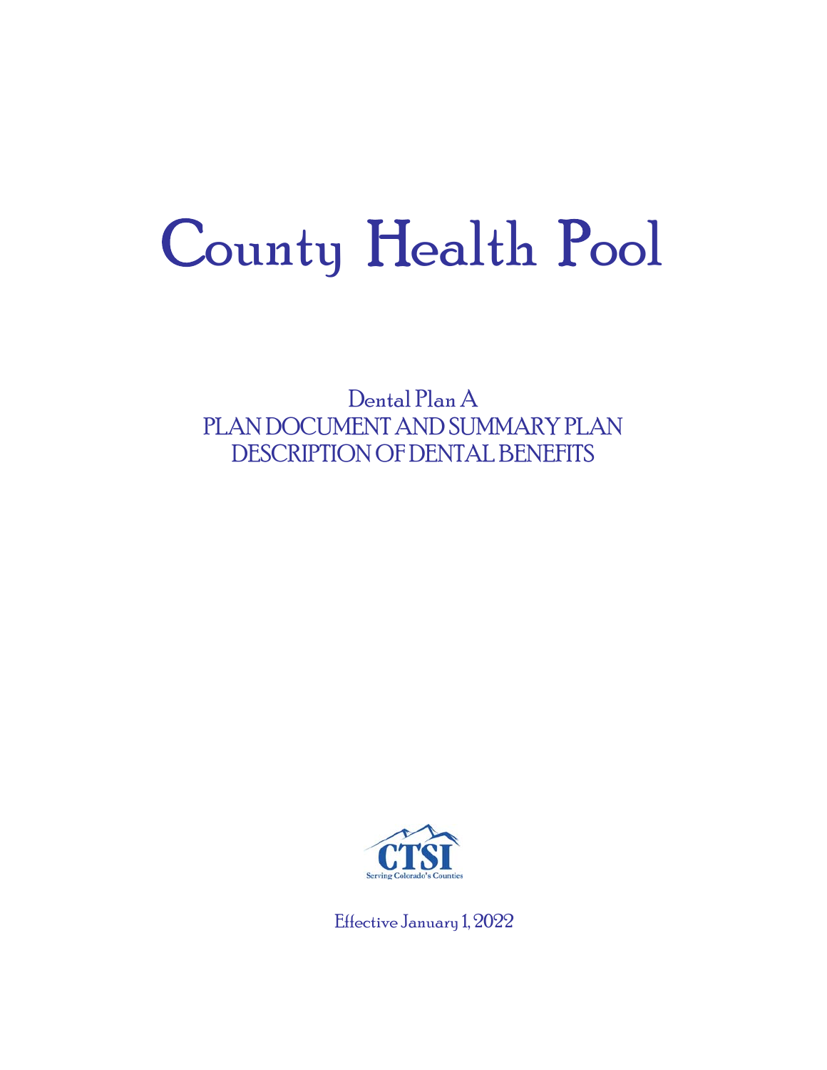# County Health Pool

Dental Plan A

PLAN DOCUMENT AND SUMMARY PLAN DESCRIPTION OF DENTAL BENEFITS

CTSI

Serving Colorado's Counties

Effective January 1, 2022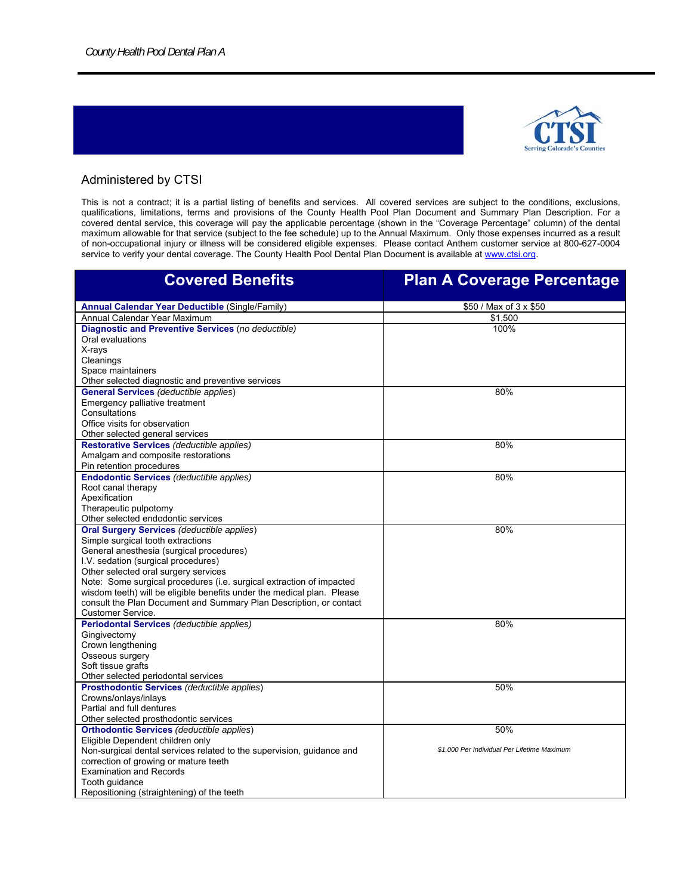Administered by CTSI

This is not a contract; it is a partial listing of benefits and services. All covered services are subject to the conditions, exclusions, qualifications, limitations, terms and provisions of the County Health Pool Plan Document and Summary Plan Description. For a covered dental service, this coverage will pay the applicable percentage (shown in the "Coverage Percentage" column) of the dental maximum allowable for that service (subject to the fee schedule) up to the Annual Maximum. Only those expenses incurred as a result of non-occupational injury or illness will be considered eligible expenses. Please contact Anthem customer service at 800-627-0004 service to verify your dental coverage. The County Health Pool Dental Plan Document is available at www.ctsi.org.

| Covered Benefits | Plan A Coverage Percentage |
|---|---|
| **Annual Calendar Year Deductible** (Single/Family) | $50 / Max of 3 x $50 |
| Annual Calendar Year Maximum | $1,500 |
| **Diagnostic and Preventive Services** *(no deductible)*<br>Oral evaluations<br>X-rays<br>Cleanings<br>Space maintainers<br>Other selected diagnostic and preventive services | 100% |
| **General Services** *(deductible applies)*<br>Emergency palliative treatment<br>Consultations<br>Office visits for observation<br>Other selected general services | 80% |
| **Restorative Services** *(deductible applies)*<br>Amalgam and composite restorations<br>Pin retention procedures | 80% |
| **Endodontic Services** *(deductible applies)*<br>Root canal therapy<br>Apexification<br>Therapeutic pulpotomy<br>Other selected endodontic services | 80% |
| **Oral Surgery Services** *(deductible applies)*<br>Simple surgical tooth extractions<br>General anesthesia (surgical procedures)<br>I.V. sedation (surgical procedures)<br>Other selected oral surgery services<br>Note: Some surgical procedures (i.e. surgical extraction of impacted wisdom teeth) will be eligible benefits under the medical plan. Please consult the Plan Document and Summary Plan Description, or contact Customer Service. | 80% |
| **Periodontal Services** *(deductible applies)*<br>Gingivectomy<br>Crown lengthening<br>Osseous surgery<br>Soft tissue grafts<br>Other selected periodontal services | 80% |
| **Prosthodontic Services** *(deductible applies)*<br>Crowns/onlays/inlays<br>Partial and full dentures<br>Other selected prosthodontic services | 50% |
| **Orthodontic Services** *(deductible applies)*<br>Eligible Dependent children only<br>Non-surgical dental services related to the supervision, guidance and correction of growing or mature teeth<br>Examination and Records<br>Tooth guidance<br>Repositioning (straightening) of the teeth | 50%<br><br>*$1,000 Per Individual Per Lifetime Maximum* |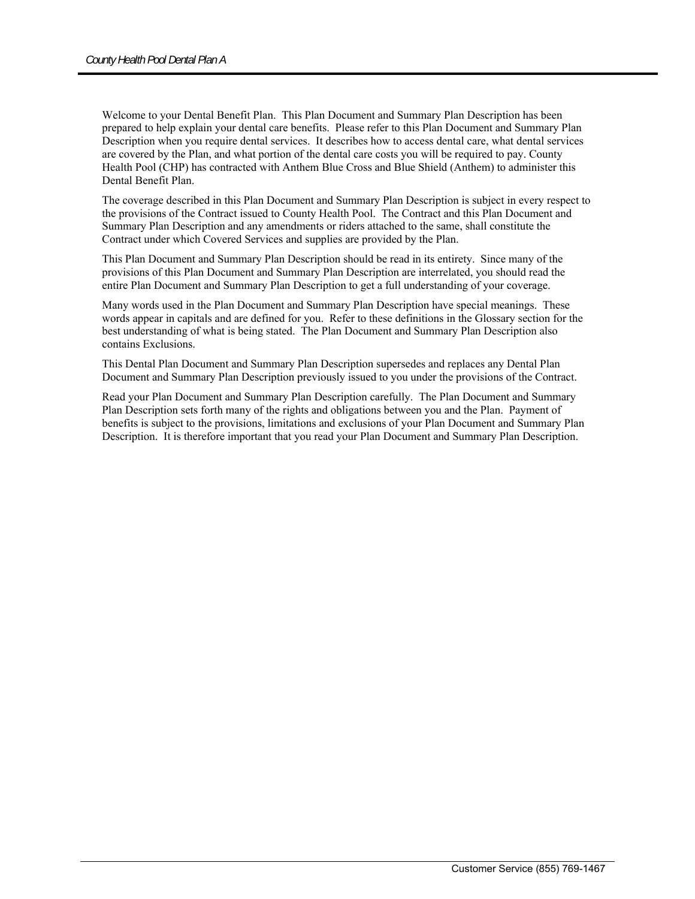Welcome to your Dental Benefit Plan. This Plan Document and Summary Plan Description has been prepared to help explain your dental care benefits. Please refer to this Plan Document and Summary Plan Description when you require dental services. It describes how to access dental care, what dental services are covered by the Plan, and what portion of the dental care costs you will be required to pay. County Health Pool (CHP) has contracted with Anthem Blue Cross and Blue Shield (Anthem) to administer this Dental Benefit Plan.

The coverage described in this Plan Document and Summary Plan Description is subject in every respect to the provisions of the Contract issued to County Health Pool. The Contract and this Plan Document and Summary Plan Description and any amendments or riders attached to the same, shall constitute the Contract under which Covered Services and supplies are provided by the Plan.

This Plan Document and Summary Plan Description should be read in its entirety. Since many of the provisions of this Plan Document and Summary Plan Description are interrelated, you should read the entire Plan Document and Summary Plan Description to get a full understanding of your coverage.

Many words used in the Plan Document and Summary Plan Description have special meanings. These words appear in capitals and are defined for you. Refer to these definitions in the Glossary section for the best understanding of what is being stated. The Plan Document and Summary Plan Description also contains Exclusions.

This Dental Plan Document and Summary Plan Description supersedes and replaces any Dental Plan Document and Summary Plan Description previously issued to you under the provisions of the Contract.

Read your Plan Document and Summary Plan Description carefully. The Plan Document and Summary Plan Description sets forth many of the rights and obligations between you and the Plan. Payment of benefits is subject to the provisions, limitations and exclusions of your Plan Document and Summary Plan Description. It is therefore important that you read your Plan Document and Summary Plan Description.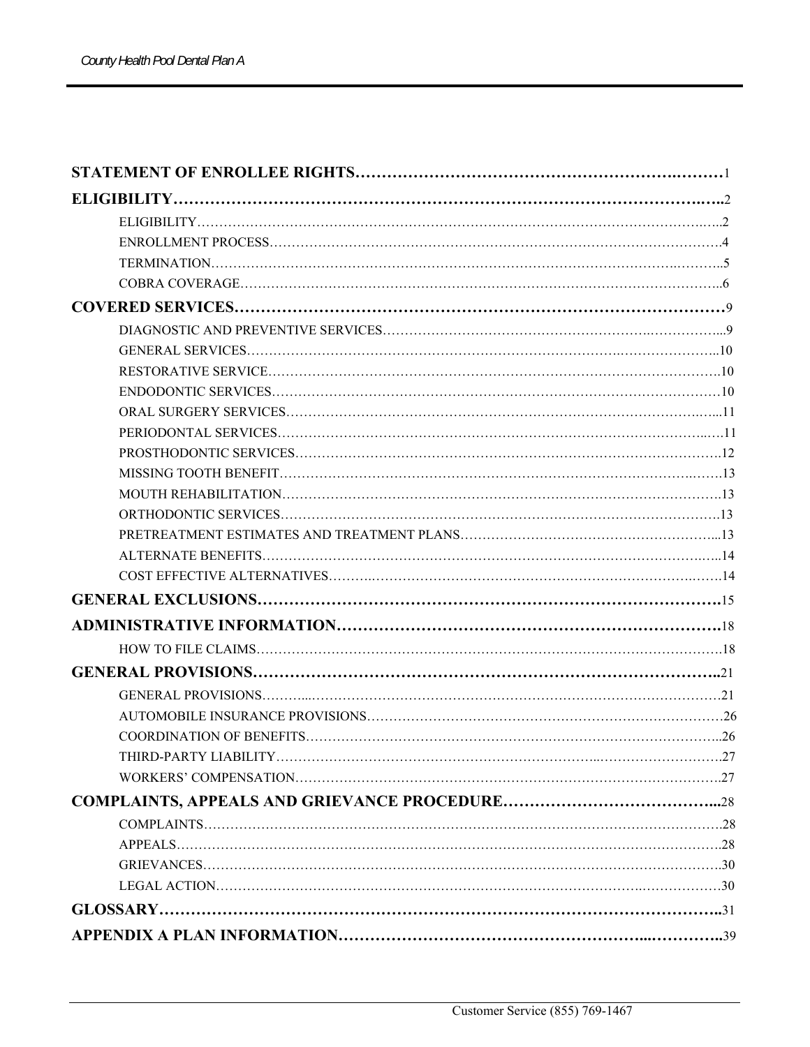**STATEMENT OF ENROLLEE RIGHTS** ........................................................ 1

**ELIGIBILITY** ........................................................ 2

- ELIGIBILITY ........................................................ 2
- ENROLLMENT PROCESS ........................................................ 4
- TERMINATION ........................................................ 5
- COBRA COVERAGE ........................................................ 6

**COVERED SERVICES** ........................................................ 9

- DIAGNOSTIC AND PREVENTIVE SERVICES ........................................................ 9
- GENERAL SERVICES ........................................................ 10
- RESTORATIVE SERVICE ........................................................ 10
- ENDODONTIC SERVICES ........................................................ 10
- ORAL SURGERY SERVICES ........................................................ 11
- PERIODONTAL SERVICES ........................................................ 11
- PROSTHODONTIC SERVICES ........................................................ 12
- MISSING TOOTH BENEFIT ........................................................ 13
- MOUTH REHABILITATION ........................................................ 13
- ORTHODONTIC SERVICES ........................................................ 13
- PRETREATMENT ESTIMATES AND TREATMENT PLANS ........................................................ 13
- ALTERNATE BENEFITS ........................................................ 14
- COST EFFECTIVE ALTERNATIVES ........................................................ 14

**GENERAL EXCLUSIONS** ........................................................ 15

**ADMINISTRATIVE INFORMATION** ........................................................ 18

- HOW TO FILE CLAIMS ........................................................ 18

**GENERAL PROVISIONS** ........................................................ 21

- GENERAL PROVISIONS ........................................................ 21
- AUTOMOBILE INSURANCE PROVISIONS ........................................................ 26
- COORDINATION OF BENEFITS ........................................................ 26
- THIRD-PARTY LIABILITY ........................................................ 27
- WORKERS' COMPENSATION ........................................................ 27

**COMPLAINTS, APPEALS AND GRIEVANCE PROCEDURE** ........................................................ 28

- COMPLAINTS ........................................................ 28
- APPEALS ........................................................ 28
- GRIEVANCES ........................................................ 30
- LEGAL ACTION ........................................................ 30

**GLOSSARY** ........................................................ 31

**APPENDIX A PLAN INFORMATION** ........................................................ 39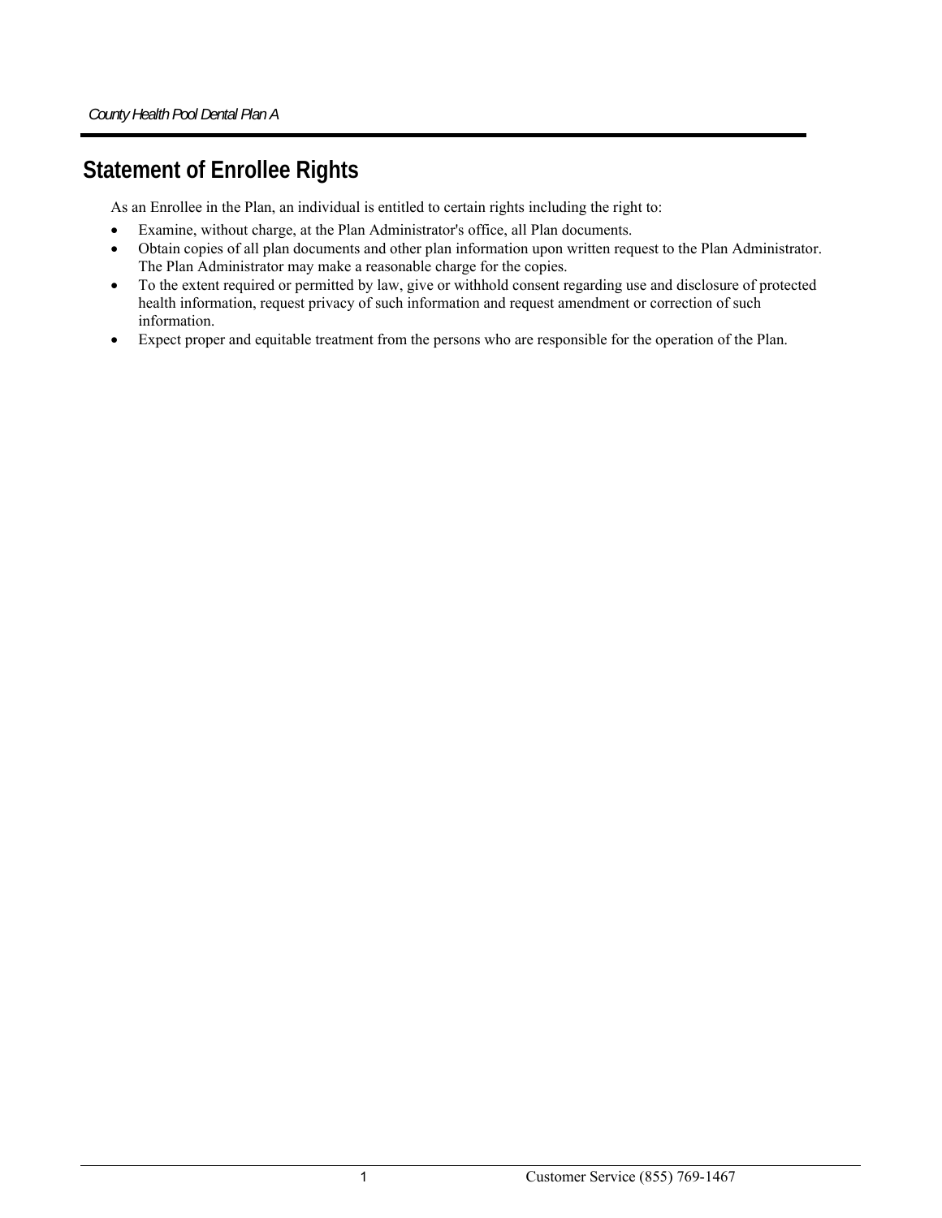# Statement of Enrollee Rights

As an Enrollee in the Plan, an individual is entitled to certain rights including the right to:

- Examine, without charge, at the Plan Administrator's office, all Plan documents.
- Obtain copies of all plan documents and other plan information upon written request to the Plan Administrator. The Plan Administrator may make a reasonable charge for the copies.
- To the extent required or permitted by law, give or withhold consent regarding use and disclosure of protected health information, request privacy of such information and request amendment or correction of such information.
- Expect proper and equitable treatment from the persons who are responsible for the operation of the Plan.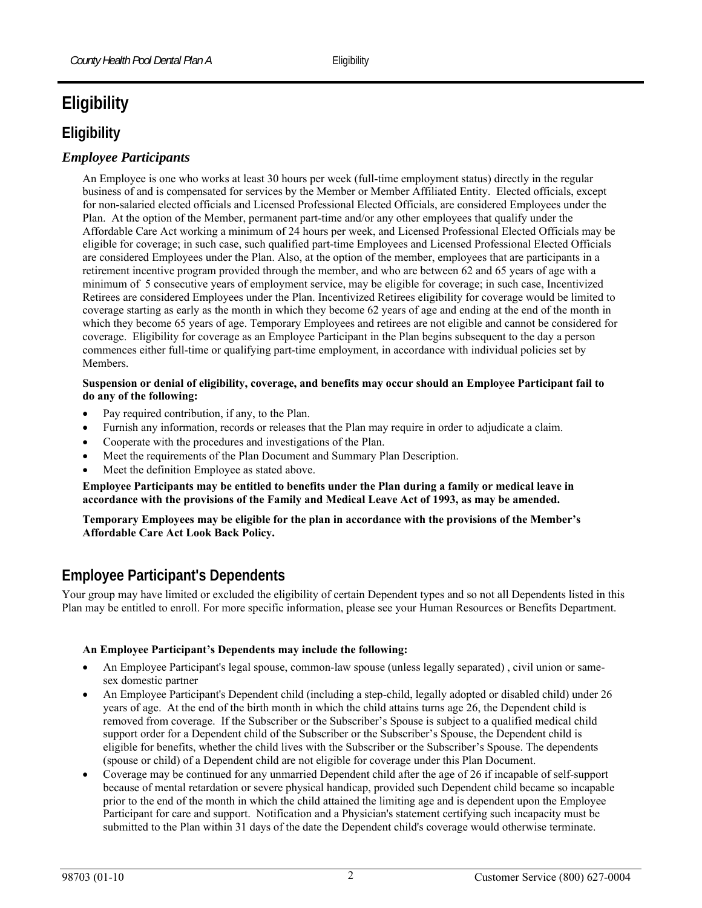# Eligibility

## Eligibility

### *Employee Participants*

An Employee is one who works at least 30 hours per week (full-time employment status) directly in the regular business of and is compensated for services by the Member or Member Affiliated Entity. Elected officials, except for non-salaried elected officials and Licensed Professional Elected Officials, are considered Employees under the Plan. At the option of the Member, permanent part-time and/or any other employees that qualify under the Affordable Care Act working a minimum of 24 hours per week, and Licensed Professional Elected Officials may be eligible for coverage; in such case, such qualified part-time Employees and Licensed Professional Elected Officials are considered Employees under the Plan. Also, at the option of the member, employees that are participants in a retirement incentive program provided through the member, and who are between 62 and 65 years of age with a minimum of 5 consecutive years of employment service, may be eligible for coverage; in such case, Incentivized Retirees are considered Employees under the Plan. Incentivized Retirees eligibility for coverage would be limited to coverage starting as early as the month in which they become 62 years of age and ending at the end of the month in which they become 65 years of age. Temporary Employees and retirees are not eligible and cannot be considered for coverage. Eligibility for coverage as an Employee Participant in the Plan begins subsequent to the day a person commences either full-time or qualifying part-time employment, in accordance with individual policies set by Members.

**Suspension or denial of eligibility, coverage, and benefits may occur should an Employee Participant fail to do any of the following:**

- Pay required contribution, if any, to the Plan.
- Furnish any information, records or releases that the Plan may require in order to adjudicate a claim.
- Cooperate with the procedures and investigations of the Plan.
- Meet the requirements of the Plan Document and Summary Plan Description.
- Meet the definition Employee as stated above.

**Employee Participants may be entitled to benefits under the Plan during a family or medical leave in accordance with the provisions of the Family and Medical Leave Act of 1993, as may be amended.**

**Temporary Employees may be eligible for the plan in accordance with the provisions of the Member's Affordable Care Act Look Back Policy.**

## Employee Participant's Dependents

Your group may have limited or excluded the eligibility of certain Dependent types and so not all Dependents listed in this Plan may be entitled to enroll. For more specific information, please see your Human Resources or Benefits Department.

**An Employee Participant's Dependents may include the following:**

- An Employee Participant's legal spouse, common-law spouse (unless legally separated) , civil union or same-sex domestic partner
- An Employee Participant's Dependent child (including a step-child, legally adopted or disabled child) under 26 years of age. At the end of the birth month in which the child attains turns age 26, the Dependent child is removed from coverage. If the Subscriber or the Subscriber's Spouse is subject to a qualified medical child support order for a Dependent child of the Subscriber or the Subscriber's Spouse, the Dependent child is eligible for benefits, whether the child lives with the Subscriber or the Subscriber's Spouse. The dependents (spouse or child) of a Dependent child are not eligible for coverage under this Plan Document.
- Coverage may be continued for any unmarried Dependent child after the age of 26 if incapable of self-support because of mental retardation or severe physical handicap, provided such Dependent child became so incapable prior to the end of the month in which the child attained the limiting age and is dependent upon the Employee Participant for care and support. Notification and a Physician's statement certifying such incapacity must be submitted to the Plan within 31 days of the date the Dependent child's coverage would otherwise terminate.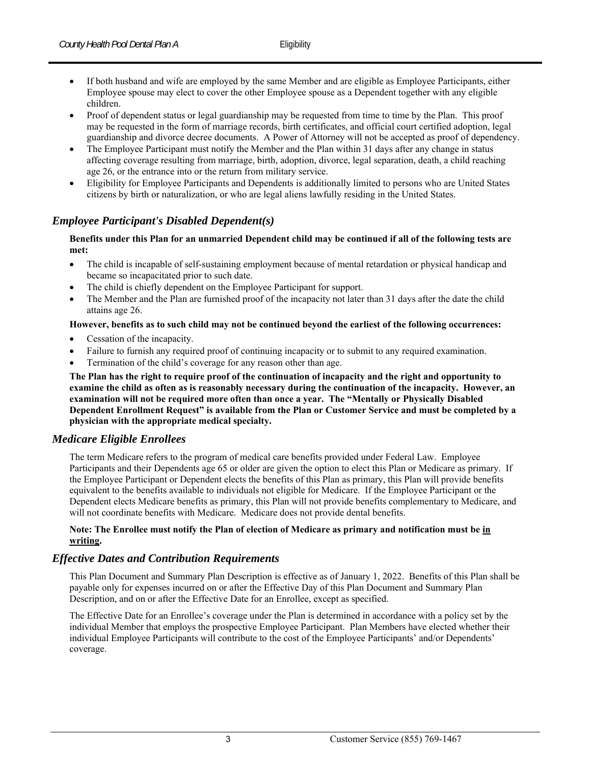- If both husband and wife are employed by the same Member and are eligible as Employee Participants, either Employee spouse may elect to cover the other Employee spouse as a Dependent together with any eligible children.
- Proof of dependent status or legal guardianship may be requested from time to time by the Plan. This proof may be requested in the form of marriage records, birth certificates, and official court certified adoption, legal guardianship and divorce decree documents. A Power of Attorney will not be accepted as proof of dependency.
- The Employee Participant must notify the Member and the Plan within 31 days after any change in status affecting coverage resulting from marriage, birth, adoption, divorce, legal separation, death, a child reaching age 26, or the entrance into or the return from military service.
- Eligibility for Employee Participants and Dependents is additionally limited to persons who are United States citizens by birth or naturalization, or who are legal aliens lawfully residing in the United States.

## *Employee Participant's Disabled Dependent(s)*

**Benefits under this Plan for an unmarried Dependent child may be continued if all of the following tests are met:**

- The child is incapable of self-sustaining employment because of mental retardation or physical handicap and became so incapacitated prior to such date.
- The child is chiefly dependent on the Employee Participant for support.
- The Member and the Plan are furnished proof of the incapacity not later than 31 days after the date the child attains age 26.

**However, benefits as to such child may not be continued beyond the earliest of the following occurrences:**

- Cessation of the incapacity.
- Failure to furnish any required proof of continuing incapacity or to submit to any required examination.
- Termination of the child's coverage for any reason other than age.

**The Plan has the right to require proof of the continuation of incapacity and the right and opportunity to examine the child as often as is reasonably necessary during the continuation of the incapacity. However, an examination will not be required more often than once a year. The "Mentally or Physically Disabled Dependent Enrollment Request" is available from the Plan or Customer Service and must be completed by a physician with the appropriate medical specialty.**

## *Medicare Eligible Enrollees*

The term Medicare refers to the program of medical care benefits provided under Federal Law. Employee Participants and their Dependents age 65 or older are given the option to elect this Plan or Medicare as primary. If the Employee Participant or Dependent elects the benefits of this Plan as primary, this Plan will provide benefits equivalent to the benefits available to individuals not eligible for Medicare. If the Employee Participant or the Dependent elects Medicare benefits as primary, this Plan will not provide benefits complementary to Medicare, and will not coordinate benefits with Medicare. Medicare does not provide dental benefits.

**Note: The Enrollee must notify the Plan of election of Medicare as primary and notification must be <u>in writing</u>.**

## *Effective Dates and Contribution Requirements*

This Plan Document and Summary Plan Description is effective as of January 1, 2022. Benefits of this Plan shall be payable only for expenses incurred on or after the Effective Day of this Plan Document and Summary Plan Description, and on or after the Effective Date for an Enrollee, except as specified.

The Effective Date for an Enrollee's coverage under the Plan is determined in accordance with a policy set by the individual Member that employs the prospective Employee Participant. Plan Members have elected whether their individual Employee Participants will contribute to the cost of the Employee Participants' and/or Dependents' coverage.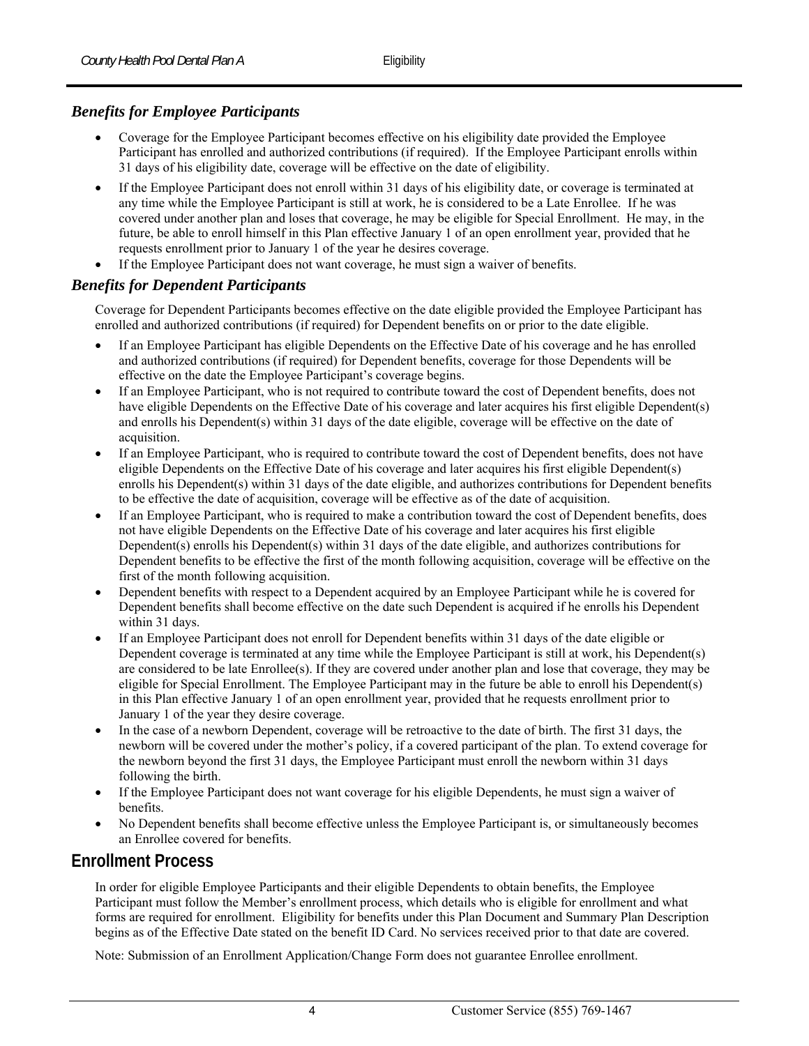### *Benefits for Employee Participants*

- Coverage for the Employee Participant becomes effective on his eligibility date provided the Employee Participant has enrolled and authorized contributions (if required). If the Employee Participant enrolls within 31 days of his eligibility date, coverage will be effective on the date of eligibility.
- If the Employee Participant does not enroll within 31 days of his eligibility date, or coverage is terminated at any time while the Employee Participant is still at work, he is considered to be a Late Enrollee. If he was covered under another plan and loses that coverage, he may be eligible for Special Enrollment. He may, in the future, be able to enroll himself in this Plan effective January 1 of an open enrollment year, provided that he requests enrollment prior to January 1 of the year he desires coverage.
- If the Employee Participant does not want coverage, he must sign a waiver of benefits.

### *Benefits for Dependent Participants*

Coverage for Dependent Participants becomes effective on the date eligible provided the Employee Participant has enrolled and authorized contributions (if required) for Dependent benefits on or prior to the date eligible.

- If an Employee Participant has eligible Dependents on the Effective Date of his coverage and he has enrolled and authorized contributions (if required) for Dependent benefits, coverage for those Dependents will be effective on the date the Employee Participant's coverage begins.
- If an Employee Participant, who is not required to contribute toward the cost of Dependent benefits, does not have eligible Dependents on the Effective Date of his coverage and later acquires his first eligible Dependent(s) and enrolls his Dependent(s) within 31 days of the date eligible, coverage will be effective on the date of acquisition.
- If an Employee Participant, who is required to contribute toward the cost of Dependent benefits, does not have eligible Dependents on the Effective Date of his coverage and later acquires his first eligible Dependent(s) enrolls his Dependent(s) within 31 days of the date eligible, and authorizes contributions for Dependent benefits to be effective the date of acquisition, coverage will be effective as of the date of acquisition.
- If an Employee Participant, who is required to make a contribution toward the cost of Dependent benefits, does not have eligible Dependents on the Effective Date of his coverage and later acquires his first eligible Dependent(s) enrolls his Dependent(s) within 31 days of the date eligible, and authorizes contributions for Dependent benefits to be effective the first of the month following acquisition, coverage will be effective on the first of the month following acquisition.
- Dependent benefits with respect to a Dependent acquired by an Employee Participant while he is covered for Dependent benefits shall become effective on the date such Dependent is acquired if he enrolls his Dependent within 31 days.
- If an Employee Participant does not enroll for Dependent benefits within 31 days of the date eligible or Dependent coverage is terminated at any time while the Employee Participant is still at work, his Dependent(s) are considered to be late Enrollee(s). If they are covered under another plan and lose that coverage, they may be eligible for Special Enrollment. The Employee Participant may in the future be able to enroll his Dependent(s) in this Plan effective January 1 of an open enrollment year, provided that he requests enrollment prior to January 1 of the year they desire coverage.
- In the case of a newborn Dependent, coverage will be retroactive to the date of birth. The first 31 days, the newborn will be covered under the mother's policy, if a covered participant of the plan. To extend coverage for the newborn beyond the first 31 days, the Employee Participant must enroll the newborn within 31 days following the birth.
- If the Employee Participant does not want coverage for his eligible Dependents, he must sign a waiver of benefits.
- No Dependent benefits shall become effective unless the Employee Participant is, or simultaneously becomes an Enrollee covered for benefits.

## Enrollment Process

In order for eligible Employee Participants and their eligible Dependents to obtain benefits, the Employee Participant must follow the Member's enrollment process, which details who is eligible for enrollment and what forms are required for enrollment. Eligibility for benefits under this Plan Document and Summary Plan Description begins as of the Effective Date stated on the benefit ID Card. No services received prior to that date are covered.

Note: Submission of an Enrollment Application/Change Form does not guarantee Enrollee enrollment.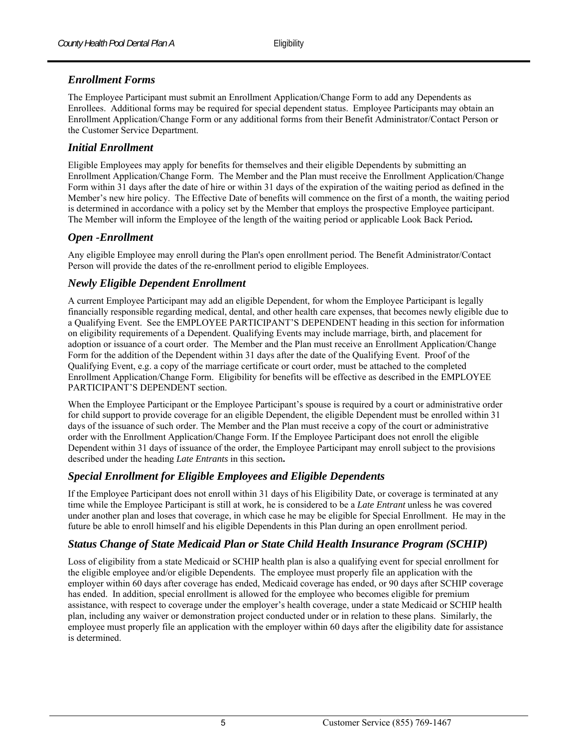### *Enrollment Forms*

The Employee Participant must submit an Enrollment Application/Change Form to add any Dependents as Enrollees. Additional forms may be required for special dependent status. Employee Participants may obtain an Enrollment Application/Change Form or any additional forms from their Benefit Administrator/Contact Person or the Customer Service Department.

### *Initial Enrollment*

Eligible Employees may apply for benefits for themselves and their eligible Dependents by submitting an Enrollment Application/Change Form. The Member and the Plan must receive the Enrollment Application/Change Form within 31 days after the date of hire or within 31 days of the expiration of the waiting period as defined in the Member's new hire policy. The Effective Date of benefits will commence on the first of a month, the waiting period is determined in accordance with a policy set by the Member that employs the prospective Employee participant. The Member will inform the Employee of the length of the waiting period or applicable Look Back Period**.**

### *Open -Enrollment*

Any eligible Employee may enroll during the Plan's open enrollment period. The Benefit Administrator/Contact Person will provide the dates of the re-enrollment period to eligible Employees.

### *Newly Eligible Dependent Enrollment*

A current Employee Participant may add an eligible Dependent, for whom the Employee Participant is legally financially responsible regarding medical, dental, and other health care expenses, that becomes newly eligible due to a Qualifying Event. See the EMPLOYEE PARTICIPANT'S DEPENDENT heading in this section for information on eligibility requirements of a Dependent. Qualifying Events may include marriage, birth, and placement for adoption or issuance of a court order. The Member and the Plan must receive an Enrollment Application/Change Form for the addition of the Dependent within 31 days after the date of the Qualifying Event. Proof of the Qualifying Event, e.g. a copy of the marriage certificate or court order, must be attached to the completed Enrollment Application/Change Form. Eligibility for benefits will be effective as described in the EMPLOYEE PARTICIPANT'S DEPENDENT section.

When the Employee Participant or the Employee Participant's spouse is required by a court or administrative order for child support to provide coverage for an eligible Dependent, the eligible Dependent must be enrolled within 31 days of the issuance of such order. The Member and the Plan must receive a copy of the court or administrative order with the Enrollment Application/Change Form. If the Employee Participant does not enroll the eligible Dependent within 31 days of issuance of the order, the Employee Participant may enroll subject to the provisions described under the heading *Late Entrants* in this section**.**

### *Special Enrollment for Eligible Employees and Eligible Dependents*

If the Employee Participant does not enroll within 31 days of his Eligibility Date, or coverage is terminated at any time while the Employee Participant is still at work, he is considered to be a *Late Entrant* unless he was covered under another plan and loses that coverage, in which case he may be eligible for Special Enrollment. He may in the future be able to enroll himself and his eligible Dependents in this Plan during an open enrollment period.

### *Status Change of State Medicaid Plan or State Child Health Insurance Program (SCHIP)*

Loss of eligibility from a state Medicaid or SCHIP health plan is also a qualifying event for special enrollment for the eligible employee and/or eligible Dependents. The employee must properly file an application with the employer within 60 days after coverage has ended, Medicaid coverage has ended, or 90 days after SCHIP coverage has ended. In addition, special enrollment is allowed for the employee who becomes eligible for premium assistance, with respect to coverage under the employer's health coverage, under a state Medicaid or SCHIP health plan, including any waiver or demonstration project conducted under or in relation to these plans. Similarly, the employee must properly file an application with the employer within 60 days after the eligibility date for assistance is determined.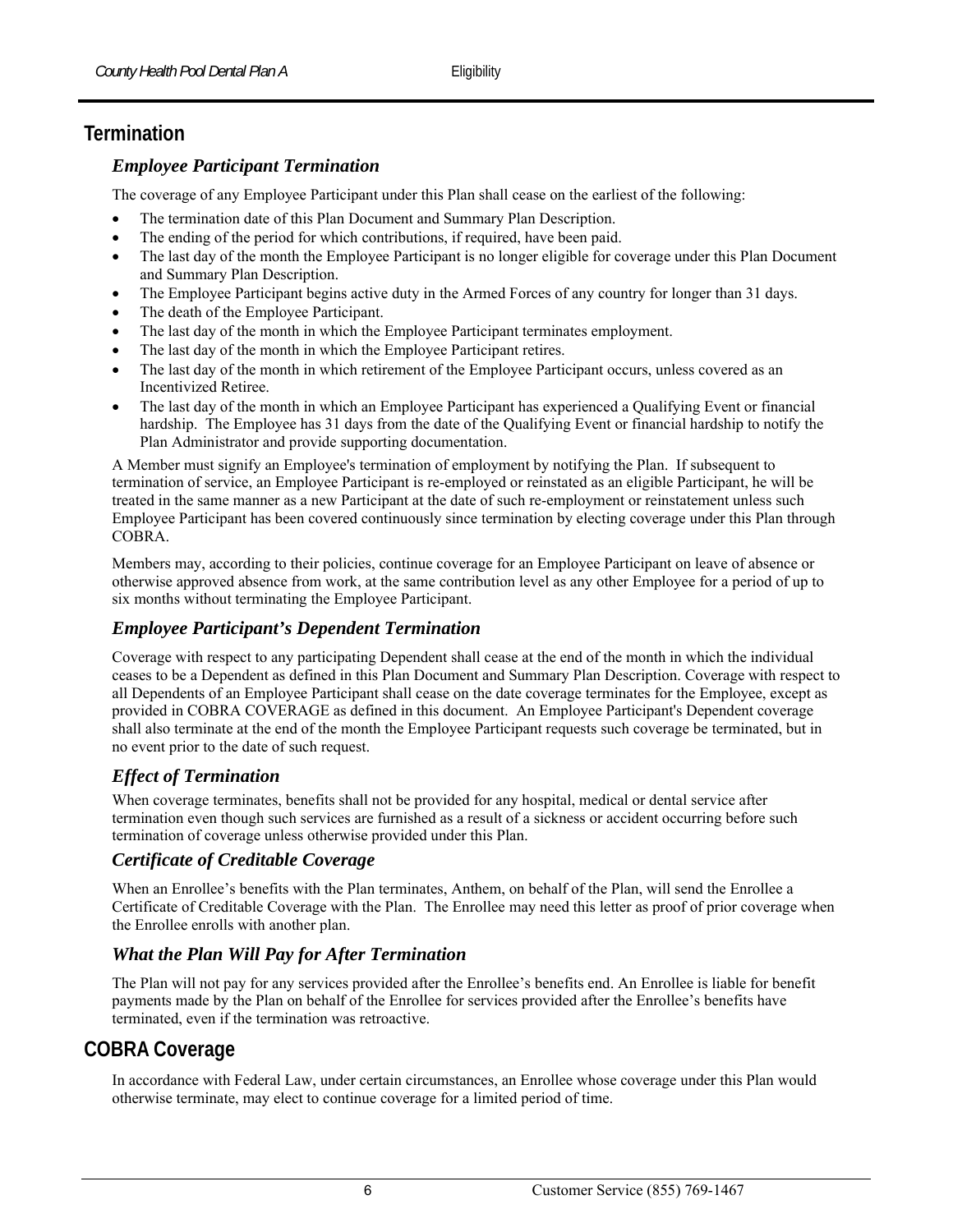## Termination

### *Employee Participant Termination*

The coverage of any Employee Participant under this Plan shall cease on the earliest of the following:

- The termination date of this Plan Document and Summary Plan Description.
- The ending of the period for which contributions, if required, have been paid.
- The last day of the month the Employee Participant is no longer eligible for coverage under this Plan Document and Summary Plan Description.
- The Employee Participant begins active duty in the Armed Forces of any country for longer than 31 days.
- The death of the Employee Participant.
- The last day of the month in which the Employee Participant terminates employment.
- The last day of the month in which the Employee Participant retires.
- The last day of the month in which retirement of the Employee Participant occurs, unless covered as an Incentivized Retiree.
- The last day of the month in which an Employee Participant has experienced a Qualifying Event or financial hardship. The Employee has 31 days from the date of the Qualifying Event or financial hardship to notify the Plan Administrator and provide supporting documentation.

A Member must signify an Employee's termination of employment by notifying the Plan. If subsequent to termination of service, an Employee Participant is re-employed or reinstated as an eligible Participant, he will be treated in the same manner as a new Participant at the date of such re-employment or reinstatement unless such Employee Participant has been covered continuously since termination by electing coverage under this Plan through COBRA.

Members may, according to their policies, continue coverage for an Employee Participant on leave of absence or otherwise approved absence from work, at the same contribution level as any other Employee for a period of up to six months without terminating the Employee Participant.

### *Employee Participant's Dependent Termination*

Coverage with respect to any participating Dependent shall cease at the end of the month in which the individual ceases to be a Dependent as defined in this Plan Document and Summary Plan Description. Coverage with respect to all Dependents of an Employee Participant shall cease on the date coverage terminates for the Employee, except as provided in COBRA COVERAGE as defined in this document. An Employee Participant's Dependent coverage shall also terminate at the end of the month the Employee Participant requests such coverage be terminated, but in no event prior to the date of such request.

### *Effect of Termination*

When coverage terminates, benefits shall not be provided for any hospital, medical or dental service after termination even though such services are furnished as a result of a sickness or accident occurring before such termination of coverage unless otherwise provided under this Plan.

### *Certificate of Creditable Coverage*

When an Enrollee's benefits with the Plan terminates, Anthem, on behalf of the Plan, will send the Enrollee a Certificate of Creditable Coverage with the Plan. The Enrollee may need this letter as proof of prior coverage when the Enrollee enrolls with another plan.

### *What the Plan Will Pay for After Termination*

The Plan will not pay for any services provided after the Enrollee's benefits end. An Enrollee is liable for benefit payments made by the Plan on behalf of the Enrollee for services provided after the Enrollee's benefits have terminated, even if the termination was retroactive.

## COBRA Coverage

In accordance with Federal Law, under certain circumstances, an Enrollee whose coverage under this Plan would otherwise terminate, may elect to continue coverage for a limited period of time.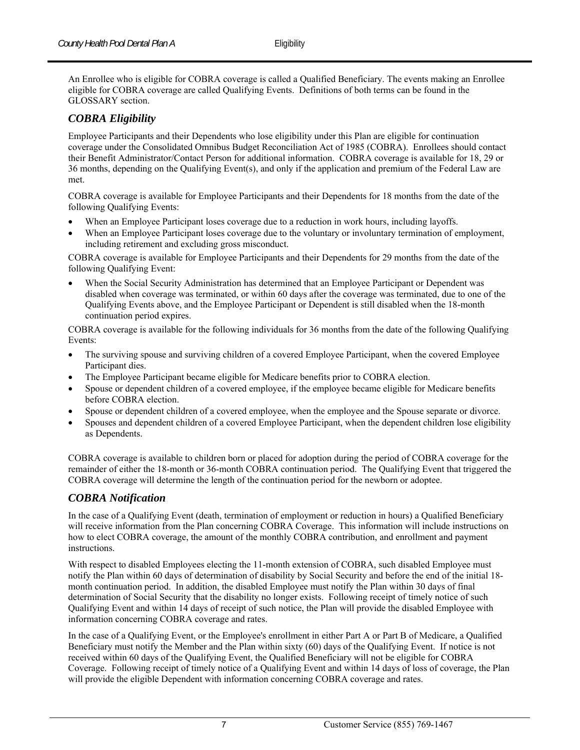An Enrollee who is eligible for COBRA coverage is called a Qualified Beneficiary. The events making an Enrollee eligible for COBRA coverage are called Qualifying Events. Definitions of both terms can be found in the GLOSSARY section.

## *COBRA Eligibility*

Employee Participants and their Dependents who lose eligibility under this Plan are eligible for continuation coverage under the Consolidated Omnibus Budget Reconciliation Act of 1985 (COBRA). Enrollees should contact their Benefit Administrator/Contact Person for additional information. COBRA coverage is available for 18, 29 or 36 months, depending on the Qualifying Event(s), and only if the application and premium of the Federal Law are met.

COBRA coverage is available for Employee Participants and their Dependents for 18 months from the date of the following Qualifying Events:

- When an Employee Participant loses coverage due to a reduction in work hours, including layoffs.
- When an Employee Participant loses coverage due to the voluntary or involuntary termination of employment, including retirement and excluding gross misconduct.

COBRA coverage is available for Employee Participants and their Dependents for 29 months from the date of the following Qualifying Event:

- When the Social Security Administration has determined that an Employee Participant or Dependent was disabled when coverage was terminated, or within 60 days after the coverage was terminated, due to one of the Qualifying Events above, and the Employee Participant or Dependent is still disabled when the 18-month continuation period expires.

COBRA coverage is available for the following individuals for 36 months from the date of the following Qualifying Events:

- The surviving spouse and surviving children of a covered Employee Participant, when the covered Employee Participant dies.
- The Employee Participant became eligible for Medicare benefits prior to COBRA election.
- Spouse or dependent children of a covered employee, if the employee became eligible for Medicare benefits before COBRA election.
- Spouse or dependent children of a covered employee, when the employee and the Spouse separate or divorce.
- Spouses and dependent children of a covered Employee Participant, when the dependent children lose eligibility as Dependents.

COBRA coverage is available to children born or placed for adoption during the period of COBRA coverage for the remainder of either the 18-month or 36-month COBRA continuation period. The Qualifying Event that triggered the COBRA coverage will determine the length of the continuation period for the newborn or adoptee.

## *COBRA Notification*

In the case of a Qualifying Event (death, termination of employment or reduction in hours) a Qualified Beneficiary will receive information from the Plan concerning COBRA Coverage. This information will include instructions on how to elect COBRA coverage, the amount of the monthly COBRA contribution, and enrollment and payment instructions.

With respect to disabled Employees electing the 11-month extension of COBRA, such disabled Employee must notify the Plan within 60 days of determination of disability by Social Security and before the end of the initial 18-month continuation period. In addition, the disabled Employee must notify the Plan within 30 days of final determination of Social Security that the disability no longer exists. Following receipt of timely notice of such Qualifying Event and within 14 days of receipt of such notice, the Plan will provide the disabled Employee with information concerning COBRA coverage and rates.

In the case of a Qualifying Event, or the Employee's enrollment in either Part A or Part B of Medicare, a Qualified Beneficiary must notify the Member and the Plan within sixty (60) days of the Qualifying Event. If notice is not received within 60 days of the Qualifying Event, the Qualified Beneficiary will not be eligible for COBRA Coverage. Following receipt of timely notice of a Qualifying Event and within 14 days of loss of coverage, the Plan will provide the eligible Dependent with information concerning COBRA coverage and rates.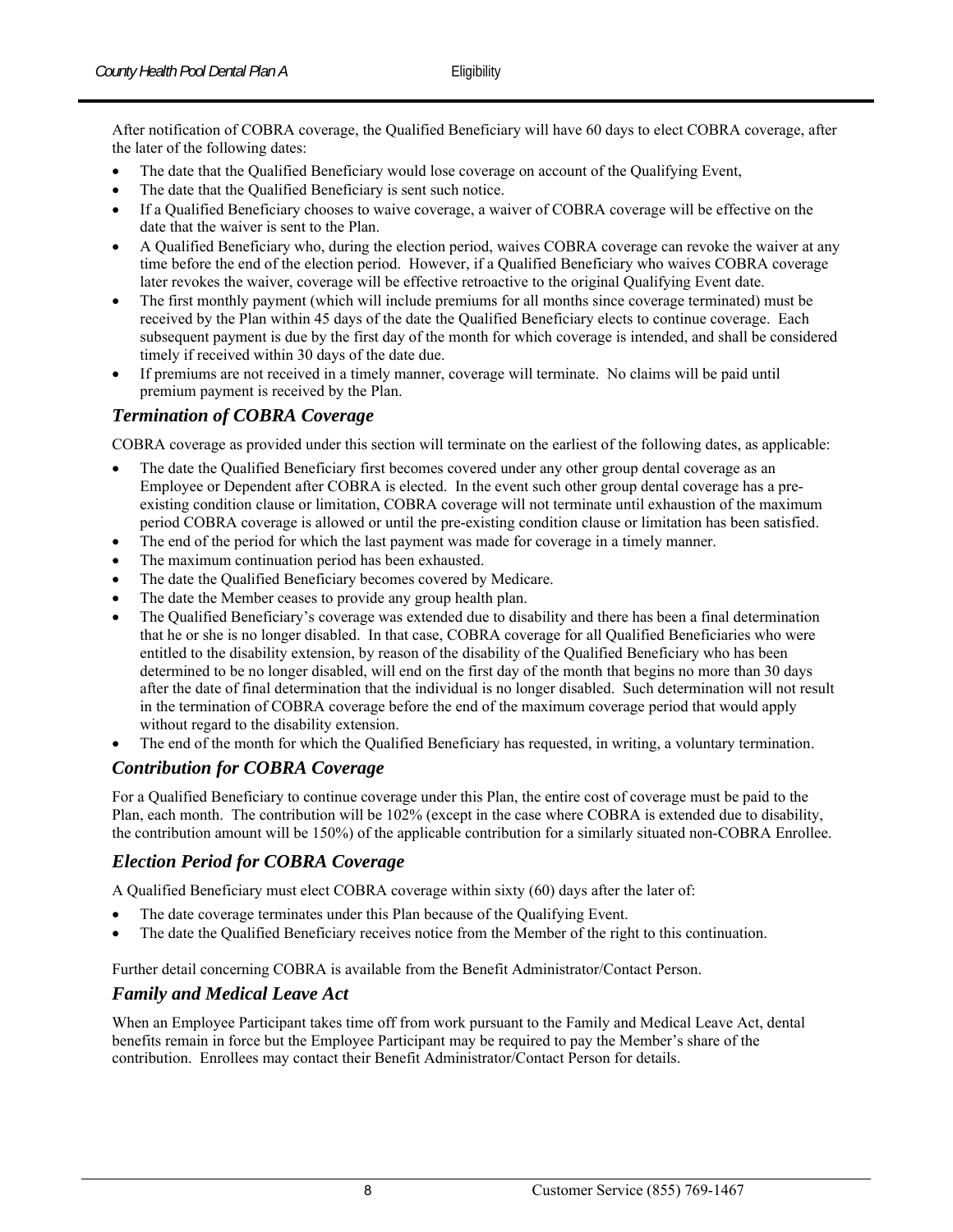After notification of COBRA coverage, the Qualified Beneficiary will have 60 days to elect COBRA coverage, after the later of the following dates:

- The date that the Qualified Beneficiary would lose coverage on account of the Qualifying Event,
- The date that the Qualified Beneficiary is sent such notice.
- If a Qualified Beneficiary chooses to waive coverage, a waiver of COBRA coverage will be effective on the date that the waiver is sent to the Plan.
- A Qualified Beneficiary who, during the election period, waives COBRA coverage can revoke the waiver at any time before the end of the election period. However, if a Qualified Beneficiary who waives COBRA coverage later revokes the waiver, coverage will be effective retroactive to the original Qualifying Event date.
- The first monthly payment (which will include premiums for all months since coverage terminated) must be received by the Plan within 45 days of the date the Qualified Beneficiary elects to continue coverage. Each subsequent payment is due by the first day of the month for which coverage is intended, and shall be considered timely if received within 30 days of the date due.
- If premiums are not received in a timely manner, coverage will terminate. No claims will be paid until premium payment is received by the Plan.

### *Termination of COBRA Coverage*

COBRA coverage as provided under this section will terminate on the earliest of the following dates, as applicable:

- The date the Qualified Beneficiary first becomes covered under any other group dental coverage as an Employee or Dependent after COBRA is elected. In the event such other group dental coverage has a pre-existing condition clause or limitation, COBRA coverage will not terminate until exhaustion of the maximum period COBRA coverage is allowed or until the pre-existing condition clause or limitation has been satisfied.
- The end of the period for which the last payment was made for coverage in a timely manner.
- The maximum continuation period has been exhausted.
- The date the Qualified Beneficiary becomes covered by Medicare.
- The date the Member ceases to provide any group health plan.
- The Qualified Beneficiary's coverage was extended due to disability and there has been a final determination that he or she is no longer disabled. In that case, COBRA coverage for all Qualified Beneficiaries who were entitled to the disability extension, by reason of the disability of the Qualified Beneficiary who has been determined to be no longer disabled, will end on the first day of the month that begins no more than 30 days after the date of final determination that the individual is no longer disabled. Such determination will not result in the termination of COBRA coverage before the end of the maximum coverage period that would apply without regard to the disability extension.
- The end of the month for which the Qualified Beneficiary has requested, in writing, a voluntary termination.

### *Contribution for COBRA Coverage*

For a Qualified Beneficiary to continue coverage under this Plan, the entire cost of coverage must be paid to the Plan, each month. The contribution will be 102% (except in the case where COBRA is extended due to disability, the contribution amount will be 150%) of the applicable contribution for a similarly situated non-COBRA Enrollee.

### *Election Period for COBRA Coverage*

A Qualified Beneficiary must elect COBRA coverage within sixty (60) days after the later of:

- The date coverage terminates under this Plan because of the Qualifying Event.
- The date the Qualified Beneficiary receives notice from the Member of the right to this continuation.

Further detail concerning COBRA is available from the Benefit Administrator/Contact Person.

### *Family and Medical Leave Act*

When an Employee Participant takes time off from work pursuant to the Family and Medical Leave Act, dental benefits remain in force but the Employee Participant may be required to pay the Member's share of the contribution. Enrollees may contact their Benefit Administrator/Contact Person for details.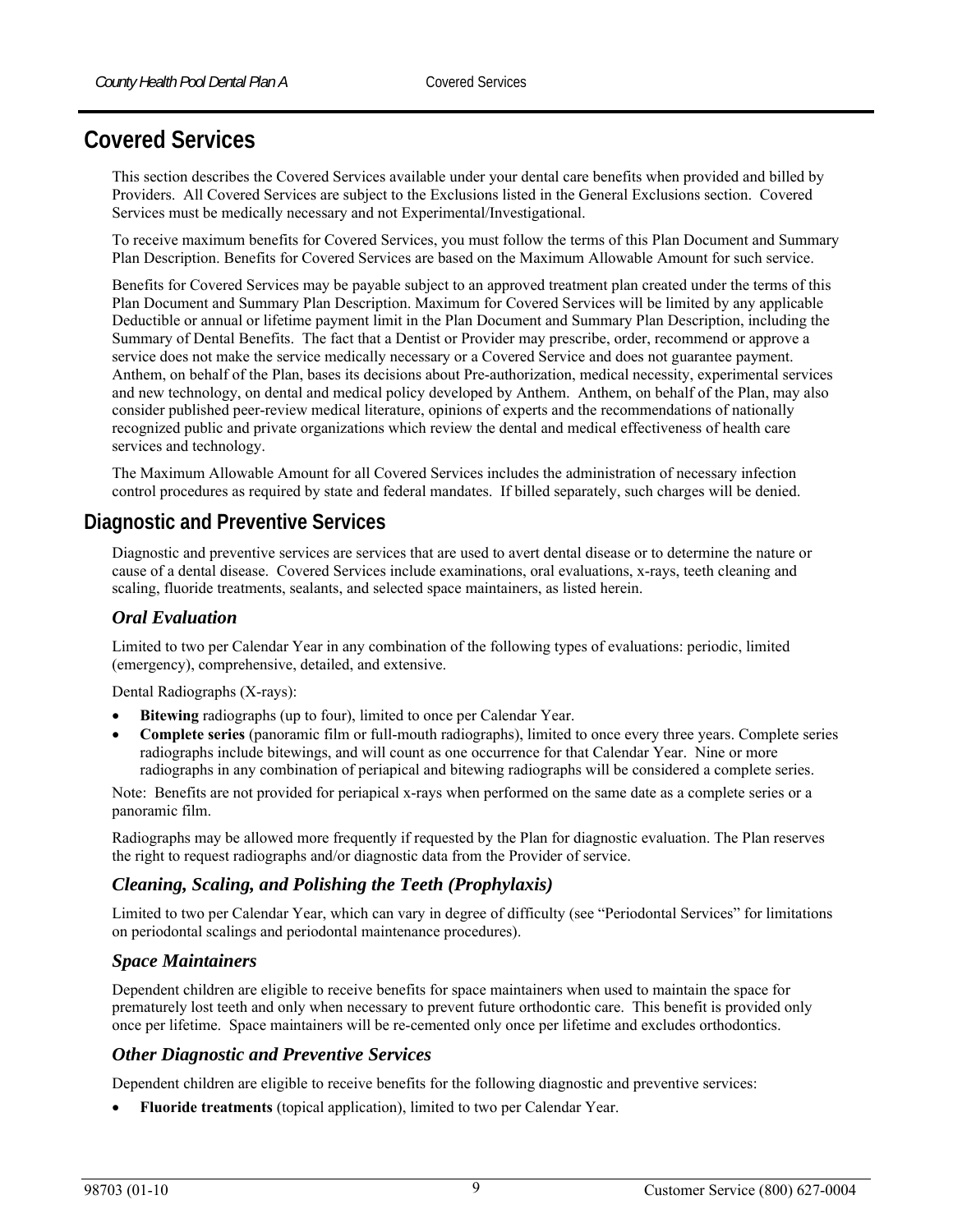# Covered Services

This section describes the Covered Services available under your dental care benefits when provided and billed by Providers. All Covered Services are subject to the Exclusions listed in the General Exclusions section. Covered Services must be medically necessary and not Experimental/Investigational.

To receive maximum benefits for Covered Services, you must follow the terms of this Plan Document and Summary Plan Description. Benefits for Covered Services are based on the Maximum Allowable Amount for such service.

Benefits for Covered Services may be payable subject to an approved treatment plan created under the terms of this Plan Document and Summary Plan Description. Maximum for Covered Services will be limited by any applicable Deductible or annual or lifetime payment limit in the Plan Document and Summary Plan Description, including the Summary of Dental Benefits. The fact that a Dentist or Provider may prescribe, order, recommend or approve a service does not make the service medically necessary or a Covered Service and does not guarantee payment. Anthem, on behalf of the Plan, bases its decisions about Pre-authorization, medical necessity, experimental services and new technology, on dental and medical policy developed by Anthem. Anthem, on behalf of the Plan, may also consider published peer-review medical literature, opinions of experts and the recommendations of nationally recognized public and private organizations which review the dental and medical effectiveness of health care services and technology.

The Maximum Allowable Amount for all Covered Services includes the administration of necessary infection control procedures as required by state and federal mandates. If billed separately, such charges will be denied.

## Diagnostic and Preventive Services

Diagnostic and preventive services are services that are used to avert dental disease or to determine the nature or cause of a dental disease. Covered Services include examinations, oral evaluations, x-rays, teeth cleaning and scaling, fluoride treatments, sealants, and selected space maintainers, as listed herein.

### *Oral Evaluation*

Limited to two per Calendar Year in any combination of the following types of evaluations: periodic, limited (emergency), comprehensive, detailed, and extensive.

Dental Radiographs (X-rays):

- **Bitewing** radiographs (up to four), limited to once per Calendar Year.
- **Complete series** (panoramic film or full-mouth radiographs), limited to once every three years. Complete series radiographs include bitewings, and will count as one occurrence for that Calendar Year. Nine or more radiographs in any combination of periapical and bitewing radiographs will be considered a complete series.

Note: Benefits are not provided for periapical x-rays when performed on the same date as a complete series or a panoramic film.

Radiographs may be allowed more frequently if requested by the Plan for diagnostic evaluation. The Plan reserves the right to request radiographs and/or diagnostic data from the Provider of service.

### *Cleaning, Scaling, and Polishing the Teeth (Prophylaxis)*

Limited to two per Calendar Year, which can vary in degree of difficulty (see "Periodontal Services" for limitations on periodontal scalings and periodontal maintenance procedures).

### *Space Maintainers*

Dependent children are eligible to receive benefits for space maintainers when used to maintain the space for prematurely lost teeth and only when necessary to prevent future orthodontic care. This benefit is provided only once per lifetime. Space maintainers will be re-cemented only once per lifetime and excludes orthodontics.

### *Other Diagnostic and Preventive Services*

Dependent children are eligible to receive benefits for the following diagnostic and preventive services:

- **Fluoride treatments** (topical application), limited to two per Calendar Year.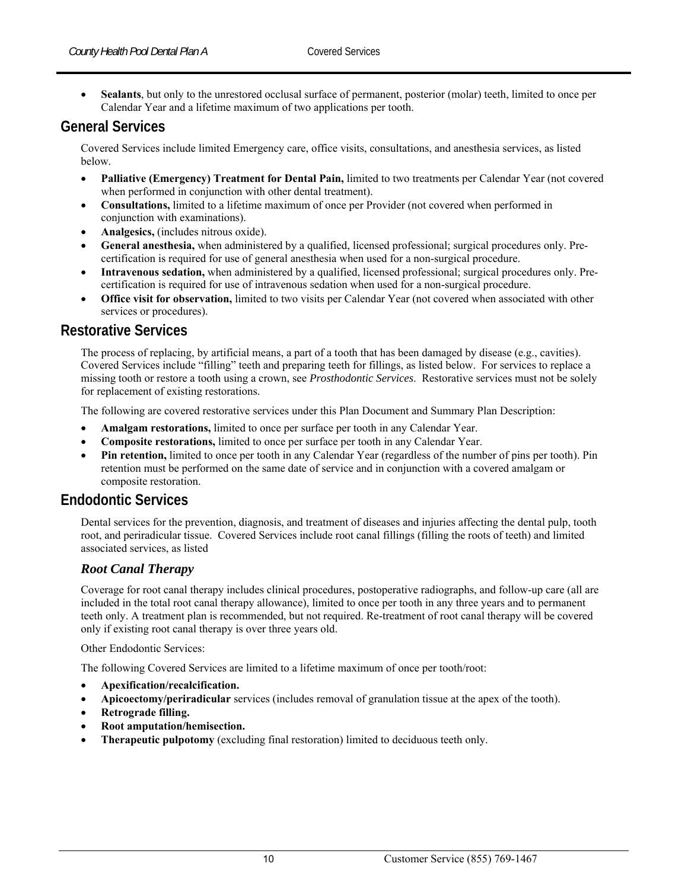- **Sealants**, but only to the unrestored occlusal surface of permanent, posterior (molar) teeth, limited to once per Calendar Year and a lifetime maximum of two applications per tooth.

## General Services

Covered Services include limited Emergency care, office visits, consultations, and anesthesia services, as listed below.

- **Palliative (Emergency) Treatment for Dental Pain,** limited to two treatments per Calendar Year (not covered when performed in conjunction with other dental treatment).
- **Consultations,** limited to a lifetime maximum of once per Provider (not covered when performed in conjunction with examinations).
- **Analgesics,** (includes nitrous oxide).
- **General anesthesia,** when administered by a qualified, licensed professional; surgical procedures only. Pre-certification is required for use of general anesthesia when used for a non-surgical procedure.
- **Intravenous sedation,** when administered by a qualified, licensed professional; surgical procedures only. Pre-certification is required for use of intravenous sedation when used for a non-surgical procedure.
- **Office visit for observation,** limited to two visits per Calendar Year (not covered when associated with other services or procedures).

## Restorative Services

The process of replacing, by artificial means, a part of a tooth that has been damaged by disease (e.g., cavities). Covered Services include "filling" teeth and preparing teeth for fillings, as listed below. For services to replace a missing tooth or restore a tooth using a crown, see *Prosthodontic Services*. Restorative services must not be solely for replacement of existing restorations.

The following are covered restorative services under this Plan Document and Summary Plan Description:

- **Amalgam restorations,** limited to once per surface per tooth in any Calendar Year.
- **Composite restorations,** limited to once per surface per tooth in any Calendar Year.
- **Pin retention,** limited to once per tooth in any Calendar Year (regardless of the number of pins per tooth). Pin retention must be performed on the same date of service and in conjunction with a covered amalgam or composite restoration.

## Endodontic Services

Dental services for the prevention, diagnosis, and treatment of diseases and injuries affecting the dental pulp, tooth root, and periradicular tissue. Covered Services include root canal fillings (filling the roots of teeth) and limited associated services, as listed

### *Root Canal Therapy*

Coverage for root canal therapy includes clinical procedures, postoperative radiographs, and follow-up care (all are included in the total root canal therapy allowance), limited to once per tooth in any three years and to permanent teeth only. A treatment plan is recommended, but not required. Re-treatment of root canal therapy will be covered only if existing root canal therapy is over three years old.

Other Endodontic Services:

The following Covered Services are limited to a lifetime maximum of once per tooth/root:

- **Apexification/recalcification.**
- **Apicoectomy/periradicular** services (includes removal of granulation tissue at the apex of the tooth).
- **Retrograde filling.**
- **Root amputation/hemisection.**
- **Therapeutic pulpotomy** (excluding final restoration) limited to deciduous teeth only.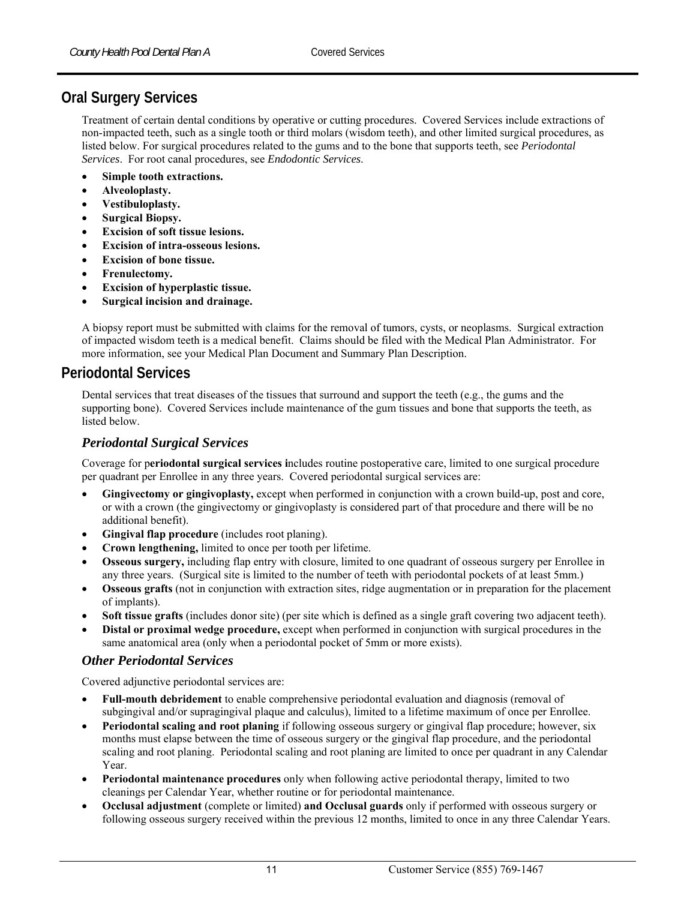## Oral Surgery Services

Treatment of certain dental conditions by operative or cutting procedures. Covered Services include extractions of non-impacted teeth, such as a single tooth or third molars (wisdom teeth), and other limited surgical procedures, as listed below. For surgical procedures related to the gums and to the bone that supports teeth, see *Periodontal Services*. For root canal procedures, see *Endodontic Services*.

- **Simple tooth extractions.**
- **Alveoloplasty.**
- **Vestibuloplasty.**
- **Surgical Biopsy.**
- **Excision of soft tissue lesions.**
- **Excision of intra-osseous lesions.**
- **Excision of bone tissue.**
- **Frenulectomy.**
- **Excision of hyperplastic tissue.**
- **Surgical incision and drainage.**

A biopsy report must be submitted with claims for the removal of tumors, cysts, or neoplasms. Surgical extraction of impacted wisdom teeth is a medical benefit. Claims should be filed with the Medical Plan Administrator. For more information, see your Medical Plan Document and Summary Plan Description.

## Periodontal Services

Dental services that treat diseases of the tissues that surround and support the teeth (e.g., the gums and the supporting bone). Covered Services include maintenance of the gum tissues and bone that supports the teeth, as listed below.

### *Periodontal Surgical Services*

Coverage for p**eriodontal surgical services i**ncludes routine postoperative care, limited to one surgical procedure per quadrant per Enrollee in any three years. Covered periodontal surgical services are:

- **Gingivectomy or gingivoplasty,** except when performed in conjunction with a crown build-up, post and core, or with a crown (the gingivectomy or gingivoplasty is considered part of that procedure and there will be no additional benefit).
- **Gingival flap procedure** (includes root planing).
- **Crown lengthening,** limited to once per tooth per lifetime.
- **Osseous surgery,** including flap entry with closure, limited to one quadrant of osseous surgery per Enrollee in any three years. (Surgical site is limited to the number of teeth with periodontal pockets of at least 5mm.)
- **Osseous grafts** (not in conjunction with extraction sites, ridge augmentation or in preparation for the placement of implants).
- **Soft tissue grafts** (includes donor site) (per site which is defined as a single graft covering two adjacent teeth).
- **Distal or proximal wedge procedure,** except when performed in conjunction with surgical procedures in the same anatomical area (only when a periodontal pocket of 5mm or more exists).

### *Other Periodontal Services*

Covered adjunctive periodontal services are:

- **Full-mouth debridement** to enable comprehensive periodontal evaluation and diagnosis (removal of subgingival and/or supragingival plaque and calculus), limited to a lifetime maximum of once per Enrollee.
- **Periodontal scaling and root planing** if following osseous surgery or gingival flap procedure; however, six months must elapse between the time of osseous surgery or the gingival flap procedure, and the periodontal scaling and root planing. Periodontal scaling and root planing are limited to once per quadrant in any Calendar Year.
- **Periodontal maintenance procedures** only when following active periodontal therapy, limited to two cleanings per Calendar Year, whether routine or for periodontal maintenance.
- **Occlusal adjustment** (complete or limited) **and Occlusal guards** only if performed with osseous surgery or following osseous surgery received within the previous 12 months, limited to once in any three Calendar Years.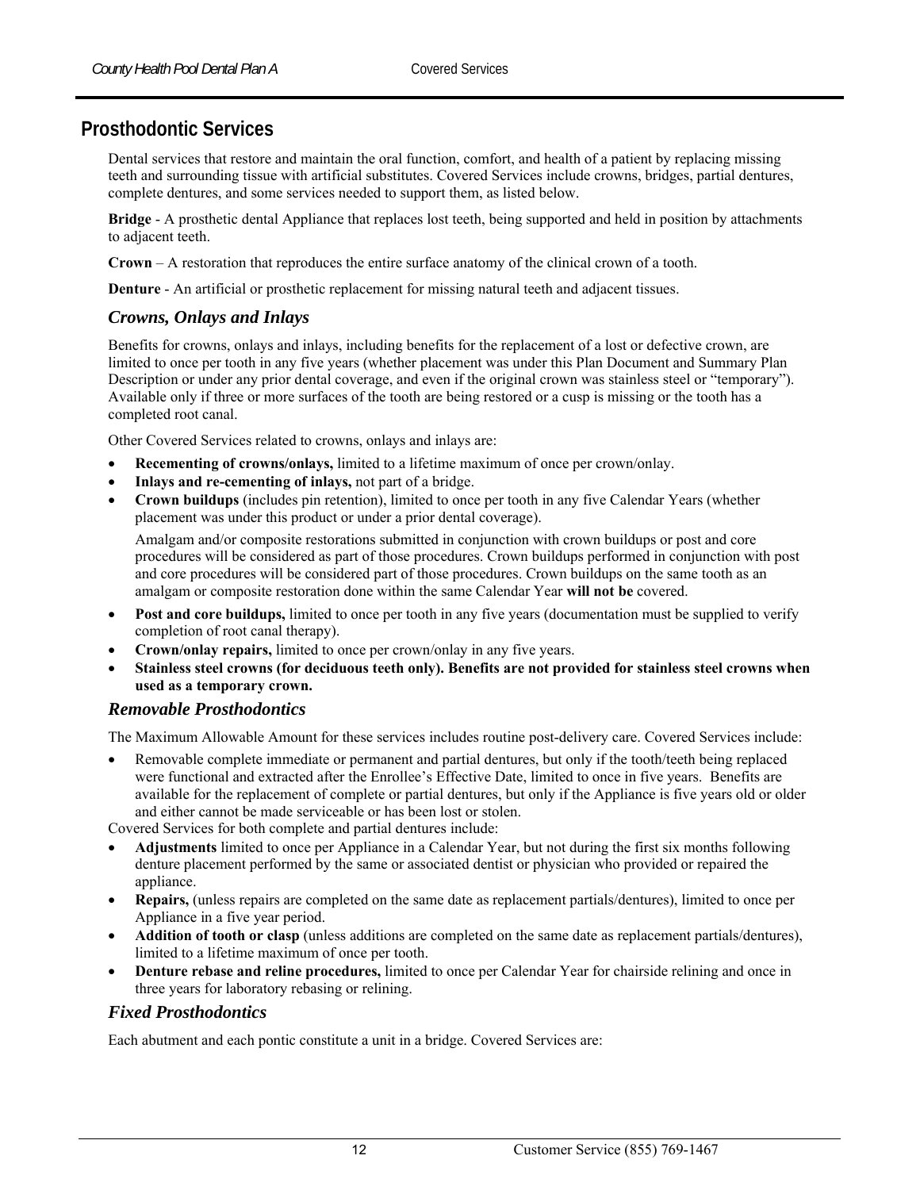## Prosthodontic Services

Dental services that restore and maintain the oral function, comfort, and health of a patient by replacing missing teeth and surrounding tissue with artificial substitutes. Covered Services include crowns, bridges, partial dentures, complete dentures, and some services needed to support them, as listed below.

**Bridge** - A prosthetic dental Appliance that replaces lost teeth, being supported and held in position by attachments to adjacent teeth.

**Crown** – A restoration that reproduces the entire surface anatomy of the clinical crown of a tooth.

**Denture** - An artificial or prosthetic replacement for missing natural teeth and adjacent tissues.

### *Crowns, Onlays and Inlays*

Benefits for crowns, onlays and inlays, including benefits for the replacement of a lost or defective crown, are limited to once per tooth in any five years (whether placement was under this Plan Document and Summary Plan Description or under any prior dental coverage, and even if the original crown was stainless steel or "temporary"). Available only if three or more surfaces of the tooth are being restored or a cusp is missing or the tooth has a completed root canal.

Other Covered Services related to crowns, onlays and inlays are:

- **Recementing of crowns/onlays,** limited to a lifetime maximum of once per crown/onlay.
- **Inlays and re-cementing of inlays,** not part of a bridge.
- **Crown buildups** (includes pin retention), limited to once per tooth in any five Calendar Years (whether placement was under this product or under a prior dental coverage).

  Amalgam and/or composite restorations submitted in conjunction with crown buildups or post and core procedures will be considered as part of those procedures. Crown buildups performed in conjunction with post and core procedures will be considered part of those procedures. Crown buildups on the same tooth as an amalgam or composite restoration done within the same Calendar Year **will not be** covered.
- **Post and core buildups,** limited to once per tooth in any five years (documentation must be supplied to verify completion of root canal therapy).
- **Crown/onlay repairs,** limited to once per crown/onlay in any five years.
- **Stainless steel crowns (for deciduous teeth only). Benefits are not provided for stainless steel crowns when used as a temporary crown.**

### *Removable Prosthodontics*

The Maximum Allowable Amount for these services includes routine post-delivery care. Covered Services include:

- Removable complete immediate or permanent and partial dentures, but only if the tooth/teeth being replaced were functional and extracted after the Enrollee's Effective Date, limited to once in five years. Benefits are available for the replacement of complete or partial dentures, but only if the Appliance is five years old or older and either cannot be made serviceable or has been lost or stolen.

Covered Services for both complete and partial dentures include:

- **Adjustments** limited to once per Appliance in a Calendar Year, but not during the first six months following denture placement performed by the same or associated dentist or physician who provided or repaired the appliance.
- **Repairs,** (unless repairs are completed on the same date as replacement partials/dentures), limited to once per Appliance in a five year period.
- **Addition of tooth or clasp** (unless additions are completed on the same date as replacement partials/dentures), limited to a lifetime maximum of once per tooth.
- **Denture rebase and reline procedures,** limited to once per Calendar Year for chairside relining and once in three years for laboratory rebasing or relining.

### *Fixed Prosthodontics*

Each abutment and each pontic constitute a unit in a bridge. Covered Services are: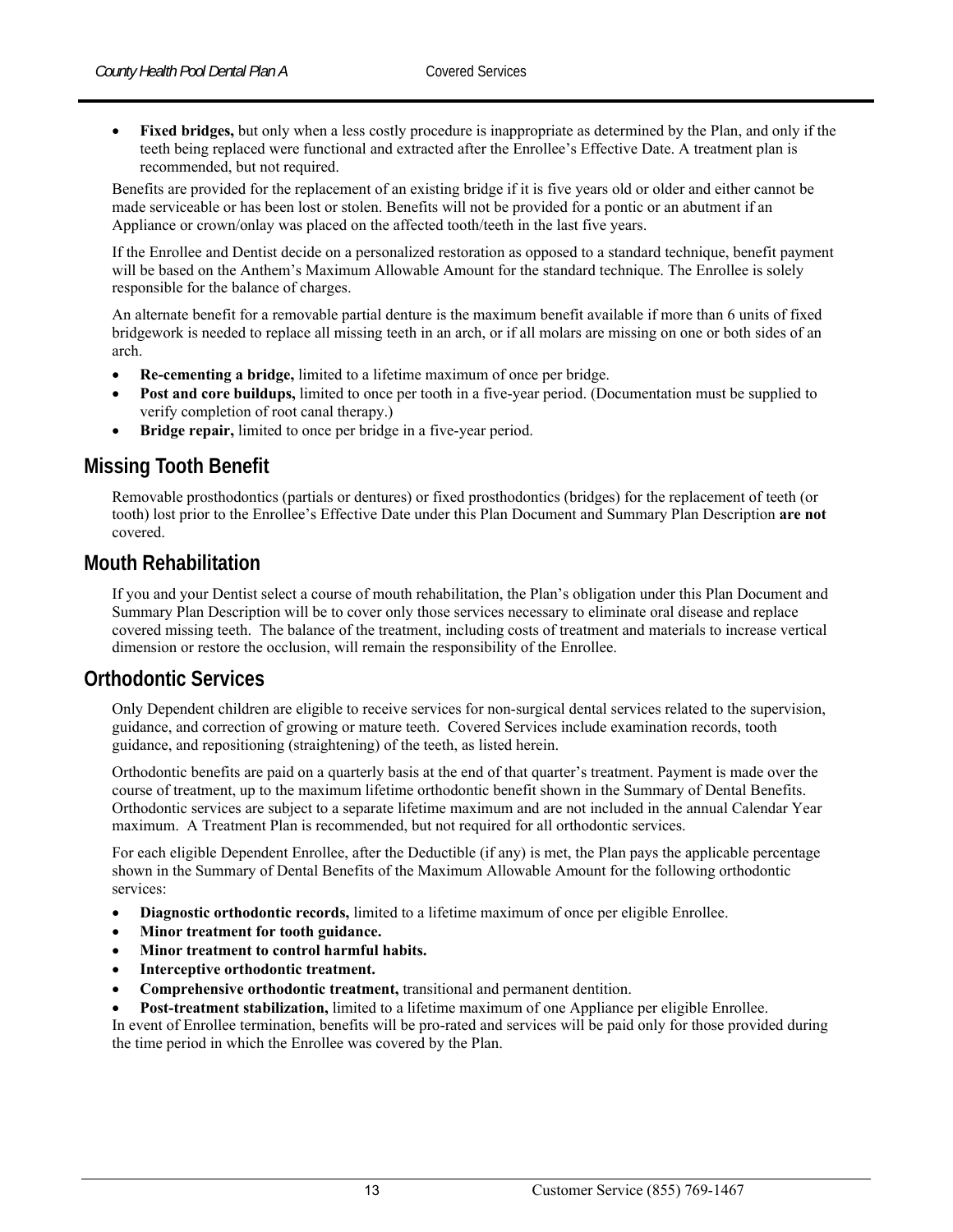- **Fixed bridges,** but only when a less costly procedure is inappropriate as determined by the Plan, and only if the teeth being replaced were functional and extracted after the Enrollee's Effective Date. A treatment plan is recommended, but not required.

Benefits are provided for the replacement of an existing bridge if it is five years old or older and either cannot be made serviceable or has been lost or stolen. Benefits will not be provided for a pontic or an abutment if an Appliance or crown/onlay was placed on the affected tooth/teeth in the last five years.

If the Enrollee and Dentist decide on a personalized restoration as opposed to a standard technique, benefit payment will be based on the Anthem's Maximum Allowable Amount for the standard technique. The Enrollee is solely responsible for the balance of charges.

An alternate benefit for a removable partial denture is the maximum benefit available if more than 6 units of fixed bridgework is needed to replace all missing teeth in an arch, or if all molars are missing on one or both sides of an arch.

- **Re-cementing a bridge,** limited to a lifetime maximum of once per bridge.
- **Post and core buildups,** limited to once per tooth in a five-year period. (Documentation must be supplied to verify completion of root canal therapy.)
- **Bridge repair,** limited to once per bridge in a five-year period.

## Missing Tooth Benefit

Removable prosthodontics (partials or dentures) or fixed prosthodontics (bridges) for the replacement of teeth (or tooth) lost prior to the Enrollee's Effective Date under this Plan Document and Summary Plan Description **are not** covered.

## Mouth Rehabilitation

If you and your Dentist select a course of mouth rehabilitation, the Plan's obligation under this Plan Document and Summary Plan Description will be to cover only those services necessary to eliminate oral disease and replace covered missing teeth. The balance of the treatment, including costs of treatment and materials to increase vertical dimension or restore the occlusion, will remain the responsibility of the Enrollee.

## Orthodontic Services

Only Dependent children are eligible to receive services for non-surgical dental services related to the supervision, guidance, and correction of growing or mature teeth. Covered Services include examination records, tooth guidance, and repositioning (straightening) of the teeth, as listed herein.

Orthodontic benefits are paid on a quarterly basis at the end of that quarter's treatment. Payment is made over the course of treatment, up to the maximum lifetime orthodontic benefit shown in the Summary of Dental Benefits. Orthodontic services are subject to a separate lifetime maximum and are not included in the annual Calendar Year maximum. A Treatment Plan is recommended, but not required for all orthodontic services.

For each eligible Dependent Enrollee, after the Deductible (if any) is met, the Plan pays the applicable percentage shown in the Summary of Dental Benefits of the Maximum Allowable Amount for the following orthodontic services:

- **Diagnostic orthodontic records,** limited to a lifetime maximum of once per eligible Enrollee.
- **Minor treatment for tooth guidance.**
- **Minor treatment to control harmful habits.**
- **Interceptive orthodontic treatment.**
- **Comprehensive orthodontic treatment,** transitional and permanent dentition.
- **Post-treatment stabilization,** limited to a lifetime maximum of one Appliance per eligible Enrollee.

In event of Enrollee termination, benefits will be pro-rated and services will be paid only for those provided during the time period in which the Enrollee was covered by the Plan.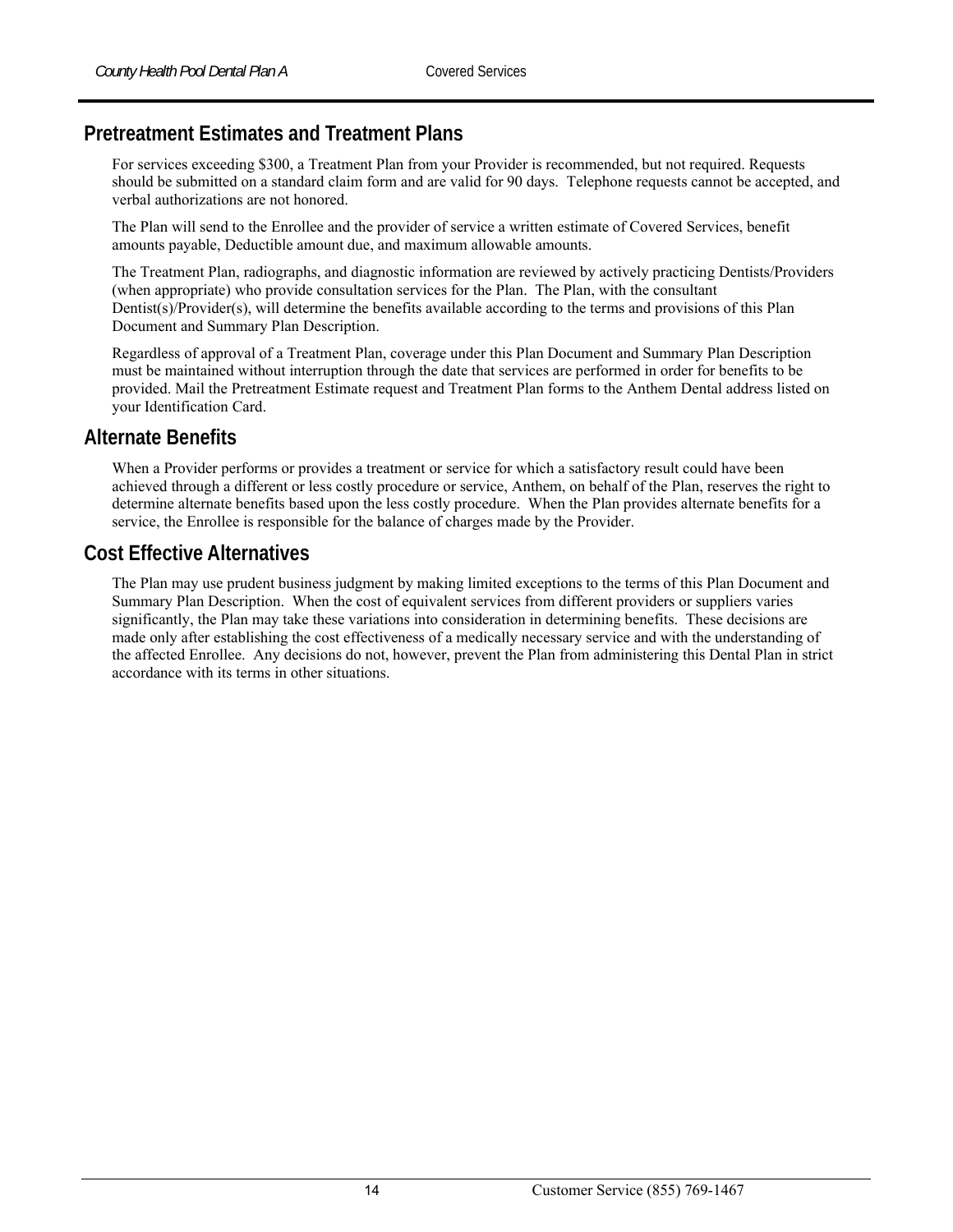## Pretreatment Estimates and Treatment Plans

For services exceeding $300, a Treatment Plan from your Provider is recommended, but not required. Requests should be submitted on a standard claim form and are valid for 90 days. Telephone requests cannot be accepted, and verbal authorizations are not honored.

The Plan will send to the Enrollee and the provider of service a written estimate of Covered Services, benefit amounts payable, Deductible amount due, and maximum allowable amounts.

The Treatment Plan, radiographs, and diagnostic information are reviewed by actively practicing Dentists/Providers (when appropriate) who provide consultation services for the Plan. The Plan, with the consultant Dentist(s)/Provider(s), will determine the benefits available according to the terms and provisions of this Plan Document and Summary Plan Description.

Regardless of approval of a Treatment Plan, coverage under this Plan Document and Summary Plan Description must be maintained without interruption through the date that services are performed in order for benefits to be provided. Mail the Pretreatment Estimate request and Treatment Plan forms to the Anthem Dental address listed on your Identification Card.

## Alternate Benefits

When a Provider performs or provides a treatment or service for which a satisfactory result could have been achieved through a different or less costly procedure or service, Anthem, on behalf of the Plan, reserves the right to determine alternate benefits based upon the less costly procedure. When the Plan provides alternate benefits for a service, the Enrollee is responsible for the balance of charges made by the Provider.

## Cost Effective Alternatives

The Plan may use prudent business judgment by making limited exceptions to the terms of this Plan Document and Summary Plan Description. When the cost of equivalent services from different providers or suppliers varies significantly, the Plan may take these variations into consideration in determining benefits. These decisions are made only after establishing the cost effectiveness of a medically necessary service and with the understanding of the affected Enrollee. Any decisions do not, however, prevent the Plan from administering this Dental Plan in strict accordance with its terms in other situations.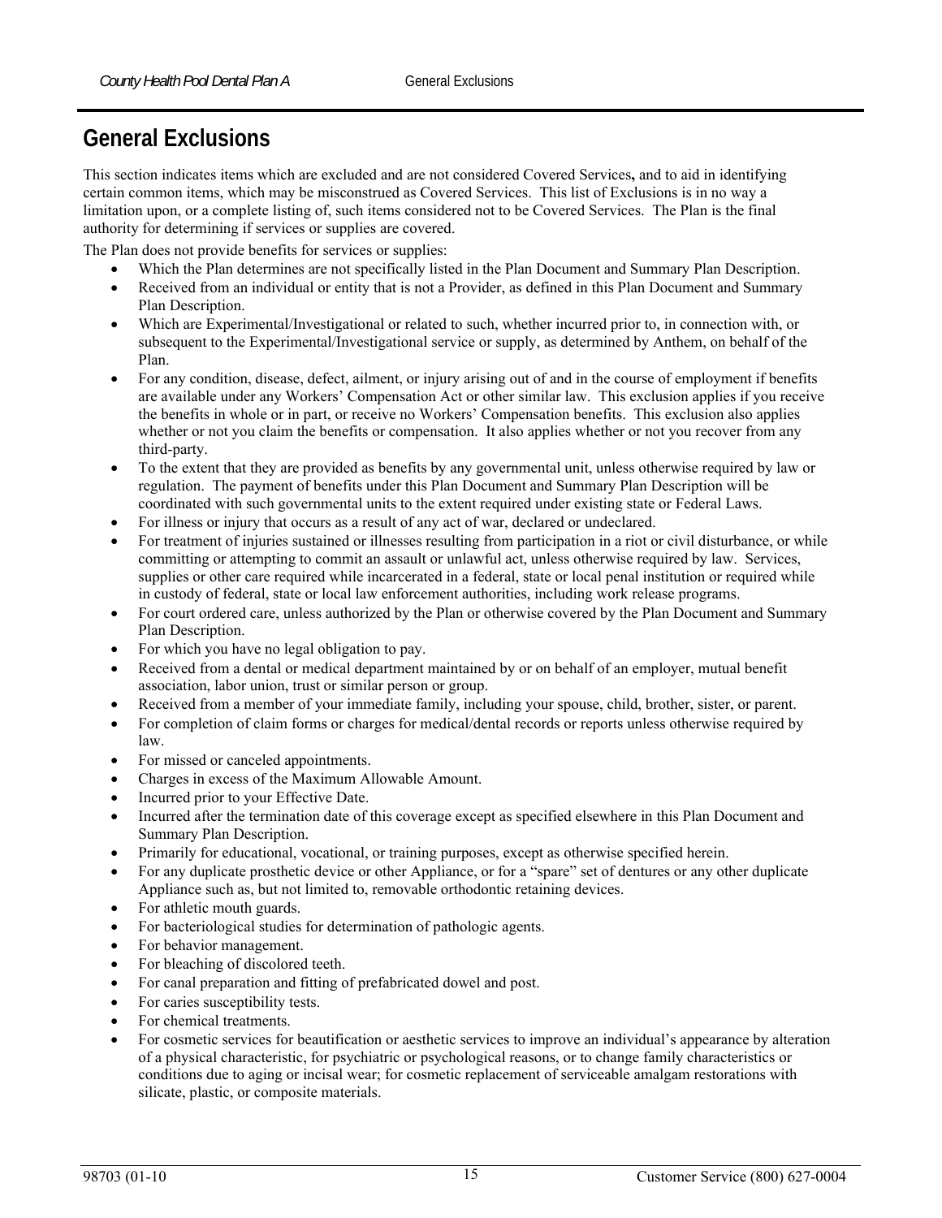## General Exclusions

This section indicates items which are excluded and are not considered Covered Services**,** and to aid in identifying certain common items, which may be misconstrued as Covered Services. This list of Exclusions is in no way a limitation upon, or a complete listing of, such items considered not to be Covered Services. The Plan is the final authority for determining if services or supplies are covered.

The Plan does not provide benefits for services or supplies:

- Which the Plan determines are not specifically listed in the Plan Document and Summary Plan Description.
- Received from an individual or entity that is not a Provider, as defined in this Plan Document and Summary Plan Description.
- Which are Experimental/Investigational or related to such, whether incurred prior to, in connection with, or subsequent to the Experimental/Investigational service or supply, as determined by Anthem, on behalf of the Plan.
- For any condition, disease, defect, ailment, or injury arising out of and in the course of employment if benefits are available under any Workers' Compensation Act or other similar law. This exclusion applies if you receive the benefits in whole or in part, or receive no Workers' Compensation benefits. This exclusion also applies whether or not you claim the benefits or compensation. It also applies whether or not you recover from any third-party.
- To the extent that they are provided as benefits by any governmental unit, unless otherwise required by law or regulation. The payment of benefits under this Plan Document and Summary Plan Description will be coordinated with such governmental units to the extent required under existing state or Federal Laws.
- For illness or injury that occurs as a result of any act of war, declared or undeclared.
- For treatment of injuries sustained or illnesses resulting from participation in a riot or civil disturbance, or while committing or attempting to commit an assault or unlawful act, unless otherwise required by law. Services, supplies or other care required while incarcerated in a federal, state or local penal institution or required while in custody of federal, state or local law enforcement authorities, including work release programs.
- For court ordered care, unless authorized by the Plan or otherwise covered by the Plan Document and Summary Plan Description.
- For which you have no legal obligation to pay.
- Received from a dental or medical department maintained by or on behalf of an employer, mutual benefit association, labor union, trust or similar person or group.
- Received from a member of your immediate family, including your spouse, child, brother, sister, or parent.
- For completion of claim forms or charges for medical/dental records or reports unless otherwise required by law.
- For missed or canceled appointments.
- Charges in excess of the Maximum Allowable Amount.
- Incurred prior to your Effective Date.
- Incurred after the termination date of this coverage except as specified elsewhere in this Plan Document and Summary Plan Description.
- Primarily for educational, vocational, or training purposes, except as otherwise specified herein.
- For any duplicate prosthetic device or other Appliance, or for a "spare" set of dentures or any other duplicate Appliance such as, but not limited to, removable orthodontic retaining devices.
- For athletic mouth guards.
- For bacteriological studies for determination of pathologic agents.
- For behavior management.
- For bleaching of discolored teeth.
- For canal preparation and fitting of prefabricated dowel and post.
- For caries susceptibility tests.
- For chemical treatments.
- For cosmetic services for beautification or aesthetic services to improve an individual's appearance by alteration of a physical characteristic, for psychiatric or psychological reasons, or to change family characteristics or conditions due to aging or incisal wear; for cosmetic replacement of serviceable amalgam restorations with silicate, plastic, or composite materials.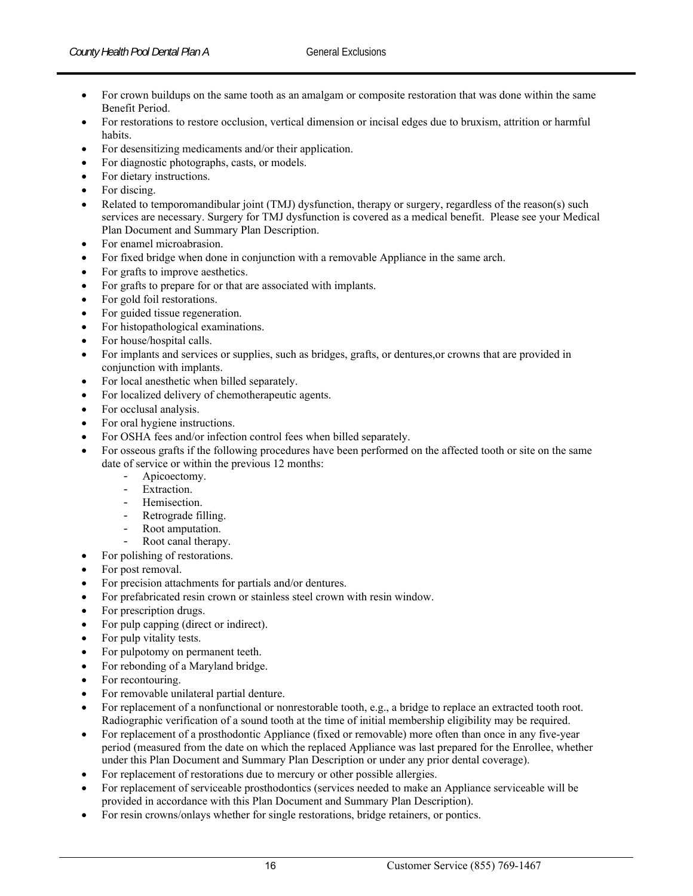- For crown buildups on the same tooth as an amalgam or composite restoration that was done within the same Benefit Period.
- For restorations to restore occlusion, vertical dimension or incisal edges due to bruxism, attrition or harmful habits.
- For desensitizing medicaments and/or their application.
- For diagnostic photographs, casts, or models.
- For dietary instructions.
- For discing.
- Related to temporomandibular joint (TMJ) dysfunction, therapy or surgery, regardless of the reason(s) such services are necessary. Surgery for TMJ dysfunction is covered as a medical benefit. Please see your Medical Plan Document and Summary Plan Description.
- For enamel microabrasion.
- For fixed bridge when done in conjunction with a removable Appliance in the same arch.
- For grafts to improve aesthetics.
- For grafts to prepare for or that are associated with implants.
- For gold foil restorations.
- For guided tissue regeneration.
- For histopathological examinations.
- For house/hospital calls.
- For implants and services or supplies, such as bridges, grafts, or dentures,or crowns that are provided in conjunction with implants.
- For local anesthetic when billed separately.
- For localized delivery of chemotherapeutic agents.
- For occlusal analysis.
- For oral hygiene instructions.
- For OSHA fees and/or infection control fees when billed separately.
- For osseous grafts if the following procedures have been performed on the affected tooth or site on the same date of service or within the previous 12 months:
  - Apicoectomy.
  - Extraction.
  - Hemisection.
  - Retrograde filling.
  - Root amputation.
  - Root canal therapy.
- For polishing of restorations.
- For post removal.
- For precision attachments for partials and/or dentures.
- For prefabricated resin crown or stainless steel crown with resin window.
- For prescription drugs.
- For pulp capping (direct or indirect).
- For pulp vitality tests.
- For pulpotomy on permanent teeth.
- For rebonding of a Maryland bridge.
- For recontouring.
- For removable unilateral partial denture.
- For replacement of a nonfunctional or nonrestorable tooth, e.g., a bridge to replace an extracted tooth root. Radiographic verification of a sound tooth at the time of initial membership eligibility may be required.
- For replacement of a prosthodontic Appliance (fixed or removable) more often than once in any five-year period (measured from the date on which the replaced Appliance was last prepared for the Enrollee, whether under this Plan Document and Summary Plan Description or under any prior dental coverage).
- For replacement of restorations due to mercury or other possible allergies.
- For replacement of serviceable prosthodontics (services needed to make an Appliance serviceable will be provided in accordance with this Plan Document and Summary Plan Description).
- For resin crowns/onlays whether for single restorations, bridge retainers, or pontics.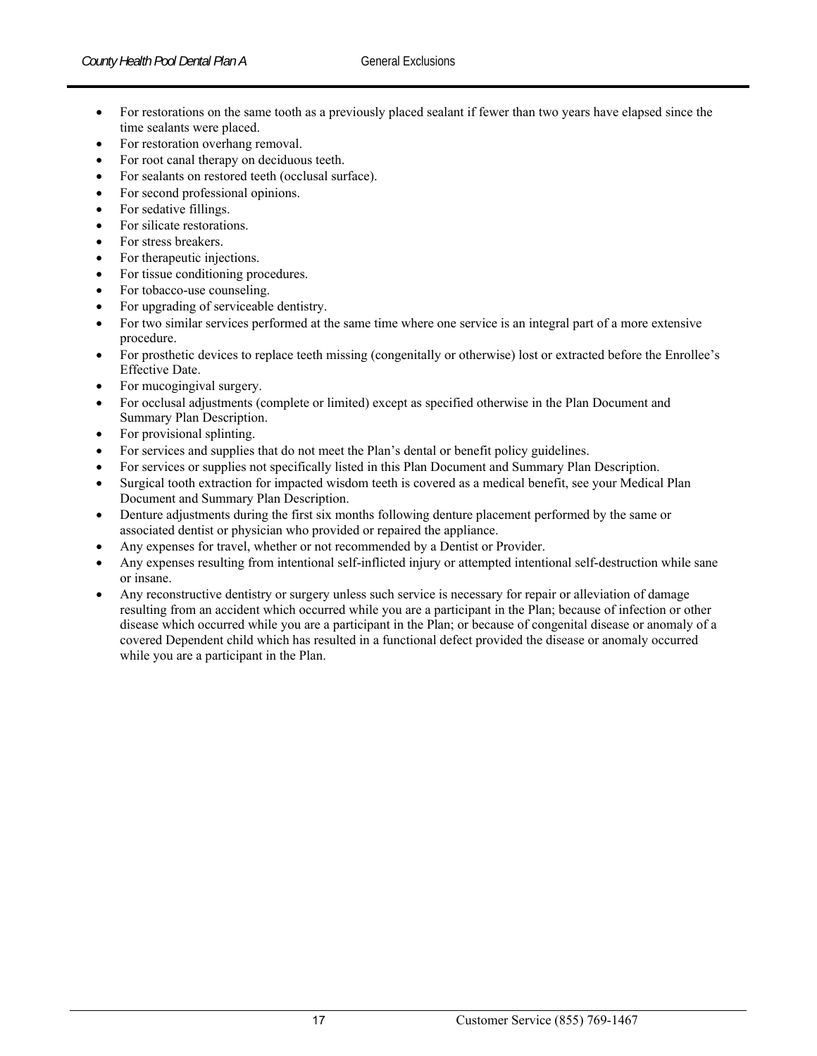- For restorations on the same tooth as a previously placed sealant if fewer than two years have elapsed since the time sealants were placed.
- For restoration overhang removal.
- For root canal therapy on deciduous teeth.
- For sealants on restored teeth (occlusal surface).
- For second professional opinions.
- For sedative fillings.
- For silicate restorations.
- For stress breakers.
- For therapeutic injections.
- For tissue conditioning procedures.
- For tobacco-use counseling.
- For upgrading of serviceable dentistry.
- For two similar services performed at the same time where one service is an integral part of a more extensive procedure.
- For prosthetic devices to replace teeth missing (congenitally or otherwise) lost or extracted before the Enrollee's Effective Date.
- For mucogingival surgery.
- For occlusal adjustments (complete or limited) except as specified otherwise in the Plan Document and Summary Plan Description.
- For provisional splinting.
- For services and supplies that do not meet the Plan's dental or benefit policy guidelines.
- For services or supplies not specifically listed in this Plan Document and Summary Plan Description.
- Surgical tooth extraction for impacted wisdom teeth is covered as a medical benefit, see your Medical Plan Document and Summary Plan Description.
- Denture adjustments during the first six months following denture placement performed by the same or associated dentist or physician who provided or repaired the appliance.
- Any expenses for travel, whether or not recommended by a Dentist or Provider.
- Any expenses resulting from intentional self-inflicted injury or attempted intentional self-destruction while sane or insane.
- Any reconstructive dentistry or surgery unless such service is necessary for repair or alleviation of damage resulting from an accident which occurred while you are a participant in the Plan; because of infection or other disease which occurred while you are a participant in the Plan; or because of congenital disease or anomaly of a covered Dependent child which has resulted in a functional defect provided the disease or anomaly occurred while you are a participant in the Plan.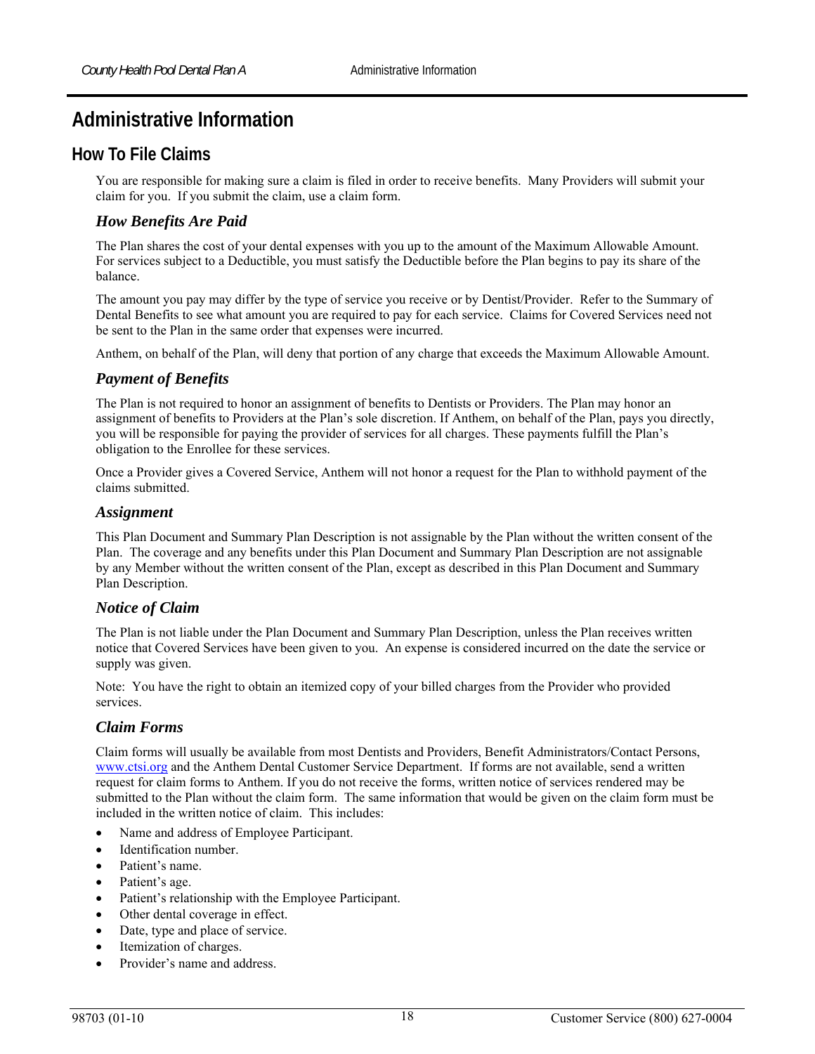# Administrative Information

## How To File Claims

You are responsible for making sure a claim is filed in order to receive benefits. Many Providers will submit your claim for you. If you submit the claim, use a claim form.

### *How Benefits Are Paid*

The Plan shares the cost of your dental expenses with you up to the amount of the Maximum Allowable Amount. For services subject to a Deductible, you must satisfy the Deductible before the Plan begins to pay its share of the balance.

The amount you pay may differ by the type of service you receive or by Dentist/Provider. Refer to the Summary of Dental Benefits to see what amount you are required to pay for each service. Claims for Covered Services need not be sent to the Plan in the same order that expenses were incurred.

Anthem, on behalf of the Plan, will deny that portion of any charge that exceeds the Maximum Allowable Amount.

### *Payment of Benefits*

The Plan is not required to honor an assignment of benefits to Dentists or Providers. The Plan may honor an assignment of benefits to Providers at the Plan's sole discretion. If Anthem, on behalf of the Plan, pays you directly, you will be responsible for paying the provider of services for all charges. These payments fulfill the Plan's obligation to the Enrollee for these services.

Once a Provider gives a Covered Service, Anthem will not honor a request for the Plan to withhold payment of the claims submitted.

### *Assignment*

This Plan Document and Summary Plan Description is not assignable by the Plan without the written consent of the Plan. The coverage and any benefits under this Plan Document and Summary Plan Description are not assignable by any Member without the written consent of the Plan, except as described in this Plan Document and Summary Plan Description.

### *Notice of Claim*

The Plan is not liable under the Plan Document and Summary Plan Description, unless the Plan receives written notice that Covered Services have been given to you. An expense is considered incurred on the date the service or supply was given.

Note: You have the right to obtain an itemized copy of your billed charges from the Provider who provided services.

### *Claim Forms*

Claim forms will usually be available from most Dentists and Providers, Benefit Administrators/Contact Persons, www.ctsi.org and the Anthem Dental Customer Service Department. If forms are not available, send a written request for claim forms to Anthem. If you do not receive the forms, written notice of services rendered may be submitted to the Plan without the claim form. The same information that would be given on the claim form must be included in the written notice of claim. This includes:

- Name and address of Employee Participant.
- Identification number.
- Patient's name.
- Patient's age.
- Patient's relationship with the Employee Participant.
- Other dental coverage in effect.
- Date, type and place of service.
- Itemization of charges.
- Provider's name and address.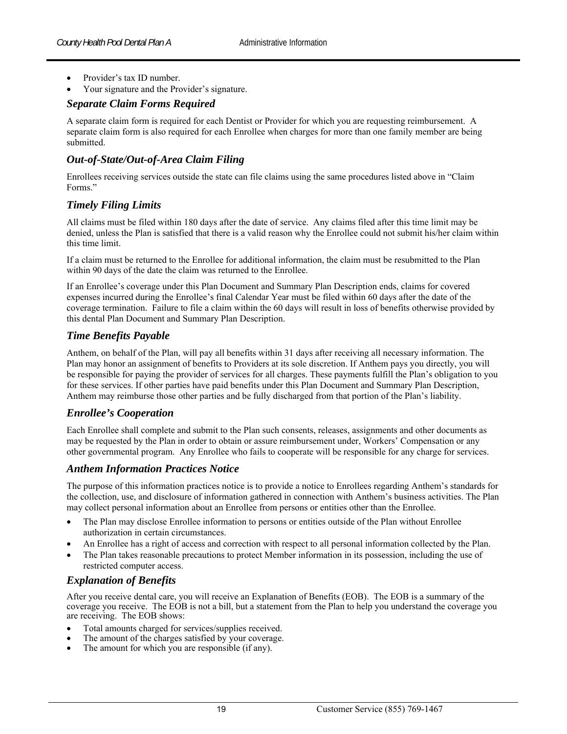- Provider's tax ID number.
- Your signature and the Provider's signature.

### *Separate Claim Forms Required*

A separate claim form is required for each Dentist or Provider for which you are requesting reimbursement. A separate claim form is also required for each Enrollee when charges for more than one family member are being submitted.

### *Out-of-State/Out-of-Area Claim Filing*

Enrollees receiving services outside the state can file claims using the same procedures listed above in "Claim Forms."

### *Timely Filing Limits*

All claims must be filed within 180 days after the date of service. Any claims filed after this time limit may be denied, unless the Plan is satisfied that there is a valid reason why the Enrollee could not submit his/her claim within this time limit.

If a claim must be returned to the Enrollee for additional information, the claim must be resubmitted to the Plan within 90 days of the date the claim was returned to the Enrollee.

If an Enrollee's coverage under this Plan Document and Summary Plan Description ends, claims for covered expenses incurred during the Enrollee's final Calendar Year must be filed within 60 days after the date of the coverage termination. Failure to file a claim within the 60 days will result in loss of benefits otherwise provided by this dental Plan Document and Summary Plan Description.

### *Time Benefits Payable*

Anthem, on behalf of the Plan, will pay all benefits within 31 days after receiving all necessary information. The Plan may honor an assignment of benefits to Providers at its sole discretion. If Anthem pays you directly, you will be responsible for paying the provider of services for all charges. These payments fulfill the Plan's obligation to you for these services. If other parties have paid benefits under this Plan Document and Summary Plan Description, Anthem may reimburse those other parties and be fully discharged from that portion of the Plan's liability.

### *Enrollee's Cooperation*

Each Enrollee shall complete and submit to the Plan such consents, releases, assignments and other documents as may be requested by the Plan in order to obtain or assure reimbursement under, Workers' Compensation or any other governmental program. Any Enrollee who fails to cooperate will be responsible for any charge for services.

### *Anthem Information Practices Notice*

The purpose of this information practices notice is to provide a notice to Enrollees regarding Anthem's standards for the collection, use, and disclosure of information gathered in connection with Anthem's business activities. The Plan may collect personal information about an Enrollee from persons or entities other than the Enrollee.

- The Plan may disclose Enrollee information to persons or entities outside of the Plan without Enrollee authorization in certain circumstances.
- An Enrollee has a right of access and correction with respect to all personal information collected by the Plan.
- The Plan takes reasonable precautions to protect Member information in its possession, including the use of restricted computer access.

### *Explanation of Benefits*

After you receive dental care, you will receive an Explanation of Benefits (EOB). The EOB is a summary of the coverage you receive. The EOB is not a bill, but a statement from the Plan to help you understand the coverage you are receiving. The EOB shows:

- Total amounts charged for services/supplies received.
- The amount of the charges satisfied by your coverage.
- The amount for which you are responsible (if any).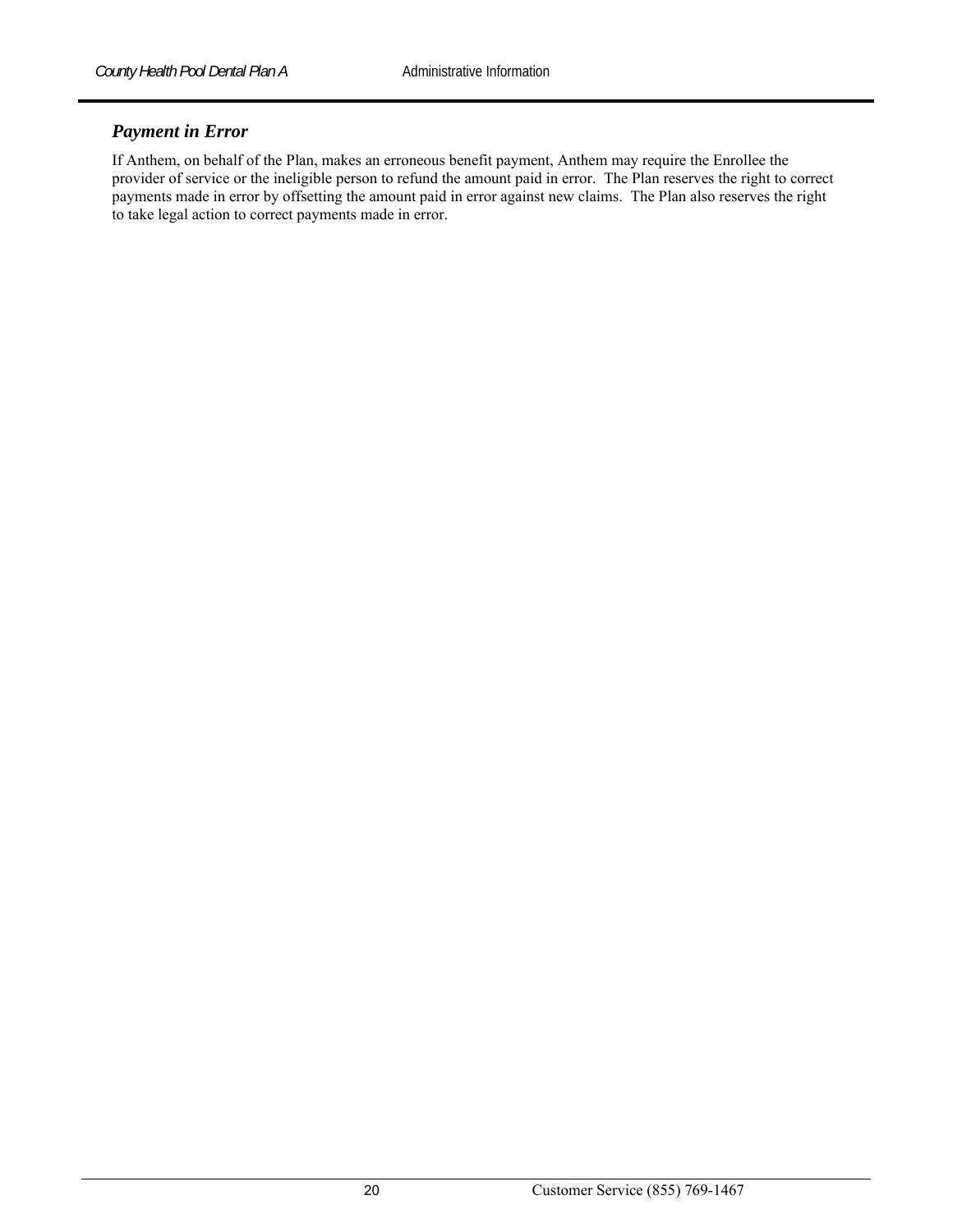### *Payment in Error*

If Anthem, on behalf of the Plan, makes an erroneous benefit payment, Anthem may require the Enrollee the provider of service or the ineligible person to refund the amount paid in error. The Plan reserves the right to correct payments made in error by offsetting the amount paid in error against new claims. The Plan also reserves the right to take legal action to correct payments made in error.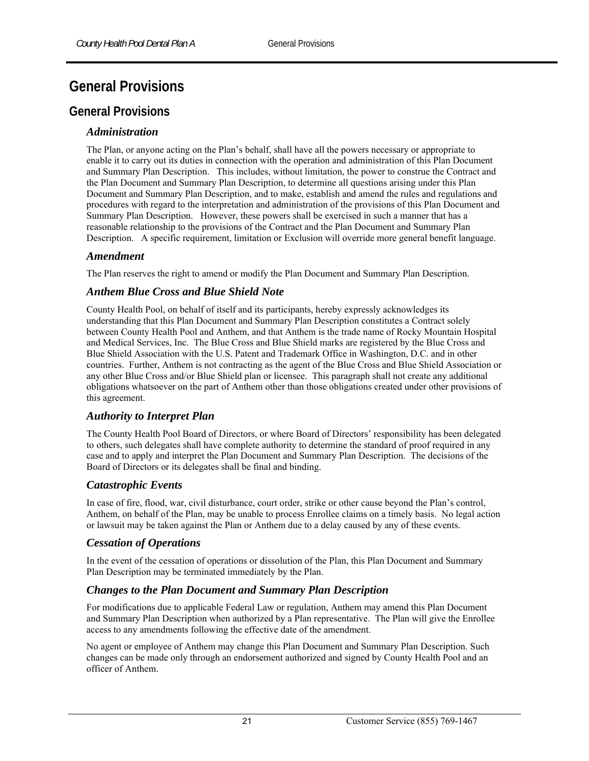# General Provisions

## General Provisions

### Administration

The Plan, or anyone acting on the Plan's behalf, shall have all the powers necessary or appropriate to enable it to carry out its duties in connection with the operation and administration of this Plan Document and Summary Plan Description. This includes, without limitation, the power to construe the Contract and the Plan Document and Summary Plan Description, to determine all questions arising under this Plan Document and Summary Plan Description, and to make, establish and amend the rules and regulations and procedures with regard to the interpretation and administration of the provisions of this Plan Document and Summary Plan Description. However, these powers shall be exercised in such a manner that has a reasonable relationship to the provisions of the Contract and the Plan Document and Summary Plan Description. A specific requirement, limitation or Exclusion will override more general benefit language.

### Amendment

The Plan reserves the right to amend or modify the Plan Document and Summary Plan Description.

### Anthem Blue Cross and Blue Shield Note

County Health Pool, on behalf of itself and its participants, hereby expressly acknowledges its understanding that this Plan Document and Summary Plan Description constitutes a Contract solely between County Health Pool and Anthem, and that Anthem is the trade name of Rocky Mountain Hospital and Medical Services, Inc. The Blue Cross and Blue Shield marks are registered by the Blue Cross and Blue Shield Association with the U.S. Patent and Trademark Office in Washington, D.C. and in other countries. Further, Anthem is not contracting as the agent of the Blue Cross and Blue Shield Association or any other Blue Cross and/or Blue Shield plan or licensee. This paragraph shall not create any additional obligations whatsoever on the part of Anthem other than those obligations created under other provisions of this agreement.

### Authority to Interpret Plan

The County Health Pool Board of Directors, or where Board of Directors' responsibility has been delegated to others, such delegates shall have complete authority to determine the standard of proof required in any case and to apply and interpret the Plan Document and Summary Plan Description. The decisions of the Board of Directors or its delegates shall be final and binding.

### Catastrophic Events

In case of fire, flood, war, civil disturbance, court order, strike or other cause beyond the Plan's control, Anthem, on behalf of the Plan, may be unable to process Enrollee claims on a timely basis. No legal action or lawsuit may be taken against the Plan or Anthem due to a delay caused by any of these events.

### Cessation of Operations

In the event of the cessation of operations or dissolution of the Plan, this Plan Document and Summary Plan Description may be terminated immediately by the Plan.

### Changes to the Plan Document and Summary Plan Description

For modifications due to applicable Federal Law or regulation, Anthem may amend this Plan Document and Summary Plan Description when authorized by a Plan representative. The Plan will give the Enrollee access to any amendments following the effective date of the amendment.

No agent or employee of Anthem may change this Plan Document and Summary Plan Description. Such changes can be made only through an endorsement authorized and signed by County Health Pool and an officer of Anthem.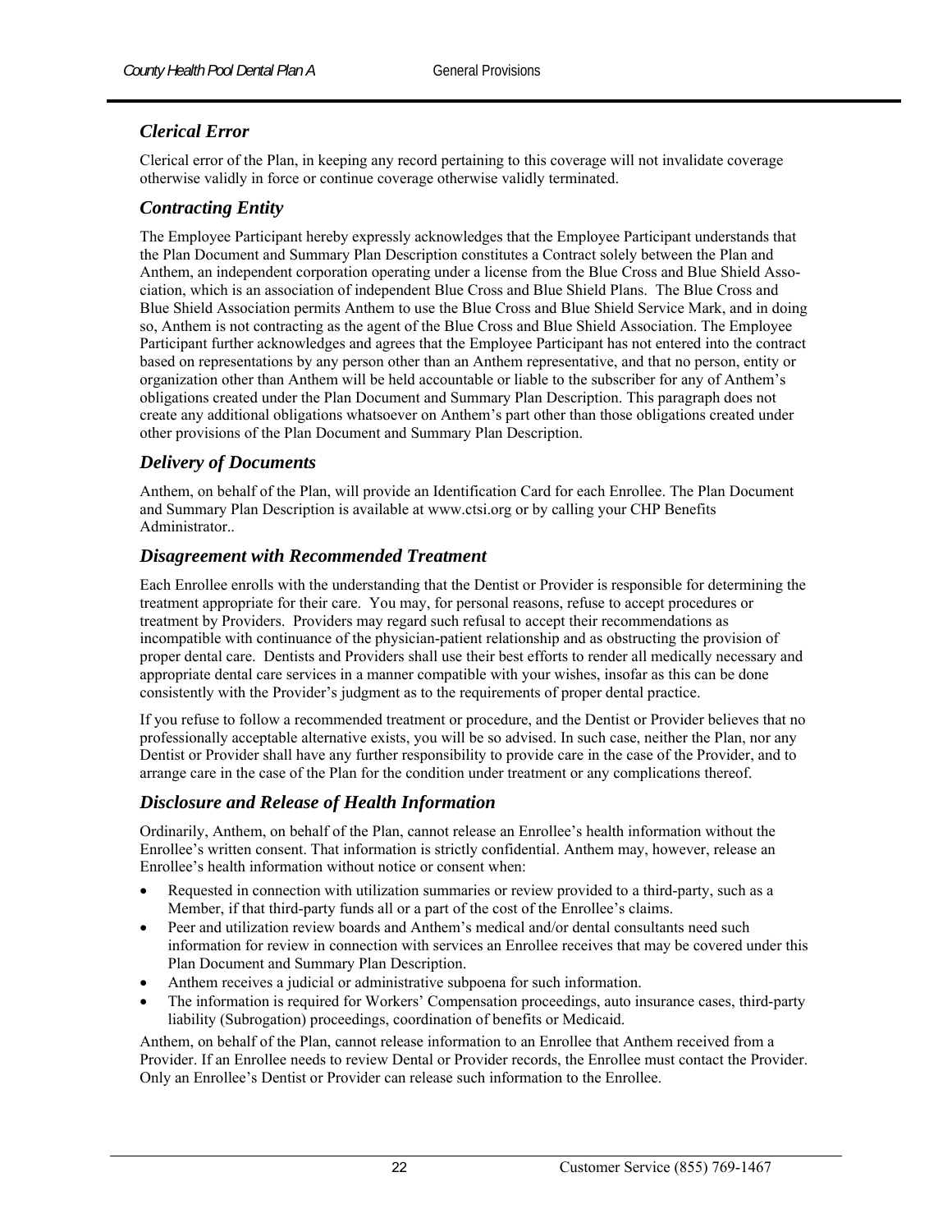## *Clerical Error*

Clerical error of the Plan, in keeping any record pertaining to this coverage will not invalidate coverage otherwise validly in force or continue coverage otherwise validly terminated.

## *Contracting Entity*

The Employee Participant hereby expressly acknowledges that the Employee Participant understands that the Plan Document and Summary Plan Description constitutes a Contract solely between the Plan and Anthem, an independent corporation operating under a license from the Blue Cross and Blue Shield Association, which is an association of independent Blue Cross and Blue Shield Plans. The Blue Cross and Blue Shield Association permits Anthem to use the Blue Cross and Blue Shield Service Mark, and in doing so, Anthem is not contracting as the agent of the Blue Cross and Blue Shield Association. The Employee Participant further acknowledges and agrees that the Employee Participant has not entered into the contract based on representations by any person other than an Anthem representative, and that no person, entity or organization other than Anthem will be held accountable or liable to the subscriber for any of Anthem's obligations created under the Plan Document and Summary Plan Description. This paragraph does not create any additional obligations whatsoever on Anthem's part other than those obligations created under other provisions of the Plan Document and Summary Plan Description.

## *Delivery of Documents*

Anthem, on behalf of the Plan, will provide an Identification Card for each Enrollee. The Plan Document and Summary Plan Description is available at www.ctsi.org or by calling your CHP Benefits Administrator..

## *Disagreement with Recommended Treatment*

Each Enrollee enrolls with the understanding that the Dentist or Provider is responsible for determining the treatment appropriate for their care. You may, for personal reasons, refuse to accept procedures or treatment by Providers. Providers may regard such refusal to accept their recommendations as incompatible with continuance of the physician-patient relationship and as obstructing the provision of proper dental care. Dentists and Providers shall use their best efforts to render all medically necessary and appropriate dental care services in a manner compatible with your wishes, insofar as this can be done consistently with the Provider's judgment as to the requirements of proper dental practice.

If you refuse to follow a recommended treatment or procedure, and the Dentist or Provider believes that no professionally acceptable alternative exists, you will be so advised. In such case, neither the Plan, nor any Dentist or Provider shall have any further responsibility to provide care in the case of the Provider, and to arrange care in the case of the Plan for the condition under treatment or any complications thereof.

## *Disclosure and Release of Health Information*

Ordinarily, Anthem, on behalf of the Plan, cannot release an Enrollee's health information without the Enrollee's written consent. That information is strictly confidential. Anthem may, however, release an Enrollee's health information without notice or consent when:

- Requested in connection with utilization summaries or review provided to a third-party, such as a Member, if that third-party funds all or a part of the cost of the Enrollee's claims.
- Peer and utilization review boards and Anthem's medical and/or dental consultants need such information for review in connection with services an Enrollee receives that may be covered under this Plan Document and Summary Plan Description.
- Anthem receives a judicial or administrative subpoena for such information.
- The information is required for Workers' Compensation proceedings, auto insurance cases, third-party liability (Subrogation) proceedings, coordination of benefits or Medicaid.

Anthem, on behalf of the Plan, cannot release information to an Enrollee that Anthem received from a Provider. If an Enrollee needs to review Dental or Provider records, the Enrollee must contact the Provider. Only an Enrollee's Dentist or Provider can release such information to the Enrollee.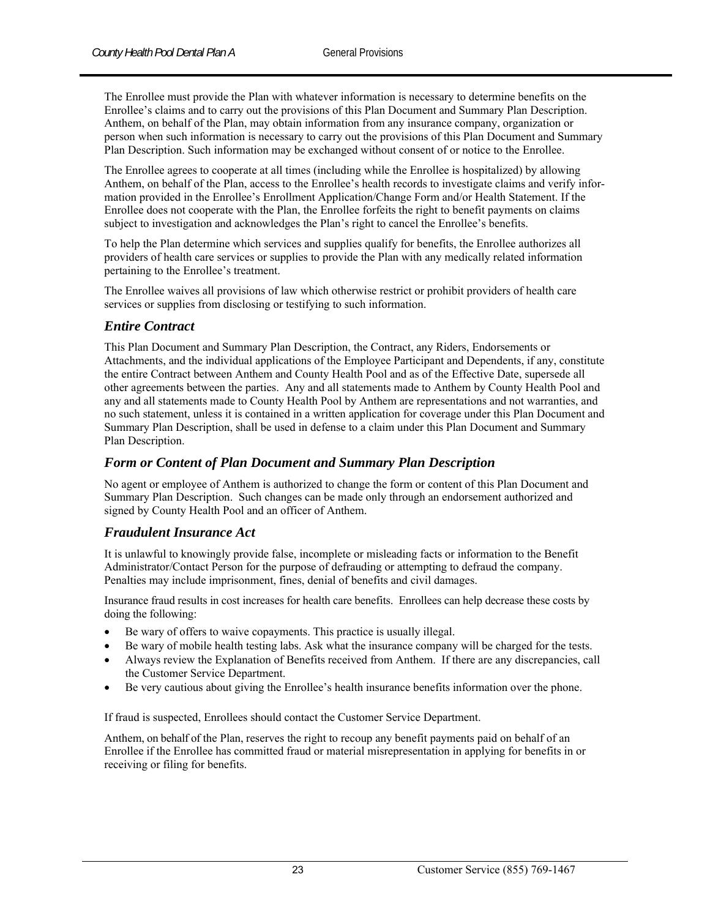The Enrollee must provide the Plan with whatever information is necessary to determine benefits on the Enrollee's claims and to carry out the provisions of this Plan Document and Summary Plan Description. Anthem, on behalf of the Plan, may obtain information from any insurance company, organization or person when such information is necessary to carry out the provisions of this Plan Document and Summary Plan Description. Such information may be exchanged without consent of or notice to the Enrollee.

The Enrollee agrees to cooperate at all times (including while the Enrollee is hospitalized) by allowing Anthem, on behalf of the Plan, access to the Enrollee's health records to investigate claims and verify information provided in the Enrollee's Enrollment Application/Change Form and/or Health Statement. If the Enrollee does not cooperate with the Plan, the Enrollee forfeits the right to benefit payments on claims subject to investigation and acknowledges the Plan's right to cancel the Enrollee's benefits.

To help the Plan determine which services and supplies qualify for benefits, the Enrollee authorizes all providers of health care services or supplies to provide the Plan with any medically related information pertaining to the Enrollee's treatment.

The Enrollee waives all provisions of law which otherwise restrict or prohibit providers of health care services or supplies from disclosing or testifying to such information.

## *Entire Contract*

This Plan Document and Summary Plan Description, the Contract, any Riders, Endorsements or Attachments, and the individual applications of the Employee Participant and Dependents, if any, constitute the entire Contract between Anthem and County Health Pool and as of the Effective Date, supersede all other agreements between the parties. Any and all statements made to Anthem by County Health Pool and any and all statements made to County Health Pool by Anthem are representations and not warranties, and no such statement, unless it is contained in a written application for coverage under this Plan Document and Summary Plan Description, shall be used in defense to a claim under this Plan Document and Summary Plan Description.

## *Form or Content of Plan Document and Summary Plan Description*

No agent or employee of Anthem is authorized to change the form or content of this Plan Document and Summary Plan Description. Such changes can be made only through an endorsement authorized and signed by County Health Pool and an officer of Anthem.

## *Fraudulent Insurance Act*

It is unlawful to knowingly provide false, incomplete or misleading facts or information to the Benefit Administrator/Contact Person for the purpose of defrauding or attempting to defraud the company. Penalties may include imprisonment, fines, denial of benefits and civil damages.

Insurance fraud results in cost increases for health care benefits. Enrollees can help decrease these costs by doing the following:

- Be wary of offers to waive copayments. This practice is usually illegal.
- Be wary of mobile health testing labs. Ask what the insurance company will be charged for the tests.
- Always review the Explanation of Benefits received from Anthem. If there are any discrepancies, call the Customer Service Department.
- Be very cautious about giving the Enrollee's health insurance benefits information over the phone.

If fraud is suspected, Enrollees should contact the Customer Service Department.

Anthem, on behalf of the Plan, reserves the right to recoup any benefit payments paid on behalf of an Enrollee if the Enrollee has committed fraud or material misrepresentation in applying for benefits in or receiving or filing for benefits.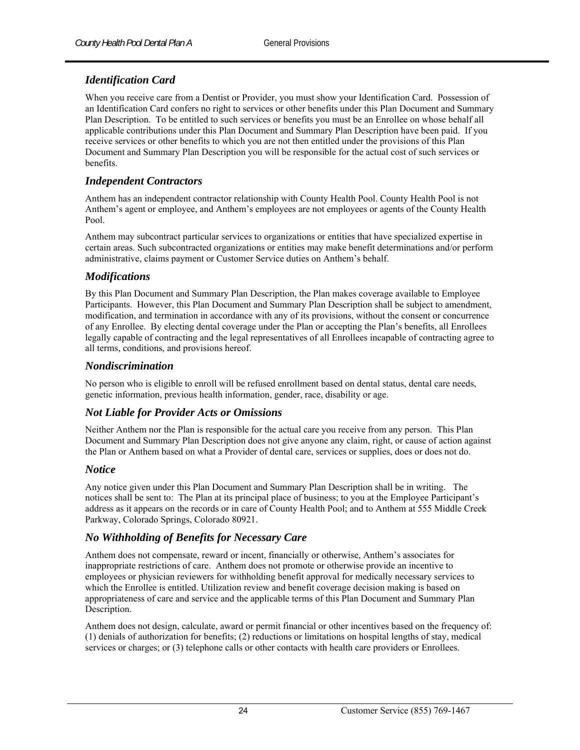### *Identification Card*

When you receive care from a Dentist or Provider, you must show your Identification Card. Possession of an Identification Card confers no right to services or other benefits under this Plan Document and Summary Plan Description. To be entitled to such services or benefits you must be an Enrollee on whose behalf all applicable contributions under this Plan Document and Summary Plan Description have been paid. If you receive services or other benefits to which you are not then entitled under the provisions of this Plan Document and Summary Plan Description you will be responsible for the actual cost of such services or benefits.

### *Independent Contractors*

Anthem has an independent contractor relationship with County Health Pool. County Health Pool is not Anthem's agent or employee, and Anthem's employees are not employees or agents of the County Health Pool.

Anthem may subcontract particular services to organizations or entities that have specialized expertise in certain areas. Such subcontracted organizations or entities may make benefit determinations and/or perform administrative, claims payment or Customer Service duties on Anthem's behalf.

### *Modifications*

By this Plan Document and Summary Plan Description, the Plan makes coverage available to Employee Participants. However, this Plan Document and Summary Plan Description shall be subject to amendment, modification, and termination in accordance with any of its provisions, without the consent or concurrence of any Enrollee. By electing dental coverage under the Plan or accepting the Plan's benefits, all Enrollees legally capable of contracting and the legal representatives of all Enrollees incapable of contracting agree to all terms, conditions, and provisions hereof.

### *Nondiscrimination*

No person who is eligible to enroll will be refused enrollment based on dental status, dental care needs, genetic information, previous health information, gender, race, disability or age.

### *Not Liable for Provider Acts or Omissions*

Neither Anthem nor the Plan is responsible for the actual care you receive from any person. This Plan Document and Summary Plan Description does not give anyone any claim, right, or cause of action against the Plan or Anthem based on what a Provider of dental care, services or supplies, does or does not do.

### *Notice*

Any notice given under this Plan Document and Summary Plan Description shall be in writing. The notices shall be sent to: The Plan at its principal place of business; to you at the Employee Participant's address as it appears on the records or in care of County Health Pool; and to Anthem at 555 Middle Creek Parkway, Colorado Springs, Colorado 80921.

### *No Withholding of Benefits for Necessary Care*

Anthem does not compensate, reward or incent, financially or otherwise, Anthem's associates for inappropriate restrictions of care. Anthem does not promote or otherwise provide an incentive to employees or physician reviewers for withholding benefit approval for medically necessary services to which the Enrollee is entitled. Utilization review and benefit coverage decision making is based on appropriateness of care and service and the applicable terms of this Plan Document and Summary Plan Description.

Anthem does not design, calculate, award or permit financial or other incentives based on the frequency of: (1) denials of authorization for benefits; (2) reductions or limitations on hospital lengths of stay, medical services or charges; or (3) telephone calls or other contacts with health care providers or Enrollees.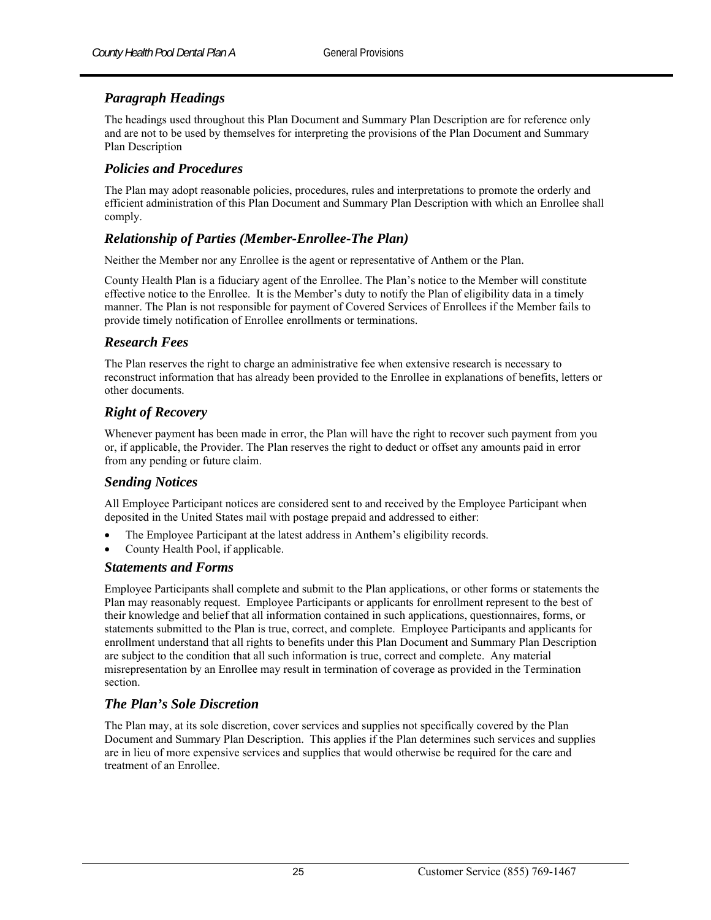### *Paragraph Headings*

The headings used throughout this Plan Document and Summary Plan Description are for reference only and are not to be used by themselves for interpreting the provisions of the Plan Document and Summary Plan Description

### *Policies and Procedures*

The Plan may adopt reasonable policies, procedures, rules and interpretations to promote the orderly and efficient administration of this Plan Document and Summary Plan Description with which an Enrollee shall comply.

### *Relationship of Parties (Member-Enrollee-The Plan)*

Neither the Member nor any Enrollee is the agent or representative of Anthem or the Plan.

County Health Plan is a fiduciary agent of the Enrollee. The Plan's notice to the Member will constitute effective notice to the Enrollee. It is the Member's duty to notify the Plan of eligibility data in a timely manner. The Plan is not responsible for payment of Covered Services of Enrollees if the Member fails to provide timely notification of Enrollee enrollments or terminations.

### *Research Fees*

The Plan reserves the right to charge an administrative fee when extensive research is necessary to reconstruct information that has already been provided to the Enrollee in explanations of benefits, letters or other documents.

### *Right of Recovery*

Whenever payment has been made in error, the Plan will have the right to recover such payment from you or, if applicable, the Provider. The Plan reserves the right to deduct or offset any amounts paid in error from any pending or future claim.

### *Sending Notices*

All Employee Participant notices are considered sent to and received by the Employee Participant when deposited in the United States mail with postage prepaid and addressed to either:

- The Employee Participant at the latest address in Anthem's eligibility records.
- County Health Pool, if applicable.

### *Statements and Forms*

Employee Participants shall complete and submit to the Plan applications, or other forms or statements the Plan may reasonably request. Employee Participants or applicants for enrollment represent to the best of their knowledge and belief that all information contained in such applications, questionnaires, forms, or statements submitted to the Plan is true, correct, and complete. Employee Participants and applicants for enrollment understand that all rights to benefits under this Plan Document and Summary Plan Description are subject to the condition that all such information is true, correct and complete. Any material misrepresentation by an Enrollee may result in termination of coverage as provided in the Termination section.

### *The Plan's Sole Discretion*

The Plan may, at its sole discretion, cover services and supplies not specifically covered by the Plan Document and Summary Plan Description. This applies if the Plan determines such services and supplies are in lieu of more expensive services and supplies that would otherwise be required for the care and treatment of an Enrollee.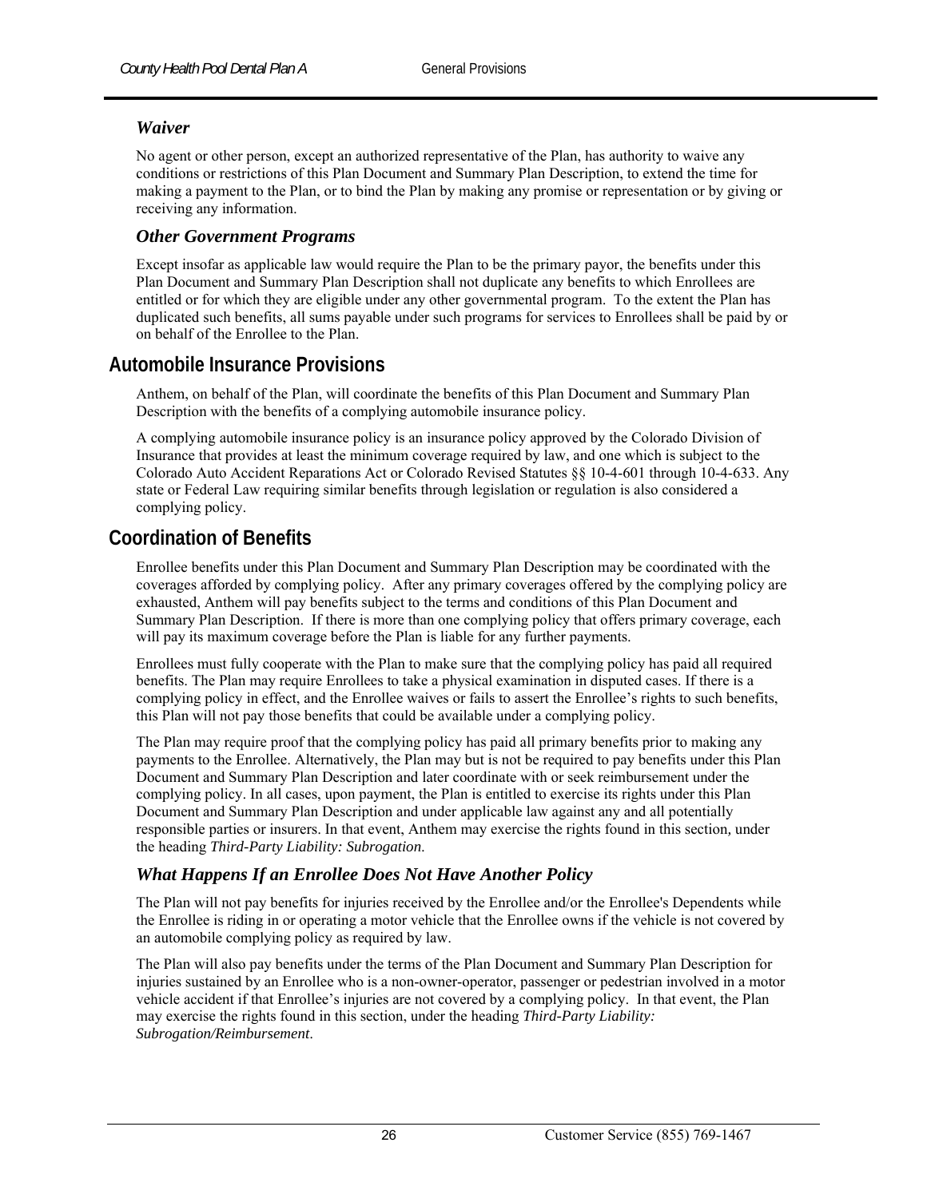### *Waiver*

No agent or other person, except an authorized representative of the Plan, has authority to waive any conditions or restrictions of this Plan Document and Summary Plan Description, to extend the time for making a payment to the Plan, or to bind the Plan by making any promise or representation or by giving or receiving any information.

### *Other Government Programs*

Except insofar as applicable law would require the Plan to be the primary payor, the benefits under this Plan Document and Summary Plan Description shall not duplicate any benefits to which Enrollees are entitled or for which they are eligible under any other governmental program. To the extent the Plan has duplicated such benefits, all sums payable under such programs for services to Enrollees shall be paid by or on behalf of the Enrollee to the Plan.

## Automobile Insurance Provisions

Anthem, on behalf of the Plan, will coordinate the benefits of this Plan Document and Summary Plan Description with the benefits of a complying automobile insurance policy.

A complying automobile insurance policy is an insurance policy approved by the Colorado Division of Insurance that provides at least the minimum coverage required by law, and one which is subject to the Colorado Auto Accident Reparations Act or Colorado Revised Statutes §§ 10-4-601 through 10-4-633. Any state or Federal Law requiring similar benefits through legislation or regulation is also considered a complying policy.

## Coordination of Benefits

Enrollee benefits under this Plan Document and Summary Plan Description may be coordinated with the coverages afforded by complying policy. After any primary coverages offered by the complying policy are exhausted, Anthem will pay benefits subject to the terms and conditions of this Plan Document and Summary Plan Description. If there is more than one complying policy that offers primary coverage, each will pay its maximum coverage before the Plan is liable for any further payments.

Enrollees must fully cooperate with the Plan to make sure that the complying policy has paid all required benefits. The Plan may require Enrollees to take a physical examination in disputed cases. If there is a complying policy in effect, and the Enrollee waives or fails to assert the Enrollee's rights to such benefits, this Plan will not pay those benefits that could be available under a complying policy.

The Plan may require proof that the complying policy has paid all primary benefits prior to making any payments to the Enrollee. Alternatively, the Plan may but is not be required to pay benefits under this Plan Document and Summary Plan Description and later coordinate with or seek reimbursement under the complying policy. In all cases, upon payment, the Plan is entitled to exercise its rights under this Plan Document and Summary Plan Description and under applicable law against any and all potentially responsible parties or insurers. In that event, Anthem may exercise the rights found in this section, under the heading *Third-Party Liability: Subrogation*.

### *What Happens If an Enrollee Does Not Have Another Policy*

The Plan will not pay benefits for injuries received by the Enrollee and/or the Enrollee's Dependents while the Enrollee is riding in or operating a motor vehicle that the Enrollee owns if the vehicle is not covered by an automobile complying policy as required by law.

The Plan will also pay benefits under the terms of the Plan Document and Summary Plan Description for injuries sustained by an Enrollee who is a non-owner-operator, passenger or pedestrian involved in a motor vehicle accident if that Enrollee's injuries are not covered by a complying policy. In that event, the Plan may exercise the rights found in this section, under the heading *Third-Party Liability: Subrogation/Reimbursement*.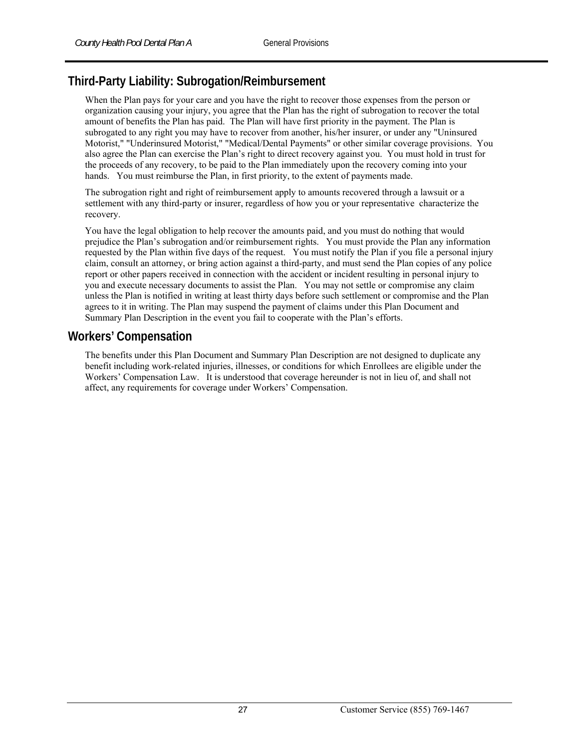## Third-Party Liability: Subrogation/Reimbursement

When the Plan pays for your care and you have the right to recover those expenses from the person or organization causing your injury, you agree that the Plan has the right of subrogation to recover the total amount of benefits the Plan has paid. The Plan will have first priority in the payment. The Plan is subrogated to any right you may have to recover from another, his/her insurer, or under any "Uninsured Motorist," "Underinsured Motorist," "Medical/Dental Payments" or other similar coverage provisions. You also agree the Plan can exercise the Plan's right to direct recovery against you. You must hold in trust for the proceeds of any recovery, to be paid to the Plan immediately upon the recovery coming into your hands. You must reimburse the Plan, in first priority, to the extent of payments made.

The subrogation right and right of reimbursement apply to amounts recovered through a lawsuit or a settlement with any third-party or insurer, regardless of how you or your representative characterize the recovery.

You have the legal obligation to help recover the amounts paid, and you must do nothing that would prejudice the Plan's subrogation and/or reimbursement rights. You must provide the Plan any information requested by the Plan within five days of the request. You must notify the Plan if you file a personal injury claim, consult an attorney, or bring action against a third-party, and must send the Plan copies of any police report or other papers received in connection with the accident or incident resulting in personal injury to you and execute necessary documents to assist the Plan. You may not settle or compromise any claim unless the Plan is notified in writing at least thirty days before such settlement or compromise and the Plan agrees to it in writing. The Plan may suspend the payment of claims under this Plan Document and Summary Plan Description in the event you fail to cooperate with the Plan's efforts.

## Workers' Compensation

The benefits under this Plan Document and Summary Plan Description are not designed to duplicate any benefit including work-related injuries, illnesses, or conditions for which Enrollees are eligible under the Workers' Compensation Law. It is understood that coverage hereunder is not in lieu of, and shall not affect, any requirements for coverage under Workers' Compensation.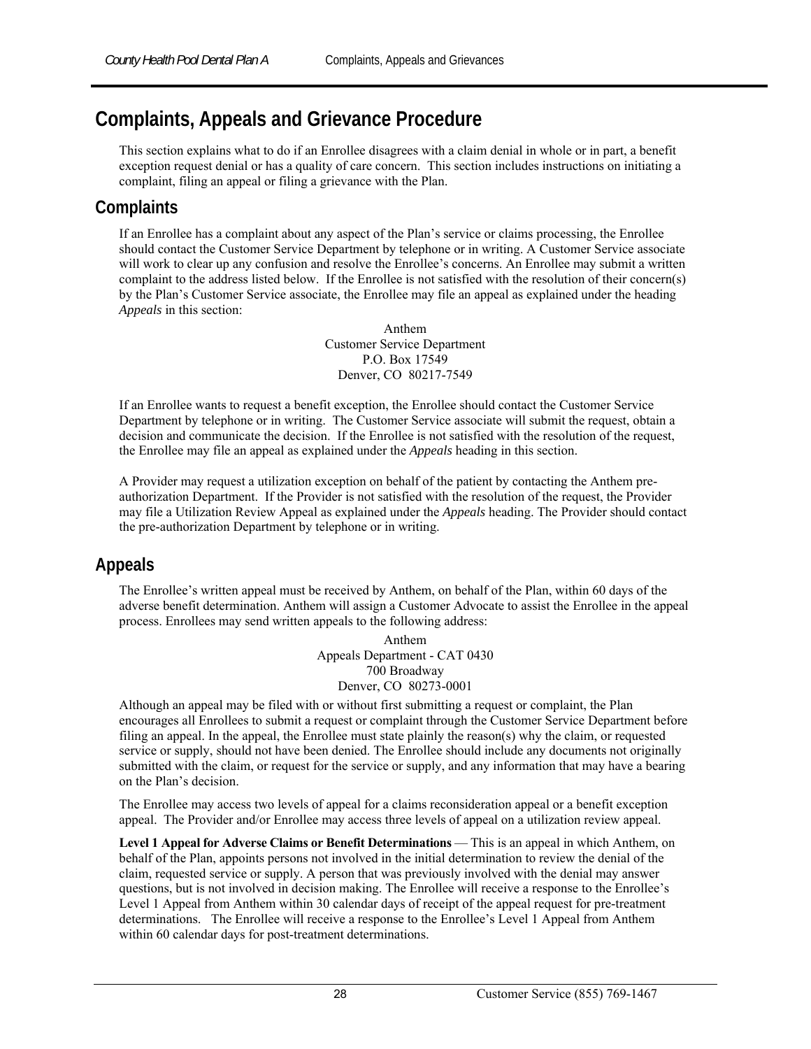# Complaints, Appeals and Grievance Procedure

This section explains what to do if an Enrollee disagrees with a claim denial in whole or in part, a benefit exception request denial or has a quality of care concern. This section includes instructions on initiating a complaint, filing an appeal or filing a grievance with the Plan.

## Complaints

If an Enrollee has a complaint about any aspect of the Plan's service or claims processing, the Enrollee should contact the Customer Service Department by telephone or in writing. A Customer Service associate will work to clear up any confusion and resolve the Enrollee's concerns. An Enrollee may submit a written complaint to the address listed below. If the Enrollee is not satisfied with the resolution of their concern(s) by the Plan's Customer Service associate, the Enrollee may file an appeal as explained under the heading *Appeals* in this section:

Anthem
Customer Service Department
P.O. Box 17549
Denver, CO 80217-7549

If an Enrollee wants to request a benefit exception, the Enrollee should contact the Customer Service Department by telephone or in writing. The Customer Service associate will submit the request, obtain a decision and communicate the decision. If the Enrollee is not satisfied with the resolution of the request, the Enrollee may file an appeal as explained under the *Appeals* heading in this section.

A Provider may request a utilization exception on behalf of the patient by contacting the Anthem pre-authorization Department. If the Provider is not satisfied with the resolution of the request, the Provider may file a Utilization Review Appeal as explained under the *Appeals* heading. The Provider should contact the pre-authorization Department by telephone or in writing.

## Appeals

The Enrollee's written appeal must be received by Anthem, on behalf of the Plan, within 60 days of the adverse benefit determination. Anthem will assign a Customer Advocate to assist the Enrollee in the appeal process. Enrollees may send written appeals to the following address:

Anthem
Appeals Department - CAT 0430
700 Broadway
Denver, CO 80273-0001

Although an appeal may be filed with or without first submitting a request or complaint, the Plan encourages all Enrollees to submit a request or complaint through the Customer Service Department before filing an appeal. In the appeal, the Enrollee must state plainly the reason(s) why the claim, or requested service or supply, should not have been denied. The Enrollee should include any documents not originally submitted with the claim, or request for the service or supply, and any information that may have a bearing on the Plan's decision.

The Enrollee may access two levels of appeal for a claims reconsideration appeal or a benefit exception appeal. The Provider and/or Enrollee may access three levels of appeal on a utilization review appeal.

**Level 1 Appeal for Adverse Claims or Benefit Determinations** — This is an appeal in which Anthem, on behalf of the Plan, appoints persons not involved in the initial determination to review the denial of the claim, requested service or supply. A person that was previously involved with the denial may answer questions, but is not involved in decision making. The Enrollee will receive a response to the Enrollee's Level 1 Appeal from Anthem within 30 calendar days of receipt of the appeal request for pre-treatment determinations. The Enrollee will receive a response to the Enrollee's Level 1 Appeal from Anthem within 60 calendar days for post-treatment determinations.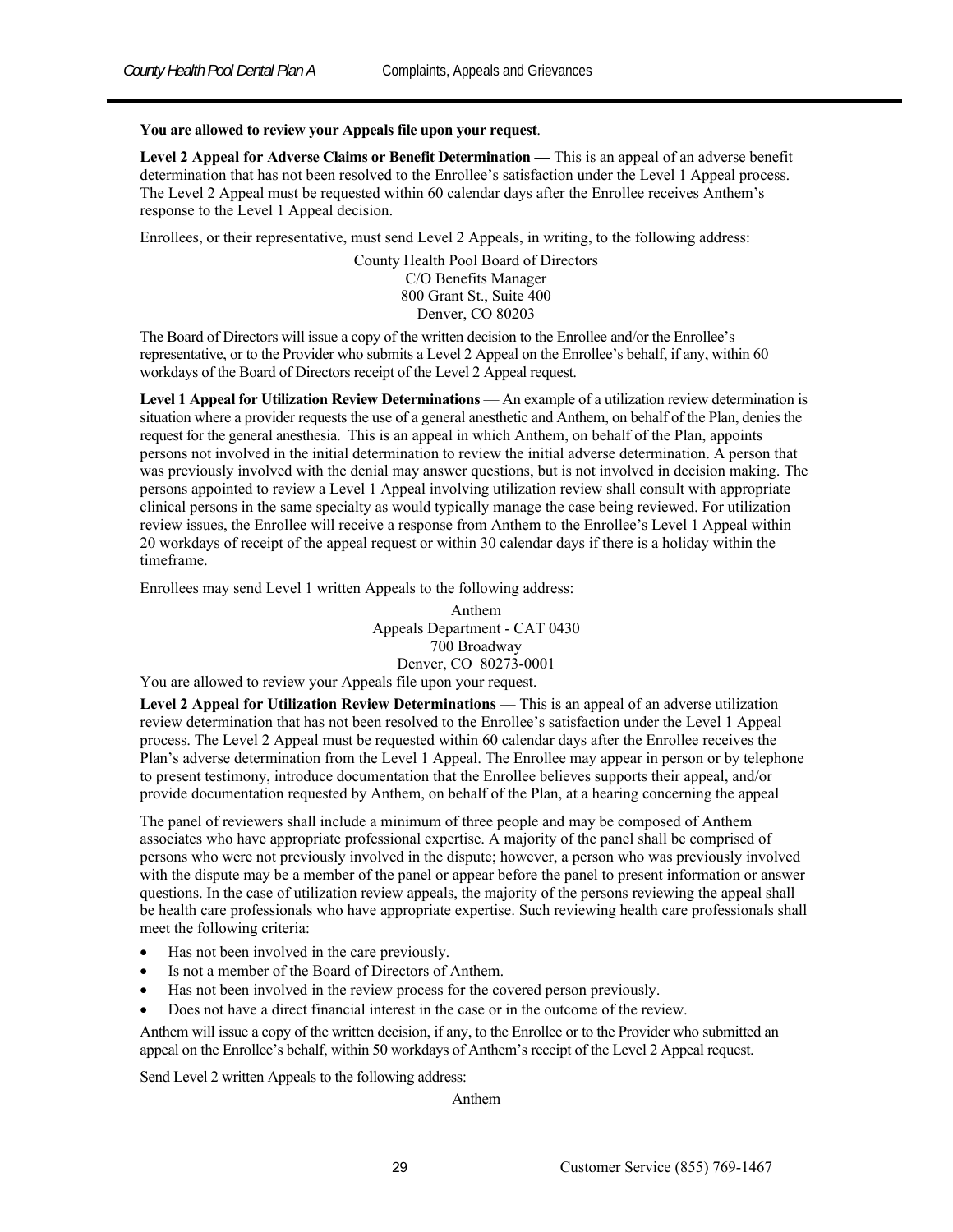**You are allowed to review your Appeals file upon your request**.

**Level 2 Appeal for Adverse Claims or Benefit Determination —** This is an appeal of an adverse benefit determination that has not been resolved to the Enrollee's satisfaction under the Level 1 Appeal process. The Level 2 Appeal must be requested within 60 calendar days after the Enrollee receives Anthem's response to the Level 1 Appeal decision.

Enrollees, or their representative, must send Level 2 Appeals, in writing, to the following address:

County Health Pool Board of Directors
C/O Benefits Manager
800 Grant St., Suite 400
Denver, CO 80203

The Board of Directors will issue a copy of the written decision to the Enrollee and/or the Enrollee's representative, or to the Provider who submits a Level 2 Appeal on the Enrollee's behalf, if any, within 60 workdays of the Board of Directors receipt of the Level 2 Appeal request.

**Level 1 Appeal for Utilization Review Determinations** — An example of a utilization review determination is situation where a provider requests the use of a general anesthetic and Anthem, on behalf of the Plan, denies the request for the general anesthesia. This is an appeal in which Anthem, on behalf of the Plan, appoints persons not involved in the initial determination to review the initial adverse determination. A person that was previously involved with the denial may answer questions, but is not involved in decision making. The persons appointed to review a Level 1 Appeal involving utilization review shall consult with appropriate clinical persons in the same specialty as would typically manage the case being reviewed. For utilization review issues, the Enrollee will receive a response from Anthem to the Enrollee's Level 1 Appeal within 20 workdays of receipt of the appeal request or within 30 calendar days if there is a holiday within the timeframe.

Enrollees may send Level 1 written Appeals to the following address:

Anthem
Appeals Department - CAT 0430
700 Broadway
Denver, CO 80273-0001

You are allowed to review your Appeals file upon your request.

**Level 2 Appeal for Utilization Review Determinations** — This is an appeal of an adverse utilization review determination that has not been resolved to the Enrollee's satisfaction under the Level 1 Appeal process. The Level 2 Appeal must be requested within 60 calendar days after the Enrollee receives the Plan's adverse determination from the Level 1 Appeal. The Enrollee may appear in person or by telephone to present testimony, introduce documentation that the Enrollee believes supports their appeal, and/or provide documentation requested by Anthem, on behalf of the Plan, at a hearing concerning the appeal

The panel of reviewers shall include a minimum of three people and may be composed of Anthem associates who have appropriate professional expertise. A majority of the panel shall be comprised of persons who were not previously involved in the dispute; however, a person who was previously involved with the dispute may be a member of the panel or appear before the panel to present information or answer questions. In the case of utilization review appeals, the majority of the persons reviewing the appeal shall be health care professionals who have appropriate expertise. Such reviewing health care professionals shall meet the following criteria:

- Has not been involved in the care previously.
- Is not a member of the Board of Directors of Anthem.
- Has not been involved in the review process for the covered person previously.
- Does not have a direct financial interest in the case or in the outcome of the review.

Anthem will issue a copy of the written decision, if any, to the Enrollee or to the Provider who submitted an appeal on the Enrollee's behalf, within 50 workdays of Anthem's receipt of the Level 2 Appeal request.

Send Level 2 written Appeals to the following address:

Anthem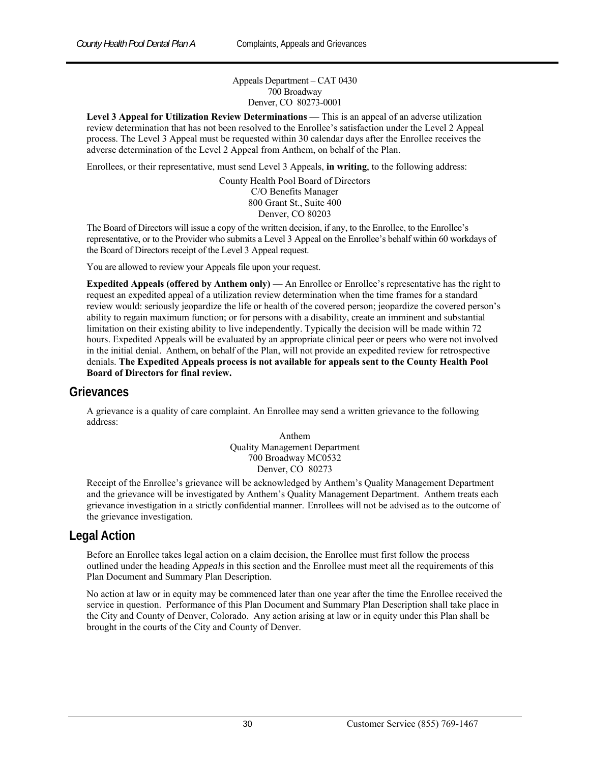Appeals Department – CAT 0430
700 Broadway
Denver, CO 80273-0001

**Level 3 Appeal for Utilization Review Determinations** — This is an appeal of an adverse utilization review determination that has not been resolved to the Enrollee's satisfaction under the Level 2 Appeal process. The Level 3 Appeal must be requested within 30 calendar days after the Enrollee receives the adverse determination of the Level 2 Appeal from Anthem, on behalf of the Plan.

Enrollees, or their representative, must send Level 3 Appeals, **in writing**, to the following address:

County Health Pool Board of Directors
C/O Benefits Manager
800 Grant St., Suite 400
Denver, CO 80203

The Board of Directors will issue a copy of the written decision, if any, to the Enrollee, to the Enrollee's representative, or to the Provider who submits a Level 3 Appeal on the Enrollee's behalf within 60 workdays of the Board of Directors receipt of the Level 3 Appeal request.

You are allowed to review your Appeals file upon your request.

**Expedited Appeals (offered by Anthem only)** — An Enrollee or Enrollee's representative has the right to request an expedited appeal of a utilization review determination when the time frames for a standard review would: seriously jeopardize the life or health of the covered person; jeopardize the covered person's ability to regain maximum function; or for persons with a disability, create an imminent and substantial limitation on their existing ability to live independently. Typically the decision will be made within 72 hours. Expedited Appeals will be evaluated by an appropriate clinical peer or peers who were not involved in the initial denial. Anthem, on behalf of the Plan, will not provide an expedited review for retrospective denials. **The Expedited Appeals process is not available for appeals sent to the County Health Pool Board of Directors for final review.**

## Grievances

A grievance is a quality of care complaint. An Enrollee may send a written grievance to the following address:

Anthem
Quality Management Department
700 Broadway MC0532
Denver, CO 80273

Receipt of the Enrollee's grievance will be acknowledged by Anthem's Quality Management Department and the grievance will be investigated by Anthem's Quality Management Department. Anthem treats each grievance investigation in a strictly confidential manner. Enrollees will not be advised as to the outcome of the grievance investigation.

## Legal Action

Before an Enrollee takes legal action on a claim decision, the Enrollee must first follow the process outlined under the heading A*ppeals* in this section and the Enrollee must meet all the requirements of this Plan Document and Summary Plan Description.

No action at law or in equity may be commenced later than one year after the time the Enrollee received the service in question. Performance of this Plan Document and Summary Plan Description shall take place in the City and County of Denver, Colorado. Any action arising at law or in equity under this Plan shall be brought in the courts of the City and County of Denver.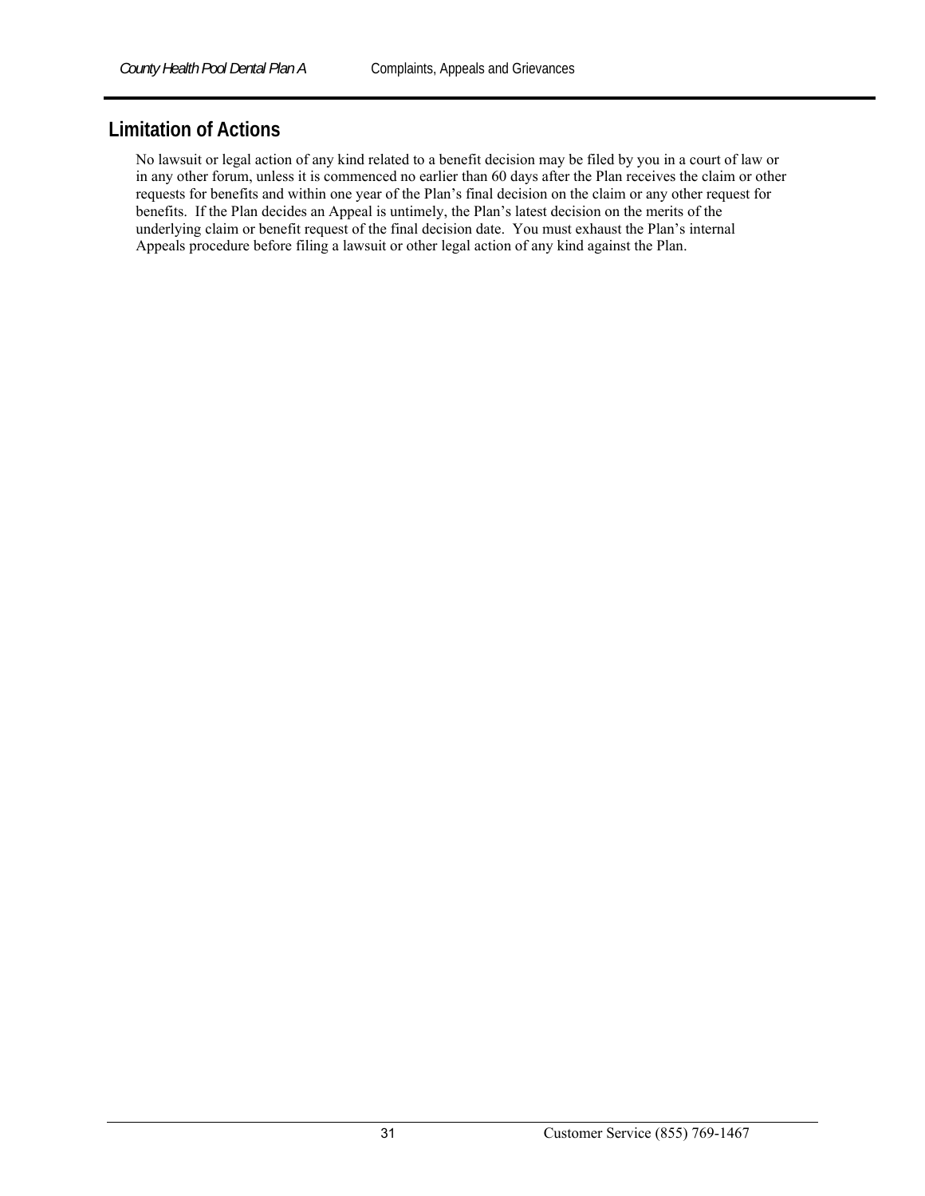## Limitation of Actions

No lawsuit or legal action of any kind related to a benefit decision may be filed by you in a court of law or in any other forum, unless it is commenced no earlier than 60 days after the Plan receives the claim or other requests for benefits and within one year of the Plan's final decision on the claim or any other request for benefits. If the Plan decides an Appeal is untimely, the Plan's latest decision on the merits of the underlying claim or benefit request of the final decision date. You must exhaust the Plan's internal Appeals procedure before filing a lawsuit or other legal action of any kind against the Plan.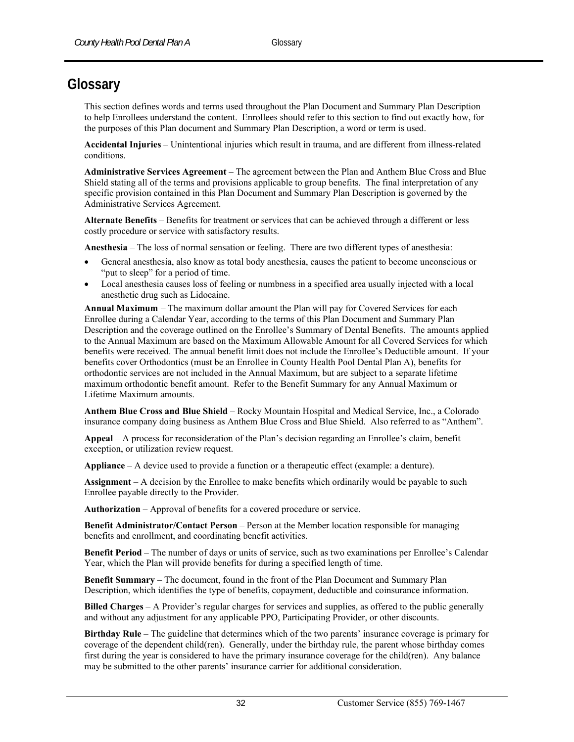# Glossary

This section defines words and terms used throughout the Plan Document and Summary Plan Description to help Enrollees understand the content. Enrollees should refer to this section to find out exactly how, for the purposes of this Plan document and Summary Plan Description, a word or term is used.

**Accidental Injuries** – Unintentional injuries which result in trauma, and are different from illness-related conditions.

**Administrative Services Agreement** – The agreement between the Plan and Anthem Blue Cross and Blue Shield stating all of the terms and provisions applicable to group benefits. The final interpretation of any specific provision contained in this Plan Document and Summary Plan Description is governed by the Administrative Services Agreement.

**Alternate Benefits** – Benefits for treatment or services that can be achieved through a different or less costly procedure or service with satisfactory results.

**Anesthesia** – The loss of normal sensation or feeling. There are two different types of anesthesia:

- General anesthesia, also know as total body anesthesia, causes the patient to become unconscious or "put to sleep" for a period of time.
- Local anesthesia causes loss of feeling or numbness in a specified area usually injected with a local anesthetic drug such as Lidocaine.

**Annual Maximum** – The maximum dollar amount the Plan will pay for Covered Services for each Enrollee during a Calendar Year, according to the terms of this Plan Document and Summary Plan Description and the coverage outlined on the Enrollee's Summary of Dental Benefits. The amounts applied to the Annual Maximum are based on the Maximum Allowable Amount for all Covered Services for which benefits were received. The annual benefit limit does not include the Enrollee's Deductible amount. If your benefits cover Orthodontics (must be an Enrollee in County Health Pool Dental Plan A), benefits for orthodontic services are not included in the Annual Maximum, but are subject to a separate lifetime maximum orthodontic benefit amount. Refer to the Benefit Summary for any Annual Maximum or Lifetime Maximum amounts.

**Anthem Blue Cross and Blue Shield** – Rocky Mountain Hospital and Medical Service, Inc., a Colorado insurance company doing business as Anthem Blue Cross and Blue Shield. Also referred to as "Anthem".

**Appeal** – A process for reconsideration of the Plan's decision regarding an Enrollee's claim, benefit exception, or utilization review request.

**Appliance** – A device used to provide a function or a therapeutic effect (example: a denture).

**Assignment** – A decision by the Enrollee to make benefits which ordinarily would be payable to such Enrollee payable directly to the Provider.

**Authorization** – Approval of benefits for a covered procedure or service.

**Benefit Administrator/Contact Person** – Person at the Member location responsible for managing benefits and enrollment, and coordinating benefit activities.

**Benefit Period** – The number of days or units of service, such as two examinations per Enrollee's Calendar Year, which the Plan will provide benefits for during a specified length of time.

**Benefit Summary** – The document, found in the front of the Plan Document and Summary Plan Description, which identifies the type of benefits, copayment, deductible and coinsurance information.

**Billed Charges** – A Provider's regular charges for services and supplies, as offered to the public generally and without any adjustment for any applicable PPO, Participating Provider, or other discounts.

**Birthday Rule** – The guideline that determines which of the two parents' insurance coverage is primary for coverage of the dependent child(ren). Generally, under the birthday rule, the parent whose birthday comes first during the year is considered to have the primary insurance coverage for the child(ren). Any balance may be submitted to the other parents' insurance carrier for additional consideration.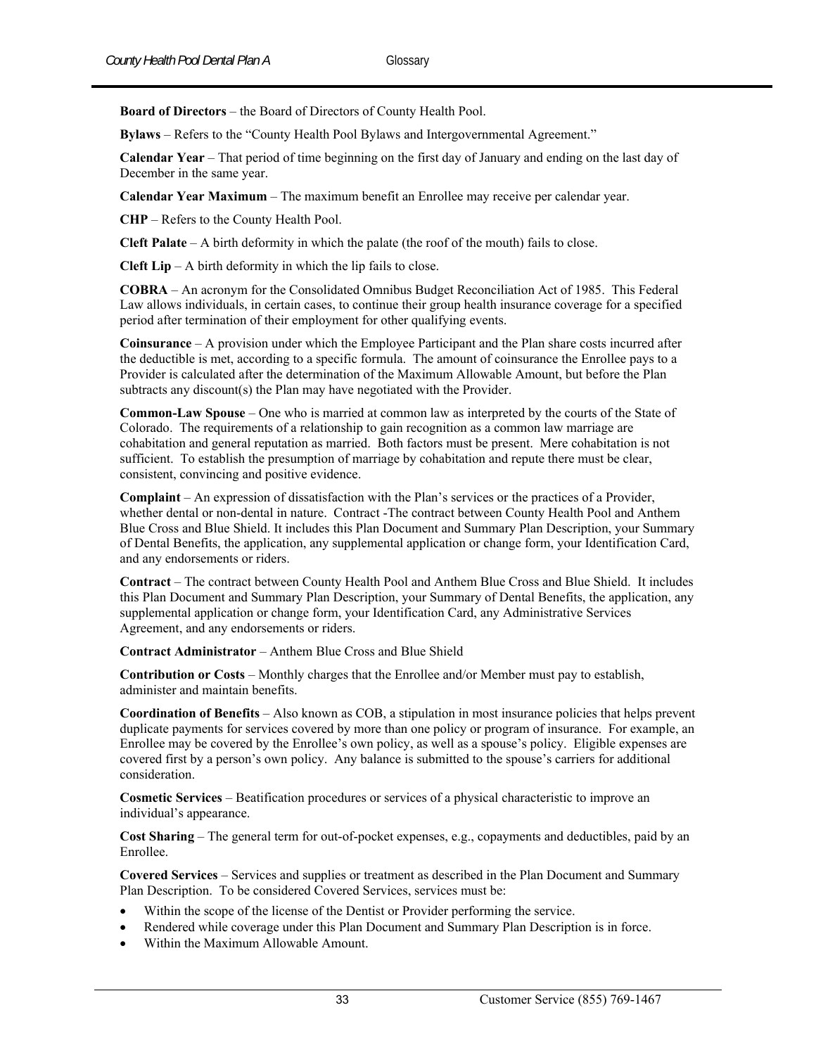**Board of Directors** – the Board of Directors of County Health Pool.

**Bylaws** – Refers to the "County Health Pool Bylaws and Intergovernmental Agreement."

**Calendar Year** – That period of time beginning on the first day of January and ending on the last day of December in the same year.

**Calendar Year Maximum** – The maximum benefit an Enrollee may receive per calendar year.

**CHP** – Refers to the County Health Pool.

**Cleft Palate** – A birth deformity in which the palate (the roof of the mouth) fails to close.

**Cleft Lip** – A birth deformity in which the lip fails to close.

**COBRA** – An acronym for the Consolidated Omnibus Budget Reconciliation Act of 1985. This Federal Law allows individuals, in certain cases, to continue their group health insurance coverage for a specified period after termination of their employment for other qualifying events.

**Coinsurance** – A provision under which the Employee Participant and the Plan share costs incurred after the deductible is met, according to a specific formula. The amount of coinsurance the Enrollee pays to a Provider is calculated after the determination of the Maximum Allowable Amount, but before the Plan subtracts any discount(s) the Plan may have negotiated with the Provider.

**Common-Law Spouse** – One who is married at common law as interpreted by the courts of the State of Colorado. The requirements of a relationship to gain recognition as a common law marriage are cohabitation and general reputation as married. Both factors must be present. Mere cohabitation is not sufficient. To establish the presumption of marriage by cohabitation and repute there must be clear, consistent, convincing and positive evidence.

**Complaint** – An expression of dissatisfaction with the Plan's services or the practices of a Provider, whether dental or non-dental in nature. Contract -The contract between County Health Pool and Anthem Blue Cross and Blue Shield. It includes this Plan Document and Summary Plan Description, your Summary of Dental Benefits, the application, any supplemental application or change form, your Identification Card, and any endorsements or riders.

**Contract** – The contract between County Health Pool and Anthem Blue Cross and Blue Shield. It includes this Plan Document and Summary Plan Description, your Summary of Dental Benefits, the application, any supplemental application or change form, your Identification Card, any Administrative Services Agreement, and any endorsements or riders.

**Contract Administrator** – Anthem Blue Cross and Blue Shield

**Contribution or Costs** – Monthly charges that the Enrollee and/or Member must pay to establish, administer and maintain benefits.

**Coordination of Benefits** – Also known as COB, a stipulation in most insurance policies that helps prevent duplicate payments for services covered by more than one policy or program of insurance. For example, an Enrollee may be covered by the Enrollee's own policy, as well as a spouse's policy. Eligible expenses are covered first by a person's own policy. Any balance is submitted to the spouse's carriers for additional consideration.

**Cosmetic Services** – Beatification procedures or services of a physical characteristic to improve an individual's appearance.

**Cost Sharing** – The general term for out-of-pocket expenses, e.g., copayments and deductibles, paid by an Enrollee.

**Covered Services** – Services and supplies or treatment as described in the Plan Document and Summary Plan Description. To be considered Covered Services, services must be:

- Within the scope of the license of the Dentist or Provider performing the service.
- Rendered while coverage under this Plan Document and Summary Plan Description is in force.
- Within the Maximum Allowable Amount.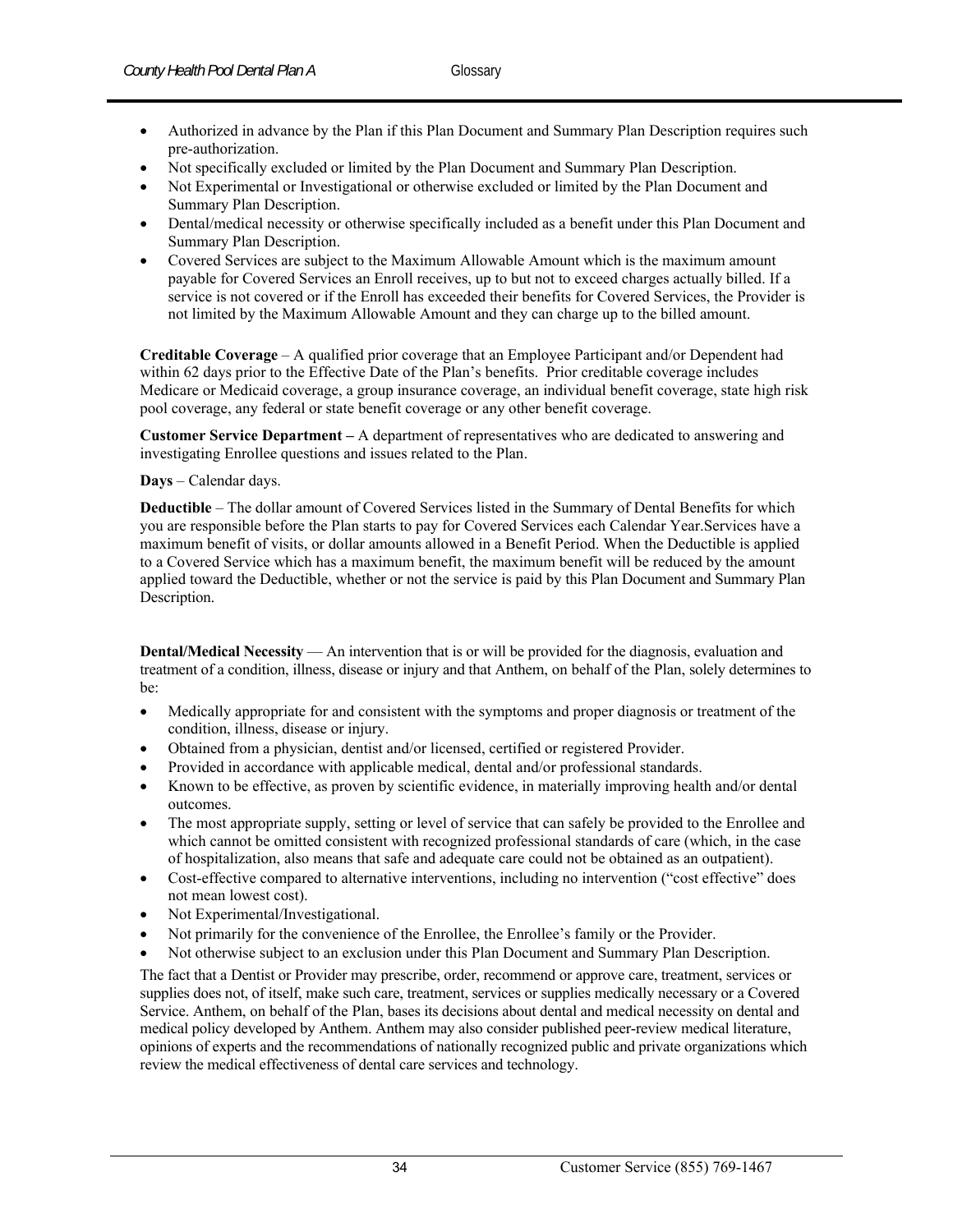- Authorized in advance by the Plan if this Plan Document and Summary Plan Description requires such pre-authorization.
- Not specifically excluded or limited by the Plan Document and Summary Plan Description.
- Not Experimental or Investigational or otherwise excluded or limited by the Plan Document and Summary Plan Description.
- Dental/medical necessity or otherwise specifically included as a benefit under this Plan Document and Summary Plan Description.
- Covered Services are subject to the Maximum Allowable Amount which is the maximum amount payable for Covered Services an Enroll receives, up to but not to exceed charges actually billed. If a service is not covered or if the Enroll has exceeded their benefits for Covered Services, the Provider is not limited by the Maximum Allowable Amount and they can charge up to the billed amount.

**Creditable Coverage** – A qualified prior coverage that an Employee Participant and/or Dependent had within 62 days prior to the Effective Date of the Plan's benefits. Prior creditable coverage includes Medicare or Medicaid coverage, a group insurance coverage, an individual benefit coverage, state high risk pool coverage, any federal or state benefit coverage or any other benefit coverage.

**Customer Service Department –** A department of representatives who are dedicated to answering and investigating Enrollee questions and issues related to the Plan.

**Days** – Calendar days.

**Deductible** – The dollar amount of Covered Services listed in the Summary of Dental Benefits for which you are responsible before the Plan starts to pay for Covered Services each Calendar Year.Services have a maximum benefit of visits, or dollar amounts allowed in a Benefit Period. When the Deductible is applied to a Covered Service which has a maximum benefit, the maximum benefit will be reduced by the amount applied toward the Deductible, whether or not the service is paid by this Plan Document and Summary Plan Description.

**Dental/Medical Necessity** — An intervention that is or will be provided for the diagnosis, evaluation and treatment of a condition, illness, disease or injury and that Anthem, on behalf of the Plan, solely determines to be:

- Medically appropriate for and consistent with the symptoms and proper diagnosis or treatment of the condition, illness, disease or injury.
- Obtained from a physician, dentist and/or licensed, certified or registered Provider.
- Provided in accordance with applicable medical, dental and/or professional standards.
- Known to be effective, as proven by scientific evidence, in materially improving health and/or dental outcomes.
- The most appropriate supply, setting or level of service that can safely be provided to the Enrollee and which cannot be omitted consistent with recognized professional standards of care (which, in the case of hospitalization, also means that safe and adequate care could not be obtained as an outpatient).
- Cost-effective compared to alternative interventions, including no intervention ("cost effective" does not mean lowest cost).
- Not Experimental/Investigational.
- Not primarily for the convenience of the Enrollee, the Enrollee's family or the Provider.
- Not otherwise subject to an exclusion under this Plan Document and Summary Plan Description.

The fact that a Dentist or Provider may prescribe, order, recommend or approve care, treatment, services or supplies does not, of itself, make such care, treatment, services or supplies medically necessary or a Covered Service. Anthem, on behalf of the Plan, bases its decisions about dental and medical necessity on dental and medical policy developed by Anthem. Anthem may also consider published peer-review medical literature, opinions of experts and the recommendations of nationally recognized public and private organizations which review the medical effectiveness of dental care services and technology.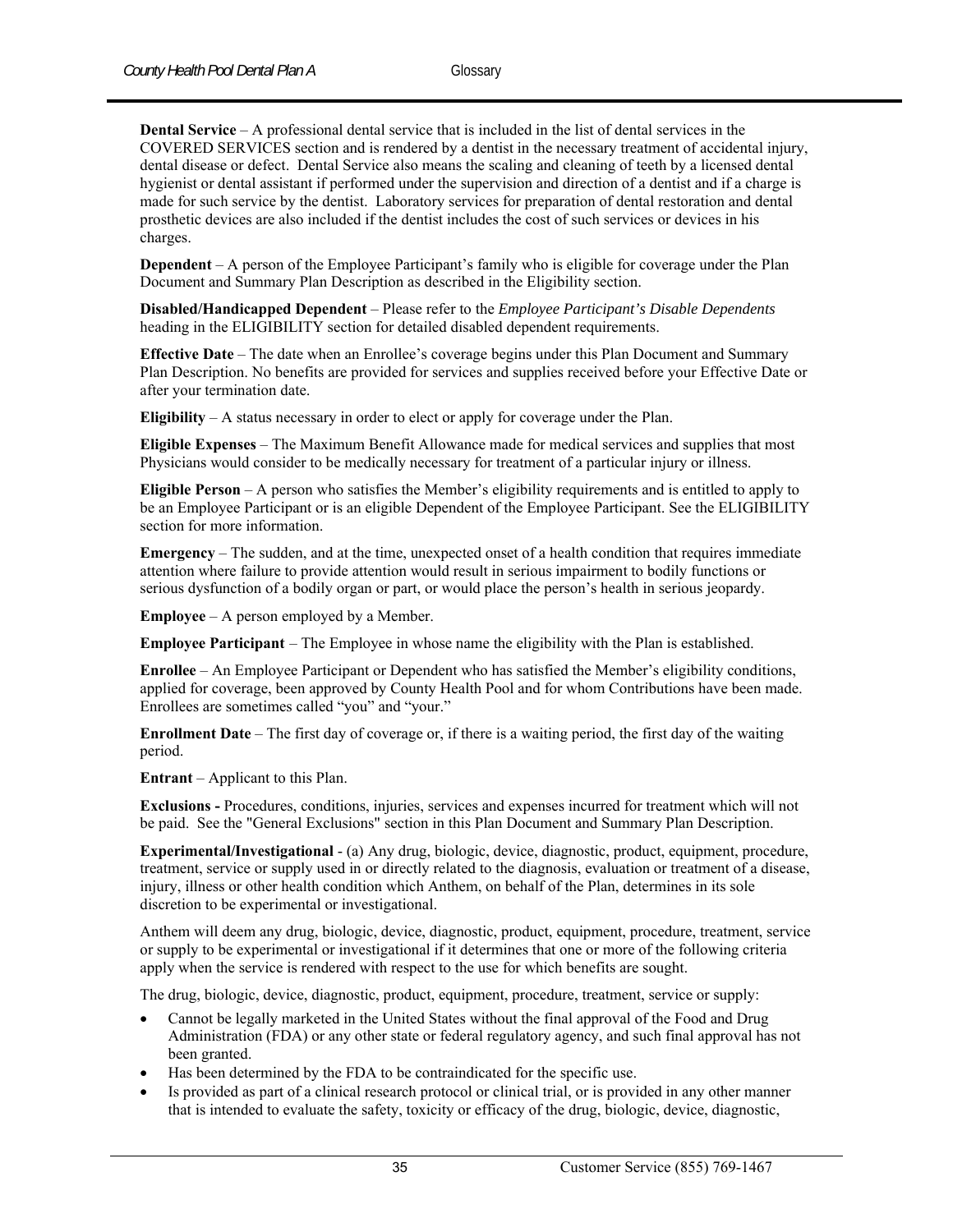**Dental Service** – A professional dental service that is included in the list of dental services in the COVERED SERVICES section and is rendered by a dentist in the necessary treatment of accidental injury, dental disease or defect. Dental Service also means the scaling and cleaning of teeth by a licensed dental hygienist or dental assistant if performed under the supervision and direction of a dentist and if a charge is made for such service by the dentist. Laboratory services for preparation of dental restoration and dental prosthetic devices are also included if the dentist includes the cost of such services or devices in his charges.

**Dependent** – A person of the Employee Participant's family who is eligible for coverage under the Plan Document and Summary Plan Description as described in the Eligibility section.

**Disabled/Handicapped Dependent** – Please refer to the *Employee Participant's Disable Dependents* heading in the ELIGIBILITY section for detailed disabled dependent requirements.

**Effective Date** – The date when an Enrollee's coverage begins under this Plan Document and Summary Plan Description. No benefits are provided for services and supplies received before your Effective Date or after your termination date.

**Eligibility** – A status necessary in order to elect or apply for coverage under the Plan.

**Eligible Expenses** – The Maximum Benefit Allowance made for medical services and supplies that most Physicians would consider to be medically necessary for treatment of a particular injury or illness.

**Eligible Person** – A person who satisfies the Member's eligibility requirements and is entitled to apply to be an Employee Participant or is an eligible Dependent of the Employee Participant. See the ELIGIBILITY section for more information.

**Emergency** – The sudden, and at the time, unexpected onset of a health condition that requires immediate attention where failure to provide attention would result in serious impairment to bodily functions or serious dysfunction of a bodily organ or part, or would place the person's health in serious jeopardy.

**Employee** – A person employed by a Member.

**Employee Participant** – The Employee in whose name the eligibility with the Plan is established.

**Enrollee** – An Employee Participant or Dependent who has satisfied the Member's eligibility conditions, applied for coverage, been approved by County Health Pool and for whom Contributions have been made. Enrollees are sometimes called "you" and "your."

**Enrollment Date** – The first day of coverage or, if there is a waiting period, the first day of the waiting period.

**Entrant** – Applicant to this Plan.

**Exclusions -** Procedures, conditions, injuries, services and expenses incurred for treatment which will not be paid. See the "General Exclusions" section in this Plan Document and Summary Plan Description.

**Experimental/Investigational** - (a) Any drug, biologic, device, diagnostic, product, equipment, procedure, treatment, service or supply used in or directly related to the diagnosis, evaluation or treatment of a disease, injury, illness or other health condition which Anthem, on behalf of the Plan, determines in its sole discretion to be experimental or investigational.

Anthem will deem any drug, biologic, device, diagnostic, product, equipment, procedure, treatment, service or supply to be experimental or investigational if it determines that one or more of the following criteria apply when the service is rendered with respect to the use for which benefits are sought.

The drug, biologic, device, diagnostic, product, equipment, procedure, treatment, service or supply:

- Cannot be legally marketed in the United States without the final approval of the Food and Drug Administration (FDA) or any other state or federal regulatory agency, and such final approval has not been granted.
- Has been determined by the FDA to be contraindicated for the specific use.
- Is provided as part of a clinical research protocol or clinical trial, or is provided in any other manner that is intended to evaluate the safety, toxicity or efficacy of the drug, biologic, device, diagnostic,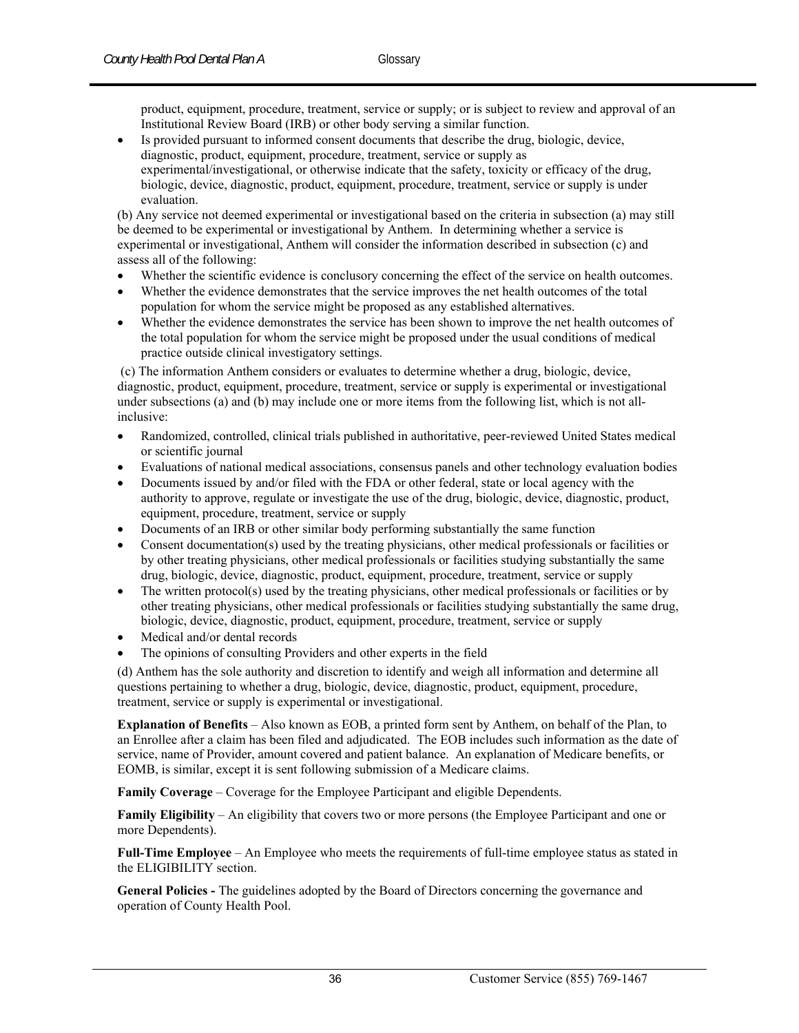product, equipment, procedure, treatment, service or supply; or is subject to review and approval of an Institutional Review Board (IRB) or other body serving a similar function.

- Is provided pursuant to informed consent documents that describe the drug, biologic, device, diagnostic, product, equipment, procedure, treatment, service or supply as experimental/investigational, or otherwise indicate that the safety, toxicity or efficacy of the drug, biologic, device, diagnostic, product, equipment, procedure, treatment, service or supply is under evaluation.

(b) Any service not deemed experimental or investigational based on the criteria in subsection (a) may still be deemed to be experimental or investigational by Anthem. In determining whether a service is experimental or investigational, Anthem will consider the information described in subsection (c) and assess all of the following:

- Whether the scientific evidence is conclusory concerning the effect of the service on health outcomes.
- Whether the evidence demonstrates that the service improves the net health outcomes of the total population for whom the service might be proposed as any established alternatives.
- Whether the evidence demonstrates the service has been shown to improve the net health outcomes of the total population for whom the service might be proposed under the usual conditions of medical practice outside clinical investigatory settings.

(c) The information Anthem considers or evaluates to determine whether a drug, biologic, device, diagnostic, product, equipment, procedure, treatment, service or supply is experimental or investigational under subsections (a) and (b) may include one or more items from the following list, which is not all-inclusive:

- Randomized, controlled, clinical trials published in authoritative, peer-reviewed United States medical or scientific journal
- Evaluations of national medical associations, consensus panels and other technology evaluation bodies
- Documents issued by and/or filed with the FDA or other federal, state or local agency with the authority to approve, regulate or investigate the use of the drug, biologic, device, diagnostic, product, equipment, procedure, treatment, service or supply
- Documents of an IRB or other similar body performing substantially the same function
- Consent documentation(s) used by the treating physicians, other medical professionals or facilities or by other treating physicians, other medical professionals or facilities studying substantially the same drug, biologic, device, diagnostic, product, equipment, procedure, treatment, service or supply
- The written protocol(s) used by the treating physicians, other medical professionals or facilities or by other treating physicians, other medical professionals or facilities studying substantially the same drug, biologic, device, diagnostic, product, equipment, procedure, treatment, service or supply
- Medical and/or dental records
- The opinions of consulting Providers and other experts in the field

(d) Anthem has the sole authority and discretion to identify and weigh all information and determine all questions pertaining to whether a drug, biologic, device, diagnostic, product, equipment, procedure, treatment, service or supply is experimental or investigational.

**Explanation of Benefits** – Also known as EOB, a printed form sent by Anthem, on behalf of the Plan, to an Enrollee after a claim has been filed and adjudicated. The EOB includes such information as the date of service, name of Provider, amount covered and patient balance. An explanation of Medicare benefits, or EOMB, is similar, except it is sent following submission of a Medicare claims.

**Family Coverage** – Coverage for the Employee Participant and eligible Dependents.

**Family Eligibility** – An eligibility that covers two or more persons (the Employee Participant and one or more Dependents).

**Full-Time Employee** – An Employee who meets the requirements of full-time employee status as stated in the ELIGIBILITY section.

**General Policies -** The guidelines adopted by the Board of Directors concerning the governance and operation of County Health Pool.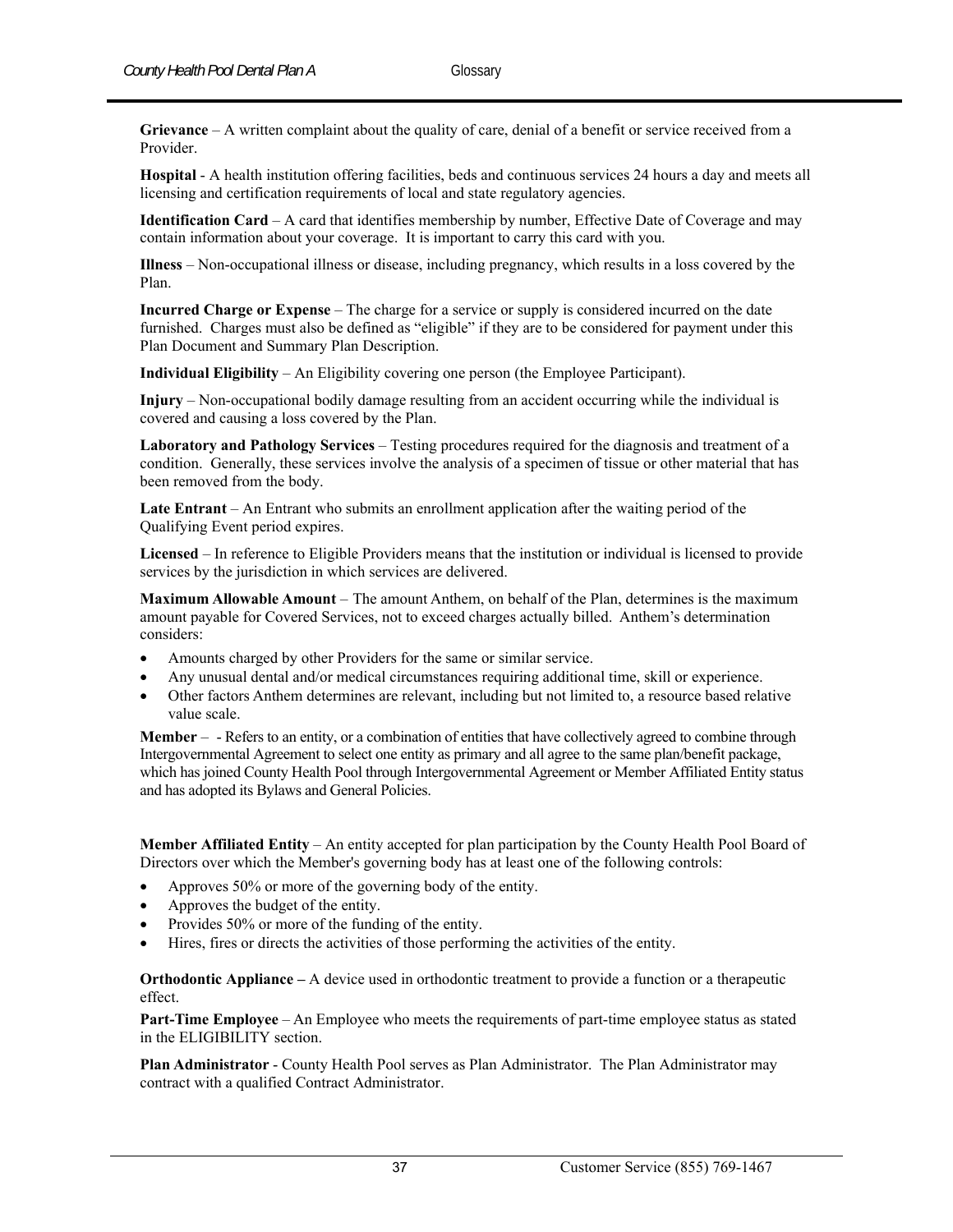**Grievance** – A written complaint about the quality of care, denial of a benefit or service received from a Provider.

**Hospital** - A health institution offering facilities, beds and continuous services 24 hours a day and meets all licensing and certification requirements of local and state regulatory agencies.

**Identification Card** – A card that identifies membership by number, Effective Date of Coverage and may contain information about your coverage. It is important to carry this card with you.

**Illness** – Non-occupational illness or disease, including pregnancy, which results in a loss covered by the Plan.

**Incurred Charge or Expense** – The charge for a service or supply is considered incurred on the date furnished. Charges must also be defined as "eligible" if they are to be considered for payment under this Plan Document and Summary Plan Description.

**Individual Eligibility** – An Eligibility covering one person (the Employee Participant).

**Injury** – Non-occupational bodily damage resulting from an accident occurring while the individual is covered and causing a loss covered by the Plan.

**Laboratory and Pathology Services** – Testing procedures required for the diagnosis and treatment of a condition. Generally, these services involve the analysis of a specimen of tissue or other material that has been removed from the body.

**Late Entrant** – An Entrant who submits an enrollment application after the waiting period of the Qualifying Event period expires.

**Licensed** – In reference to Eligible Providers means that the institution or individual is licensed to provide services by the jurisdiction in which services are delivered.

**Maximum Allowable Amount** – The amount Anthem, on behalf of the Plan, determines is the maximum amount payable for Covered Services, not to exceed charges actually billed. Anthem's determination considers:

- Amounts charged by other Providers for the same or similar service.
- Any unusual dental and/or medical circumstances requiring additional time, skill or experience.
- Other factors Anthem determines are relevant, including but not limited to, a resource based relative value scale.

**Member** – - Refers to an entity, or a combination of entities that have collectively agreed to combine through Intergovernmental Agreement to select one entity as primary and all agree to the same plan/benefit package, which has joined County Health Pool through Intergovernmental Agreement or Member Affiliated Entity status and has adopted its Bylaws and General Policies.

**Member Affiliated Entity** – An entity accepted for plan participation by the County Health Pool Board of Directors over which the Member's governing body has at least one of the following controls:

- Approves 50% or more of the governing body of the entity.
- Approves the budget of the entity.
- Provides 50% or more of the funding of the entity.
- Hires, fires or directs the activities of those performing the activities of the entity.

**Orthodontic Appliance –** A device used in orthodontic treatment to provide a function or a therapeutic effect.

**Part-Time Employee** – An Employee who meets the requirements of part-time employee status as stated in the ELIGIBILITY section.

**Plan Administrator** - County Health Pool serves as Plan Administrator. The Plan Administrator may contract with a qualified Contract Administrator.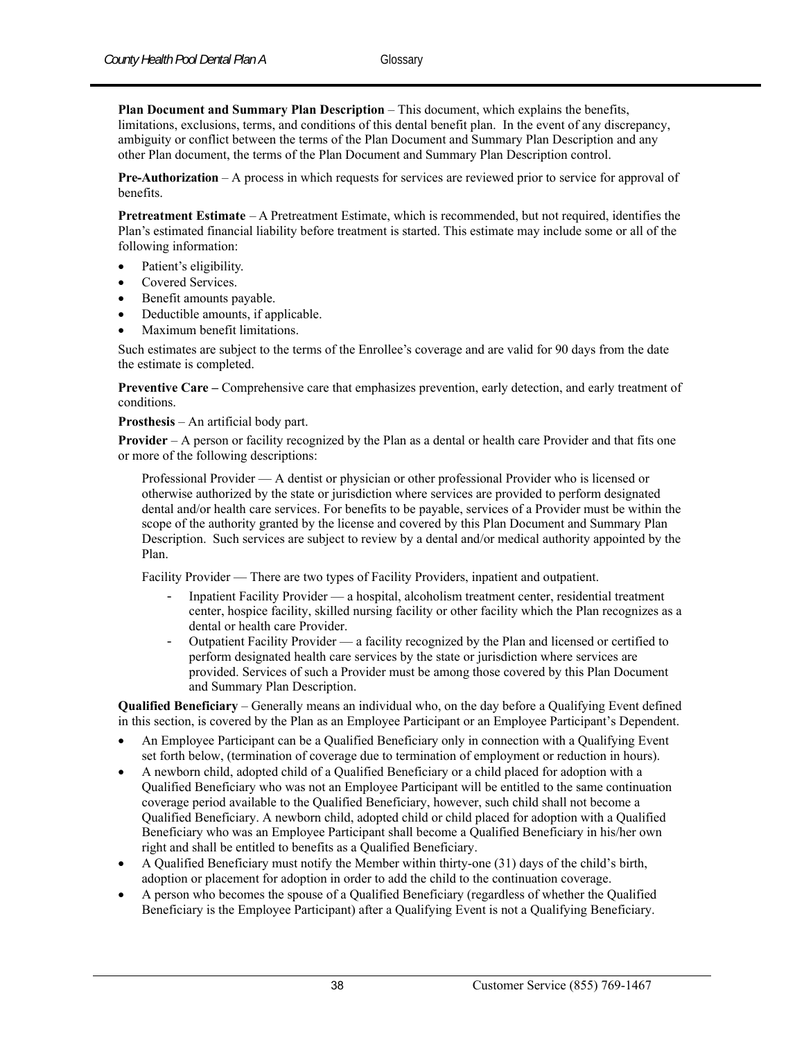**Plan Document and Summary Plan Description** – This document, which explains the benefits, limitations, exclusions, terms, and conditions of this dental benefit plan. In the event of any discrepancy, ambiguity or conflict between the terms of the Plan Document and Summary Plan Description and any other Plan document, the terms of the Plan Document and Summary Plan Description control.

**Pre-Authorization** – A process in which requests for services are reviewed prior to service for approval of benefits.

**Pretreatment Estimate** – A Pretreatment Estimate, which is recommended, but not required, identifies the Plan's estimated financial liability before treatment is started. This estimate may include some or all of the following information:

- Patient's eligibility.
- Covered Services.
- Benefit amounts payable.
- Deductible amounts, if applicable.
- Maximum benefit limitations.

Such estimates are subject to the terms of the Enrollee's coverage and are valid for 90 days from the date the estimate is completed.

**Preventive Care –** Comprehensive care that emphasizes prevention, early detection, and early treatment of conditions.

**Prosthesis** – An artificial body part.

**Provider** – A person or facility recognized by the Plan as a dental or health care Provider and that fits one or more of the following descriptions:

Professional Provider — A dentist or physician or other professional Provider who is licensed or otherwise authorized by the state or jurisdiction where services are provided to perform designated dental and/or health care services. For benefits to be payable, services of a Provider must be within the scope of the authority granted by the license and covered by this Plan Document and Summary Plan Description. Such services are subject to review by a dental and/or medical authority appointed by the Plan.

Facility Provider — There are two types of Facility Providers, inpatient and outpatient.

- Inpatient Facility Provider — a hospital, alcoholism treatment center, residential treatment center, hospice facility, skilled nursing facility or other facility which the Plan recognizes as a dental or health care Provider.
- Outpatient Facility Provider — a facility recognized by the Plan and licensed or certified to perform designated health care services by the state or jurisdiction where services are provided. Services of such a Provider must be among those covered by this Plan Document and Summary Plan Description.

**Qualified Beneficiary** – Generally means an individual who, on the day before a Qualifying Event defined in this section, is covered by the Plan as an Employee Participant or an Employee Participant's Dependent.

- An Employee Participant can be a Qualified Beneficiary only in connection with a Qualifying Event set forth below, (termination of coverage due to termination of employment or reduction in hours).
- A newborn child, adopted child of a Qualified Beneficiary or a child placed for adoption with a Qualified Beneficiary who was not an Employee Participant will be entitled to the same continuation coverage period available to the Qualified Beneficiary, however, such child shall not become a Qualified Beneficiary. A newborn child, adopted child or child placed for adoption with a Qualified Beneficiary who was an Employee Participant shall become a Qualified Beneficiary in his/her own right and shall be entitled to benefits as a Qualified Beneficiary.
- A Qualified Beneficiary must notify the Member within thirty-one (31) days of the child's birth, adoption or placement for adoption in order to add the child to the continuation coverage.
- A person who becomes the spouse of a Qualified Beneficiary (regardless of whether the Qualified Beneficiary is the Employee Participant) after a Qualifying Event is not a Qualifying Beneficiary.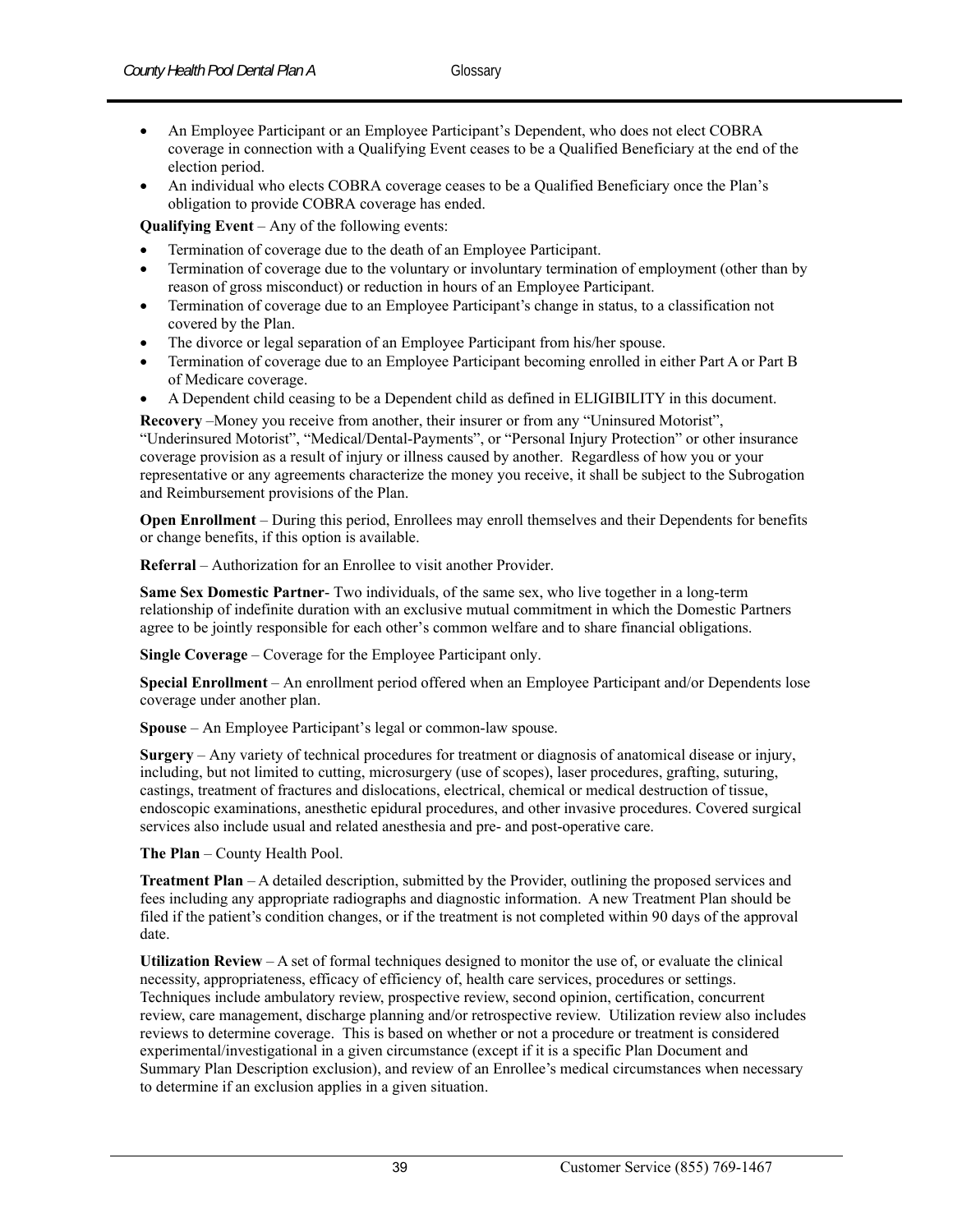- An Employee Participant or an Employee Participant's Dependent, who does not elect COBRA coverage in connection with a Qualifying Event ceases to be a Qualified Beneficiary at the end of the election period.
- An individual who elects COBRA coverage ceases to be a Qualified Beneficiary once the Plan's obligation to provide COBRA coverage has ended.

**Qualifying Event** – Any of the following events:

- Termination of coverage due to the death of an Employee Participant.
- Termination of coverage due to the voluntary or involuntary termination of employment (other than by reason of gross misconduct) or reduction in hours of an Employee Participant.
- Termination of coverage due to an Employee Participant's change in status, to a classification not covered by the Plan.
- The divorce or legal separation of an Employee Participant from his/her spouse.
- Termination of coverage due to an Employee Participant becoming enrolled in either Part A or Part B of Medicare coverage.
- A Dependent child ceasing to be a Dependent child as defined in ELIGIBILITY in this document.

**Recovery** –Money you receive from another, their insurer or from any "Uninsured Motorist", "Underinsured Motorist", "Medical/Dental-Payments", or "Personal Injury Protection" or other insurance coverage provision as a result of injury or illness caused by another. Regardless of how you or your representative or any agreements characterize the money you receive, it shall be subject to the Subrogation and Reimbursement provisions of the Plan.

**Open Enrollment** – During this period, Enrollees may enroll themselves and their Dependents for benefits or change benefits, if this option is available.

**Referral** – Authorization for an Enrollee to visit another Provider.

**Same Sex Domestic Partner**- Two individuals, of the same sex, who live together in a long-term relationship of indefinite duration with an exclusive mutual commitment in which the Domestic Partners agree to be jointly responsible for each other's common welfare and to share financial obligations.

**Single Coverage** – Coverage for the Employee Participant only.

**Special Enrollment** – An enrollment period offered when an Employee Participant and/or Dependents lose coverage under another plan.

**Spouse** – An Employee Participant's legal or common-law spouse.

**Surgery** – Any variety of technical procedures for treatment or diagnosis of anatomical disease or injury, including, but not limited to cutting, microsurgery (use of scopes), laser procedures, grafting, suturing, castings, treatment of fractures and dislocations, electrical, chemical or medical destruction of tissue, endoscopic examinations, anesthetic epidural procedures, and other invasive procedures. Covered surgical services also include usual and related anesthesia and pre- and post-operative care.

**The Plan** – County Health Pool.

**Treatment Plan** – A detailed description, submitted by the Provider, outlining the proposed services and fees including any appropriate radiographs and diagnostic information. A new Treatment Plan should be filed if the patient's condition changes, or if the treatment is not completed within 90 days of the approval date.

**Utilization Review** – A set of formal techniques designed to monitor the use of, or evaluate the clinical necessity, appropriateness, efficacy of efficiency of, health care services, procedures or settings. Techniques include ambulatory review, prospective review, second opinion, certification, concurrent review, care management, discharge planning and/or retrospective review. Utilization review also includes reviews to determine coverage. This is based on whether or not a procedure or treatment is considered experimental/investigational in a given circumstance (except if it is a specific Plan Document and Summary Plan Description exclusion), and review of an Enrollee's medical circumstances when necessary to determine if an exclusion applies in a given situation.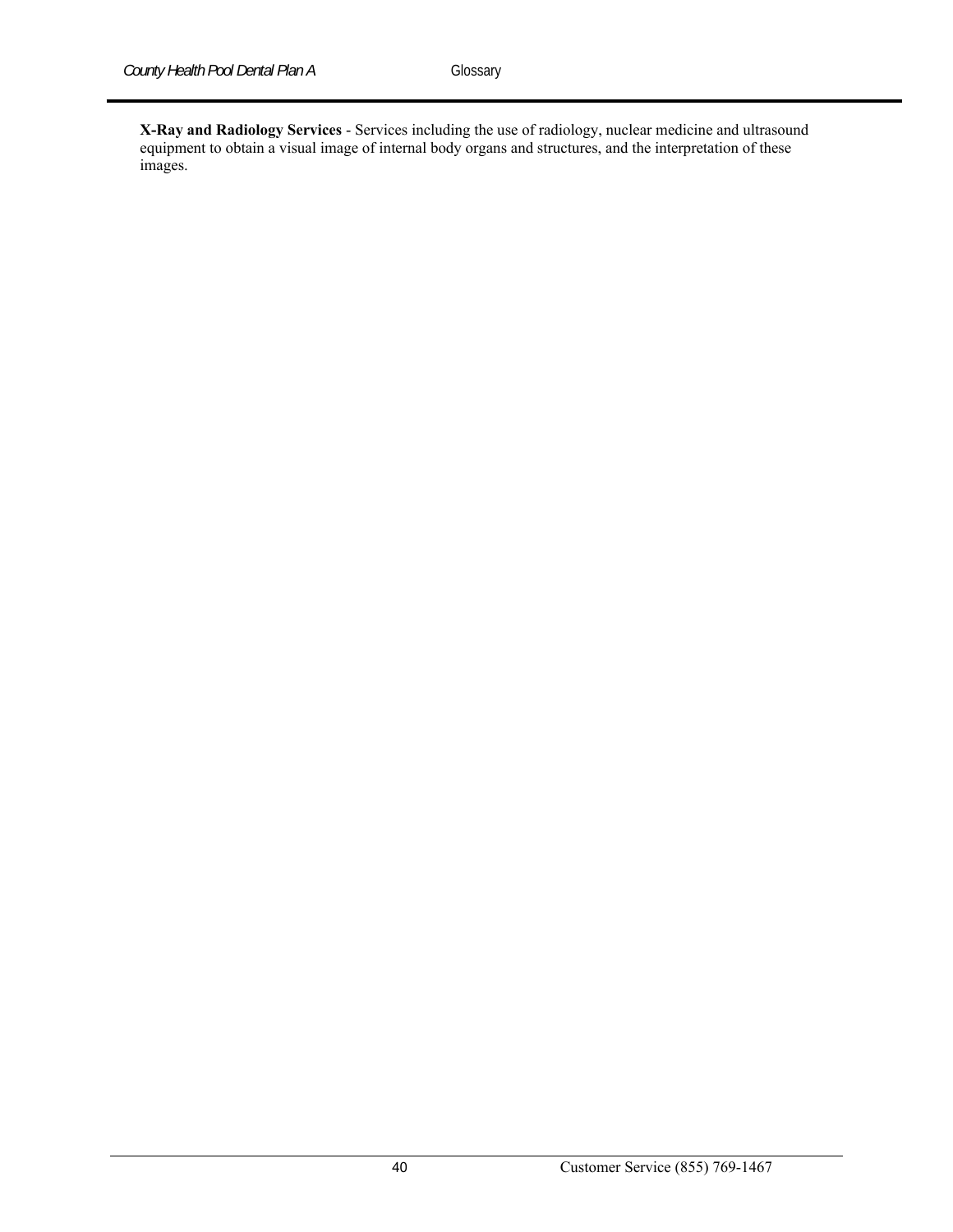**X-Ray and Radiology Services** - Services including the use of radiology, nuclear medicine and ultrasound equipment to obtain a visual image of internal body organs and structures, and the interpretation of these images.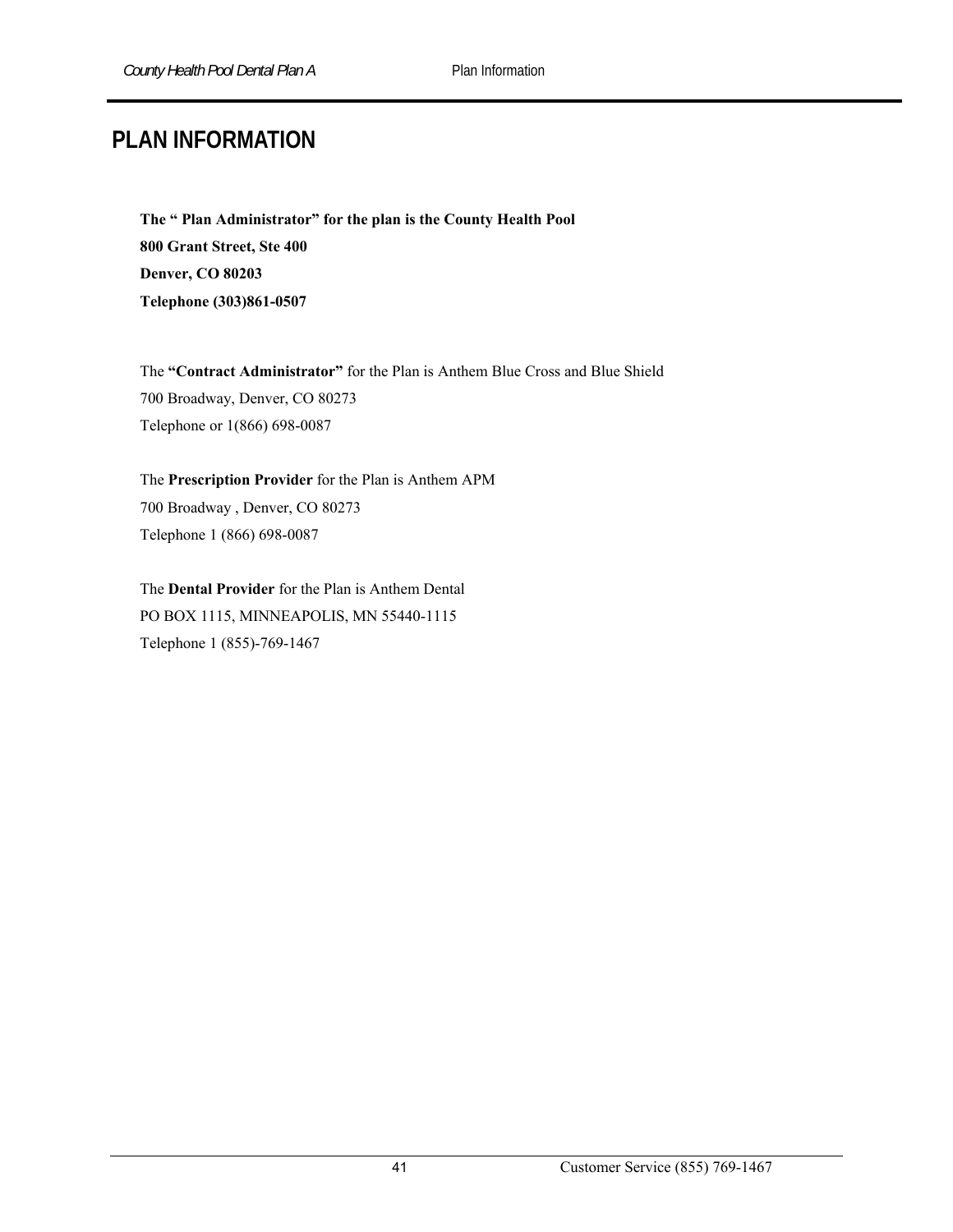# PLAN INFORMATION

**The " Plan Administrator" for the plan is the County Health Pool**
**800 Grant Street, Ste 400**
**Denver, CO 80203**
**Telephone (303)861-0507**

The **"Contract Administrator"** for the Plan is Anthem Blue Cross and Blue Shield
700 Broadway, Denver, CO 80273
Telephone or 1(866) 698-0087

The **Prescription Provider** for the Plan is Anthem APM
700 Broadway , Denver, CO 80273
Telephone 1 (866) 698-0087

The **Dental Provider** for the Plan is Anthem Dental
PO BOX 1115, MINNEAPOLIS, MN 55440-1115
Telephone 1 (855)-769-1467